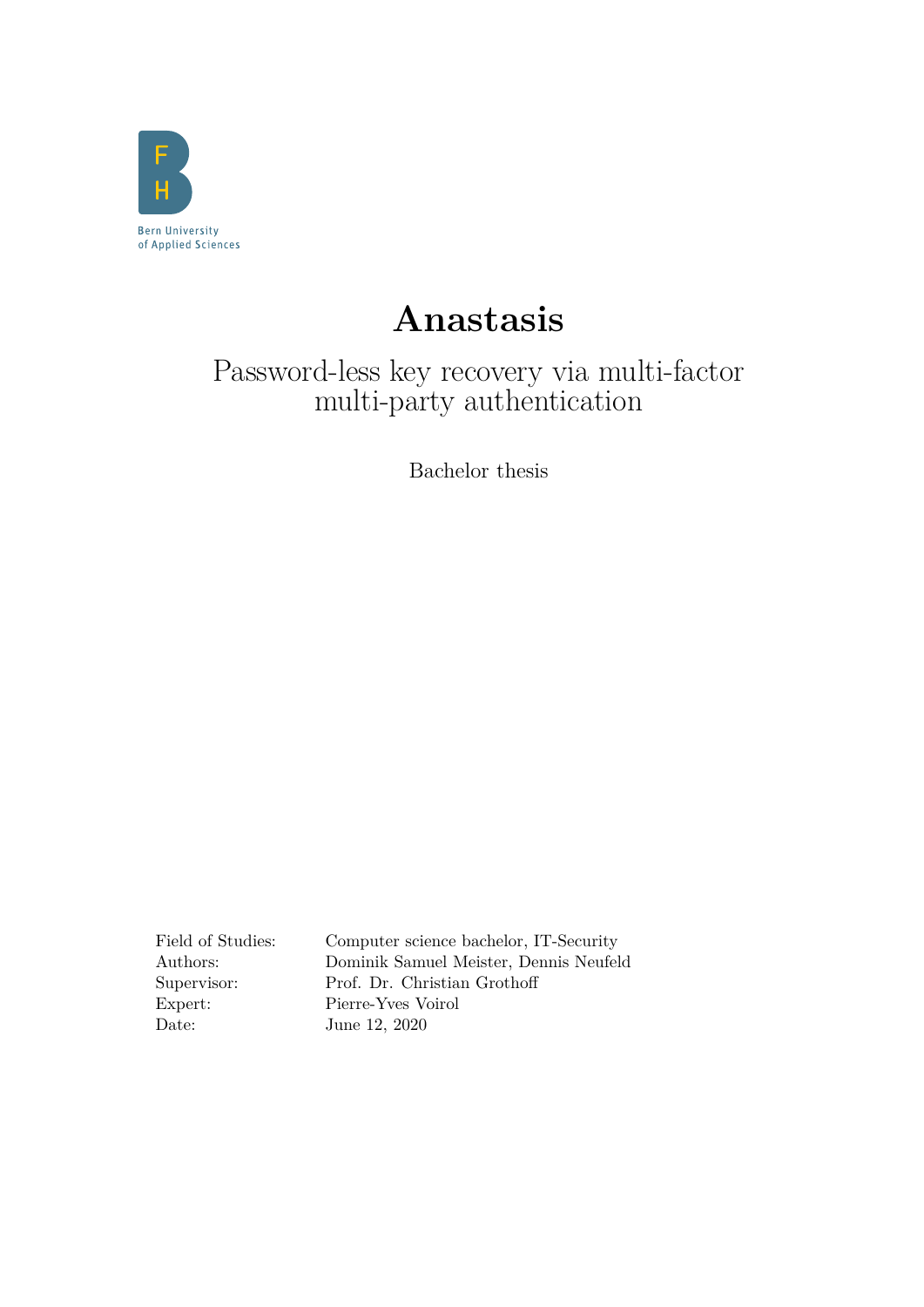Bern University of Applied Sciences

# Anastasis

## Password-less key recovery via multi-factor multi-party authentication

Bachelor thesis

| | |
|---|---|
| Field of Studies: | Computer science bachelor, IT-Security |
| Authors: | Dominik Samuel Meister, Dennis Neufeld |
| Supervisor: | Prof. Dr. Christian Grothoff |
| Expert: | Pierre-Yves Voirol |
| Date: | June 12, 2020 |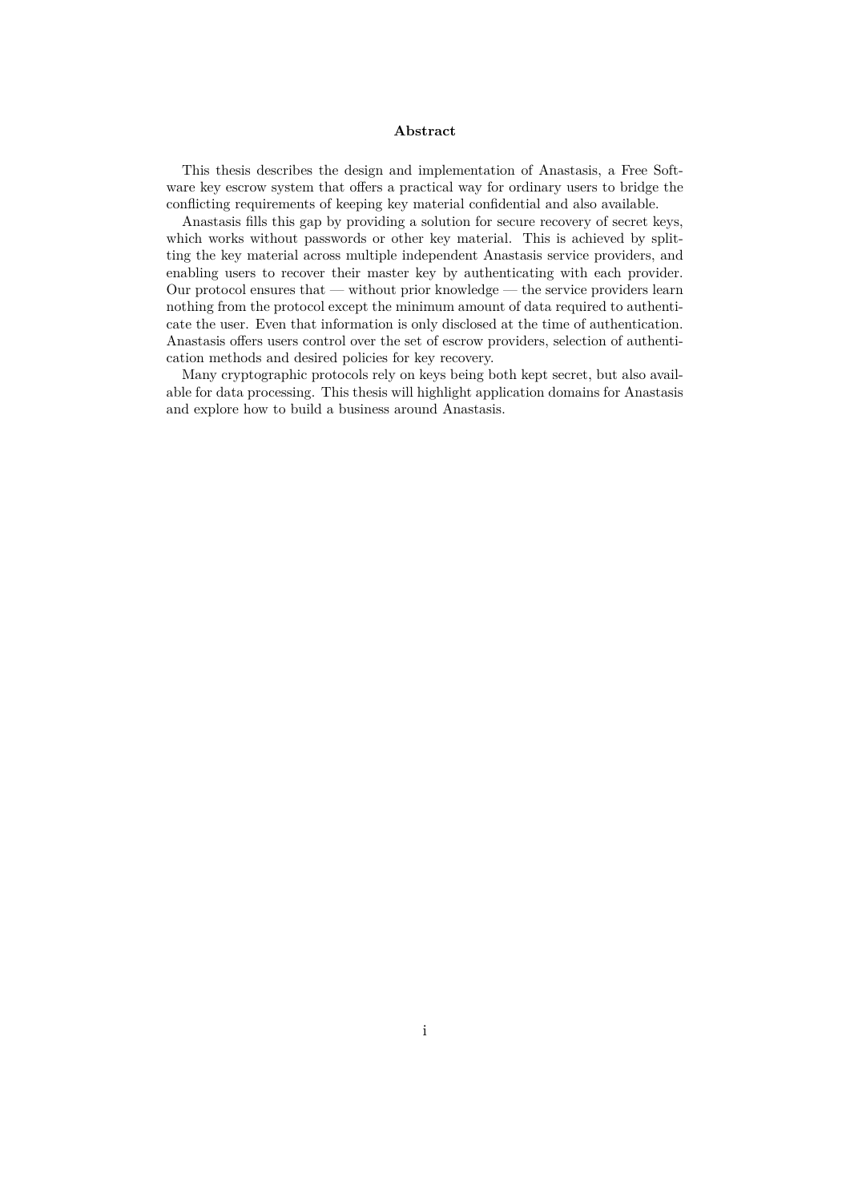**Abstract**

This thesis describes the design and implementation of Anastasis, a Free Software key escrow system that offers a practical way for ordinary users to bridge the conflicting requirements of keeping key material confidential and also available.

Anastasis fills this gap by providing a solution for secure recovery of secret keys, which works without passwords or other key material. This is achieved by splitting the key material across multiple independent Anastasis service providers, and enabling users to recover their master key by authenticating with each provider. Our protocol ensures that — without prior knowledge — the service providers learn nothing from the protocol except the minimum amount of data required to authenticate the user. Even that information is only disclosed at the time of authentication. Anastasis offers users control over the set of escrow providers, selection of authentication methods and desired policies for key recovery.

Many cryptographic protocols rely on keys being both kept secret, but also available for data processing. This thesis will highlight application domains for Anastasis and explore how to build a business around Anastasis.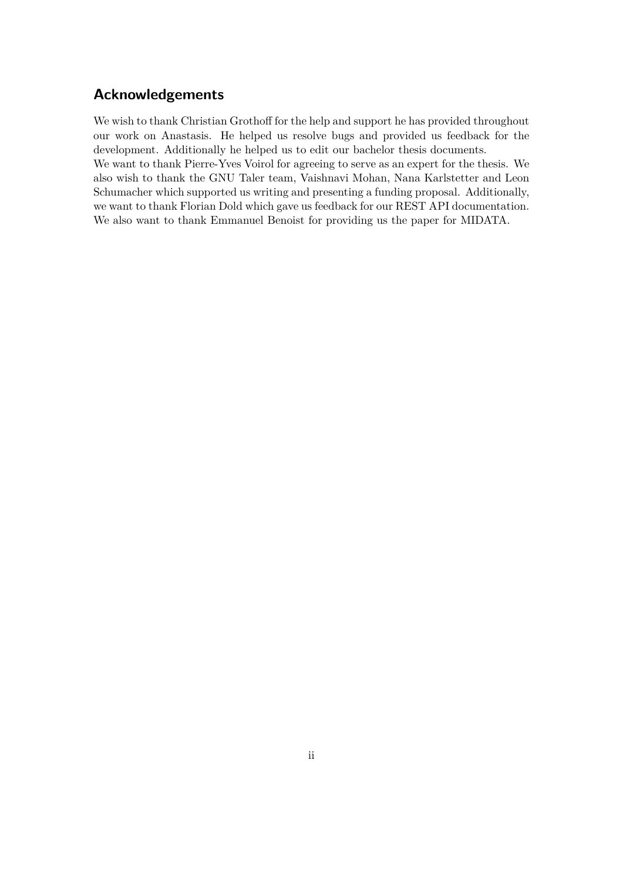## Acknowledgements

We wish to thank Christian Grothoff for the help and support he has provided throughout our work on Anastasis. He helped us resolve bugs and provided us feedback for the development. Additionally he helped us to edit our bachelor thesis documents.
We want to thank Pierre-Yves Voirol for agreeing to serve as an expert for the thesis. We also wish to thank the GNU Taler team, Vaishnavi Mohan, Nana Karlstetter and Leon Schumacher which supported us writing and presenting a funding proposal. Additionally, we want to thank Florian Dold which gave us feedback for our REST API documentation. We also want to thank Emmanuel Benoist for providing us the paper for MIDATA.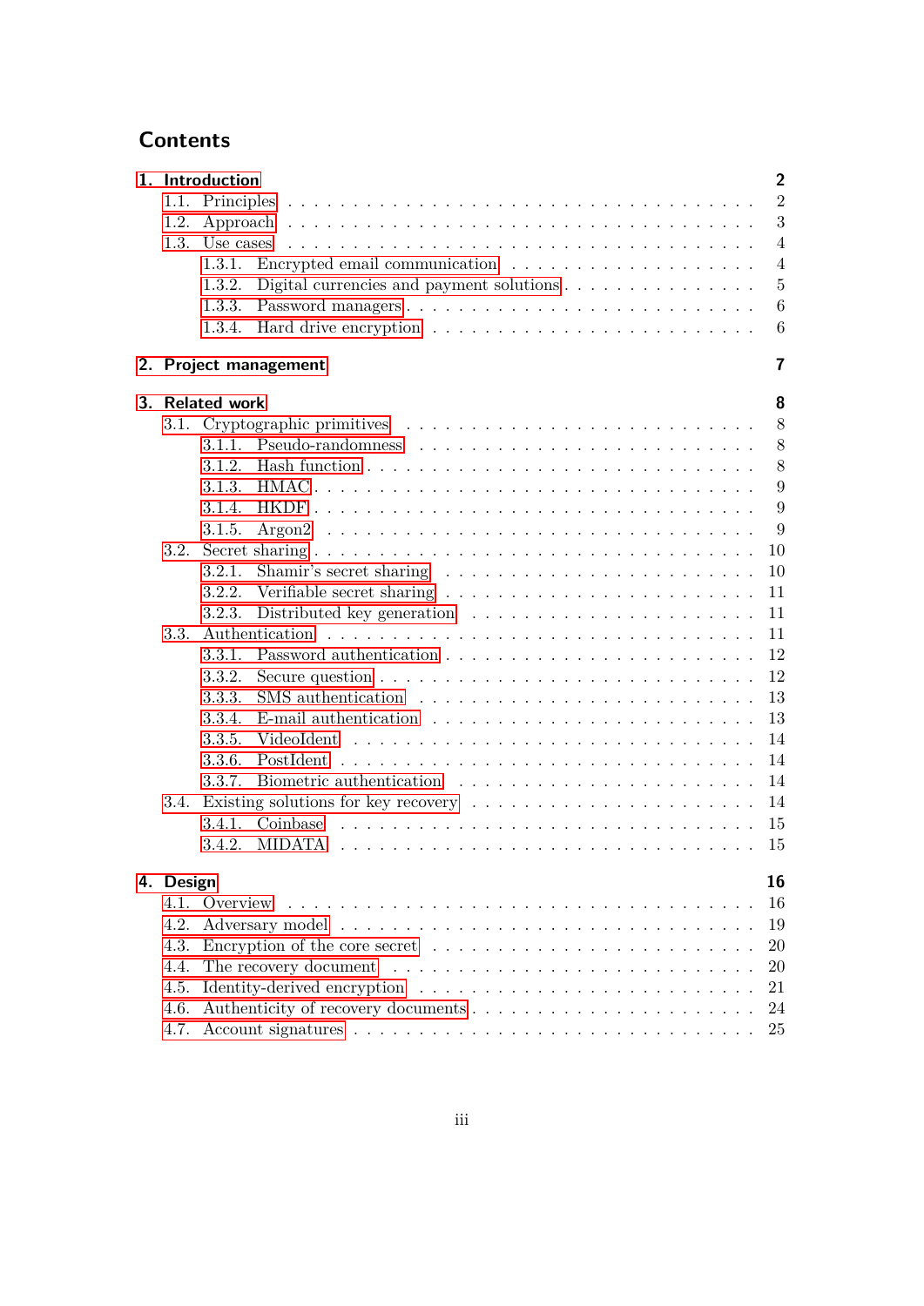# Contents

**1. Introduction** **2**
- 1.1. Principles . . . 2
- 1.2. Approach . . . 3
- 1.3. Use cases . . . 4
  - 1.3.1. Encrypted email communication . . . 4
  - 1.3.2. Digital currencies and payment solutions . . . 5
  - 1.3.3. Password managers . . . 6
  - 1.3.4. Hard drive encryption . . . 6

**2. Project management** **7**

**3. Related work** **8**
- 3.1. Cryptographic primitives . . . 8
  - 3.1.1. Pseudo-randomness . . . 8
  - 3.1.2. Hash function . . . 8
  - 3.1.3. HMAC . . . 9
  - 3.1.4. HKDF . . . 9
  - 3.1.5. Argon2 . . . 9
- 3.2. Secret sharing . . . 10
  - 3.2.1. Shamir's secret sharing . . . 10
  - 3.2.2. Verifiable secret sharing . . . 11
  - 3.2.3. Distributed key generation . . . 11
- 3.3. Authentication . . . 11
  - 3.3.1. Password authentication . . . 12
  - 3.3.2. Secure question . . . 12
  - 3.3.3. SMS authentication . . . 13
  - 3.3.4. E-mail authentication . . . 13
  - 3.3.5. VideoIdent . . . 14
  - 3.3.6. PostIdent . . . 14
  - 3.3.7. Biometric authentication . . . 14
- 3.4. Existing solutions for key recovery . . . 14
  - 3.4.1. Coinbase . . . 15
  - 3.4.2. MIDATA . . . 15

**4. Design** **16**
- 4.1. Overview . . . 16
- 4.2. Adversary model . . . 19
- 4.3. Encryption of the core secret . . . 20
- 4.4. The recovery document . . . 20
- 4.5. Identity-derived encryption . . . 21
- 4.6. Authenticity of recovery documents . . . 24
- 4.7. Account signatures . . . 25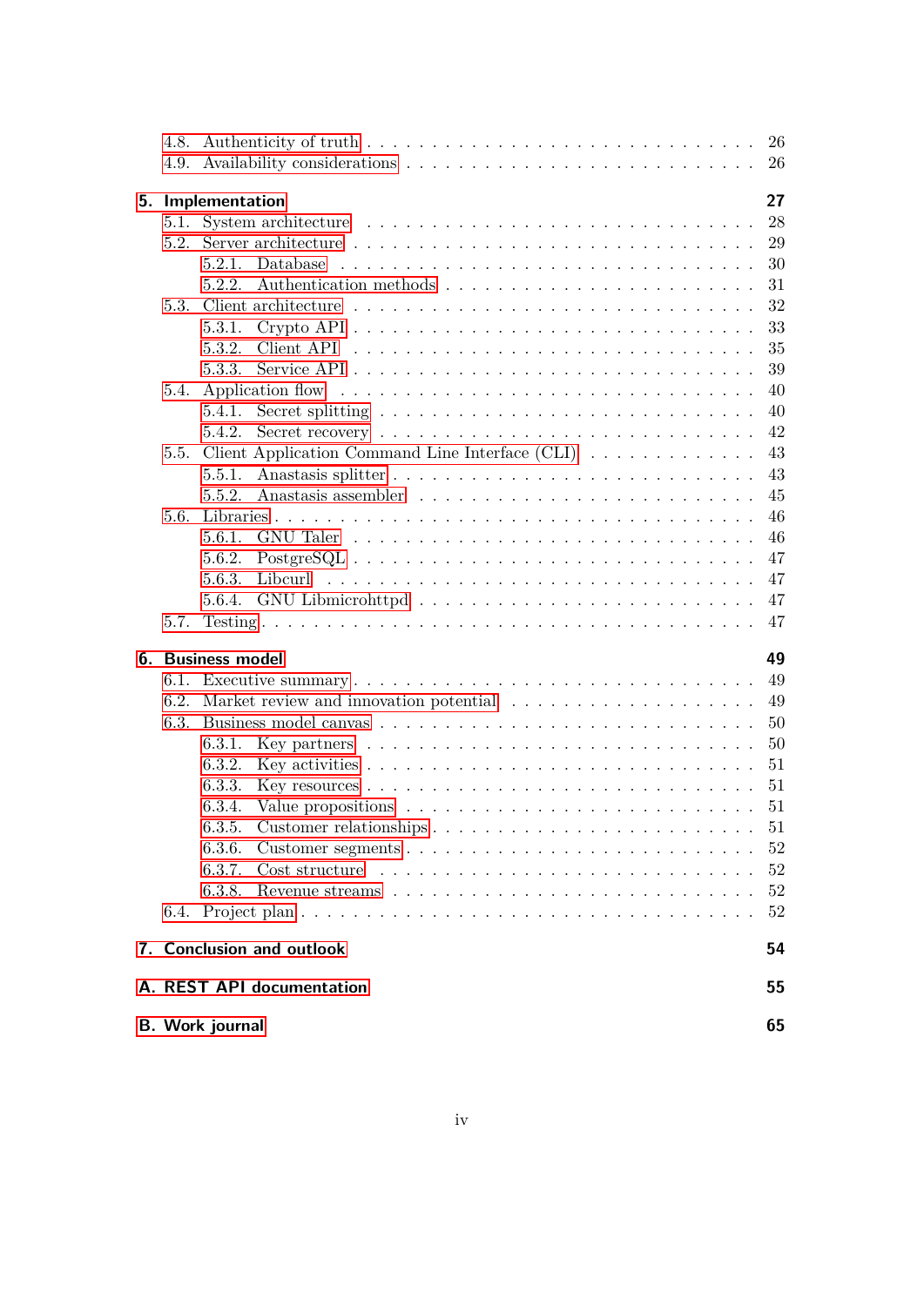4.8. Authenticity of truth . . . . . . . . . . . . . . . . . . . . . . . . . . . . 26
4.9. Availability considerations . . . . . . . . . . . . . . . . . . . . . . . . . 26

**5. Implementation** **27**
5.1. System architecture . . . . . . . . . . . . . . . . . . . . . . . . . . . . 28
5.2. Server architecture . . . . . . . . . . . . . . . . . . . . . . . . . . . . . 29
5.2.1. Database . . . . . . . . . . . . . . . . . . . . . . . . . . . . . . 30
5.2.2. Authentication methods . . . . . . . . . . . . . . . . . . . . . . . 31
5.3. Client architecture . . . . . . . . . . . . . . . . . . . . . . . . . . . . . 32
5.3.1. Crypto API . . . . . . . . . . . . . . . . . . . . . . . . . . . . . 33
5.3.2. Client API . . . . . . . . . . . . . . . . . . . . . . . . . . . . . . 35
5.3.3. Service API . . . . . . . . . . . . . . . . . . . . . . . . . . . . . 39
5.4. Application flow . . . . . . . . . . . . . . . . . . . . . . . . . . . . . . 40
5.4.1. Secret splitting . . . . . . . . . . . . . . . . . . . . . . . . . . . 40
5.4.2. Secret recovery . . . . . . . . . . . . . . . . . . . . . . . . . . . 42
5.5. Client Application Command Line Interface (CLI) . . . . . . . . . . . . . 43
5.5.1. Anastasis splitter . . . . . . . . . . . . . . . . . . . . . . . . . . 43
5.5.2. Anastasis assembler . . . . . . . . . . . . . . . . . . . . . . . . . 45
5.6. Libraries . . . . . . . . . . . . . . . . . . . . . . . . . . . . . . . . . . 46
5.6.1. GNU Taler . . . . . . . . . . . . . . . . . . . . . . . . . . . . . 46
5.6.2. PostgreSQL . . . . . . . . . . . . . . . . . . . . . . . . . . . . . 47
5.6.3. Libcurl . . . . . . . . . . . . . . . . . . . . . . . . . . . . . . . 47
5.6.4. GNU Libmicrohttpd . . . . . . . . . . . . . . . . . . . . . . . . . 47
5.7. Testing . . . . . . . . . . . . . . . . . . . . . . . . . . . . . . . . . . . 47

**6. Business model** **49**
6.1. Executive summary . . . . . . . . . . . . . . . . . . . . . . . . . . . . . 49
6.2. Market review and innovation potential . . . . . . . . . . . . . . . . . . 49
6.3. Business model canvas . . . . . . . . . . . . . . . . . . . . . . . . . . . 50
6.3.1. Key partners . . . . . . . . . . . . . . . . . . . . . . . . . . . . . 50
6.3.2. Key activities . . . . . . . . . . . . . . . . . . . . . . . . . . . . 51
6.3.3. Key resources . . . . . . . . . . . . . . . . . . . . . . . . . . . . 51
6.3.4. Value propositions . . . . . . . . . . . . . . . . . . . . . . . . . . 51
6.3.5. Customer relationships . . . . . . . . . . . . . . . . . . . . . . . . 51
6.3.6. Customer segments . . . . . . . . . . . . . . . . . . . . . . . . . 52
6.3.7. Cost structure . . . . . . . . . . . . . . . . . . . . . . . . . . . . 52
6.3.8. Revenue streams . . . . . . . . . . . . . . . . . . . . . . . . . . . 52
6.4. Project plan . . . . . . . . . . . . . . . . . . . . . . . . . . . . . . . . . 52

**7. Conclusion and outlook** **54**

**A. REST API documentation** **55**

**B. Work journal** **65**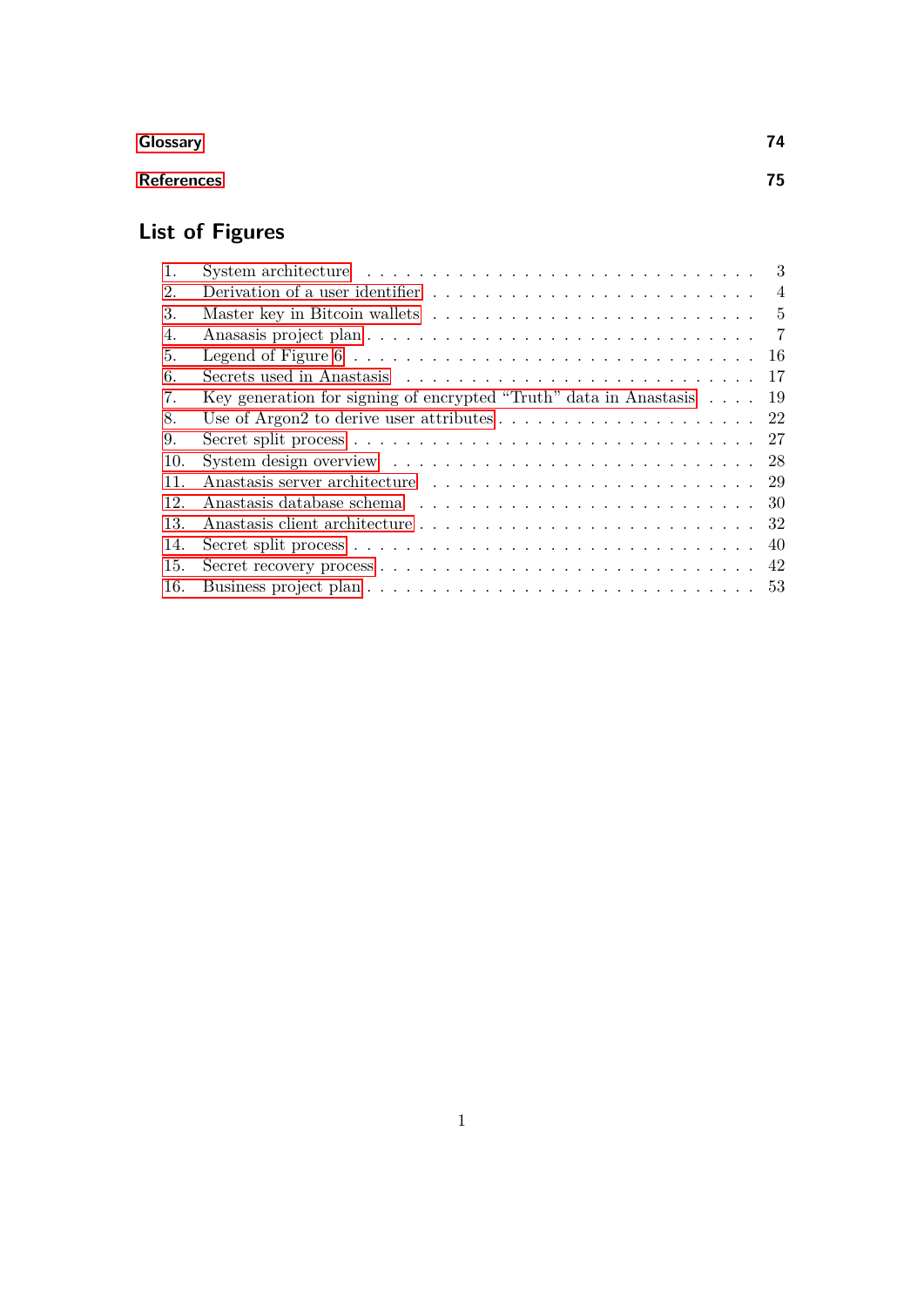**Glossary** **74**

**References** **75**

## List of Figures

1. System architecture . . . . . . . . . . . . . . . . . . . . . . . . . . . . . 3
2. Derivation of a user identifier . . . . . . . . . . . . . . . . . . . . . . . . 4
3. Master key in Bitcoin wallets . . . . . . . . . . . . . . . . . . . . . . . . 5
4. Anasasis project plan . . . . . . . . . . . . . . . . . . . . . . . . . . . . 7
5. Legend of Figure 6 . . . . . . . . . . . . . . . . . . . . . . . . . . . . . 16
6. Secrets used in Anastasis . . . . . . . . . . . . . . . . . . . . . . . . . . 17
7. Key generation for signing of encrypted "Truth" data in Anastasis . . . . 19
8. Use of Argon2 to derive user attributes . . . . . . . . . . . . . . . . . . . 22
9. Secret split process . . . . . . . . . . . . . . . . . . . . . . . . . . . . . 27
10. System design overview . . . . . . . . . . . . . . . . . . . . . . . . . . . 28
11. Anastasis server architecture . . . . . . . . . . . . . . . . . . . . . . . . 29
12. Anastasis database schema . . . . . . . . . . . . . . . . . . . . . . . . . 30
13. Anastasis client architecture . . . . . . . . . . . . . . . . . . . . . . . . . 32
14. Secret split process . . . . . . . . . . . . . . . . . . . . . . . . . . . . . 40
15. Secret recovery process . . . . . . . . . . . . . . . . . . . . . . . . . . . 42
16. Business project plan . . . . . . . . . . . . . . . . . . . . . . . . . . . . 53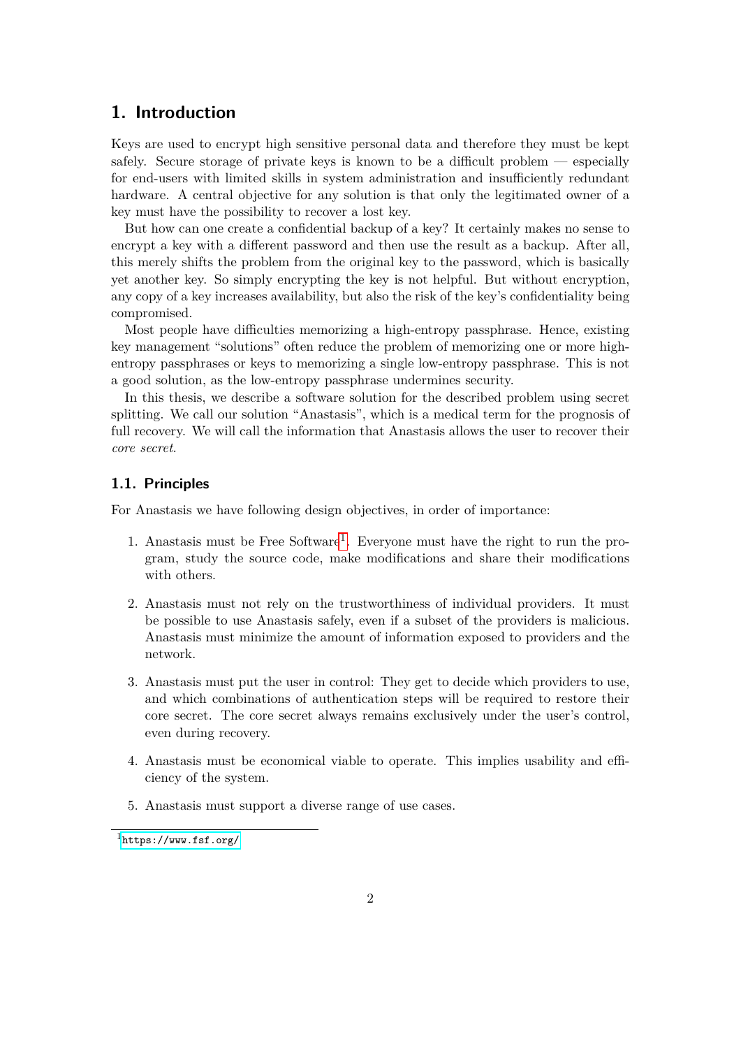# 1. Introduction

Keys are used to encrypt high sensitive personal data and therefore they must be kept safely. Secure storage of private keys is known to be a difficult problem — especially for end-users with limited skills in system administration and insufficiently redundant hardware. A central objective for any solution is that only the legitimated owner of a key must have the possibility to recover a lost key.

But how can one create a confidential backup of a key? It certainly makes no sense to encrypt a key with a different password and then use the result as a backup. After all, this merely shifts the problem from the original key to the password, which is basically yet another key. So simply encrypting the key is not helpful. But without encryption, any copy of a key increases availability, but also the risk of the key's confidentiality being compromised.

Most people have difficulties memorizing a high-entropy passphrase. Hence, existing key management "solutions" often reduce the problem of memorizing one or more high-entropy passphrases or keys to memorizing a single low-entropy passphrase. This is not a good solution, as the low-entropy passphrase undermines security.

In this thesis, we describe a software solution for the described problem using secret splitting. We call our solution "Anastasis", which is a medical term for the prognosis of full recovery. We will call the information that Anastasis allows the user to recover their *core secret*.

## 1.1. Principles

For Anastasis we have following design objectives, in order of importance:

1. Anastasis must be Free Software[1]. Everyone must have the right to run the program, study the source code, make modifications and share their modifications with others.
2. Anastasis must not rely on the trustworthiness of individual providers. It must be possible to use Anastasis safely, even if a subset of the providers is malicious. Anastasis must minimize the amount of information exposed to providers and the network.
3. Anastasis must put the user in control: They get to decide which providers to use, and which combinations of authentication steps will be required to restore their core secret. The core secret always remains exclusively under the user's control, even during recovery.
4. Anastasis must be economical viable to operate. This implies usability and efficiency of the system.
5. Anastasis must support a diverse range of use cases.

[1] https://www.fsf.org/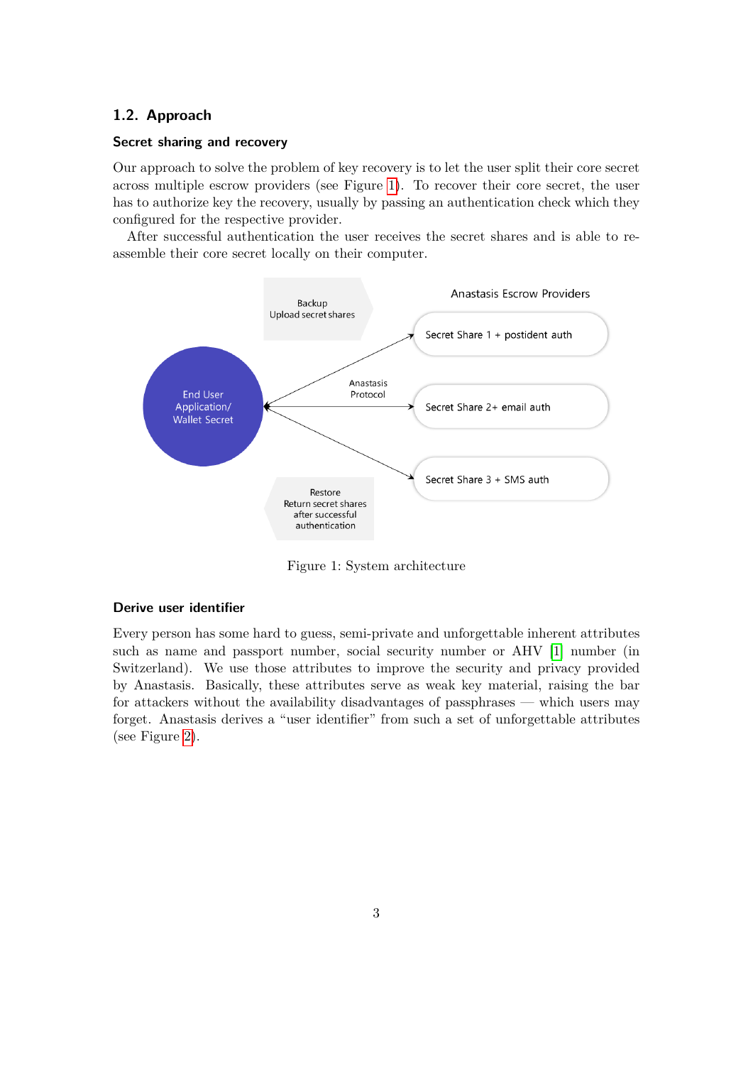### 1.2. Approach

#### Secret sharing and recovery

Our approach to solve the problem of key recovery is to let the user split their core secret across multiple escrow providers (see Figure 1). To recover their core secret, the user has to authorize key the recovery, usually by passing an authentication check which they configured for the respective provider.

After successful authentication the user receives the secret shares and is able to re-assemble their core secret locally on their computer.

Backup
Upload secret shares

Anastasis Escrow Providers

Secret Share 1 + postident auth

End User Application/ Wallet Secret

Anastasis Protocol

Secret Share 2+ email auth

Secret Share 3 + SMS auth

Restore
Return secret shares after successful authentication

Figure 1: System architecture

#### Derive user identifier

Every person has some hard to guess, semi-private and unforgettable inherent attributes such as name and passport number, social security number or AHV [1] number (in Switzerland). We use those attributes to improve the security and privacy provided by Anastasis. Basically, these attributes serve as weak key material, raising the bar for attackers without the availability disadvantages of passphrases — which users may forget. Anastasis derives a "user identifier" from such a set of unforgettable attributes (see Figure 2).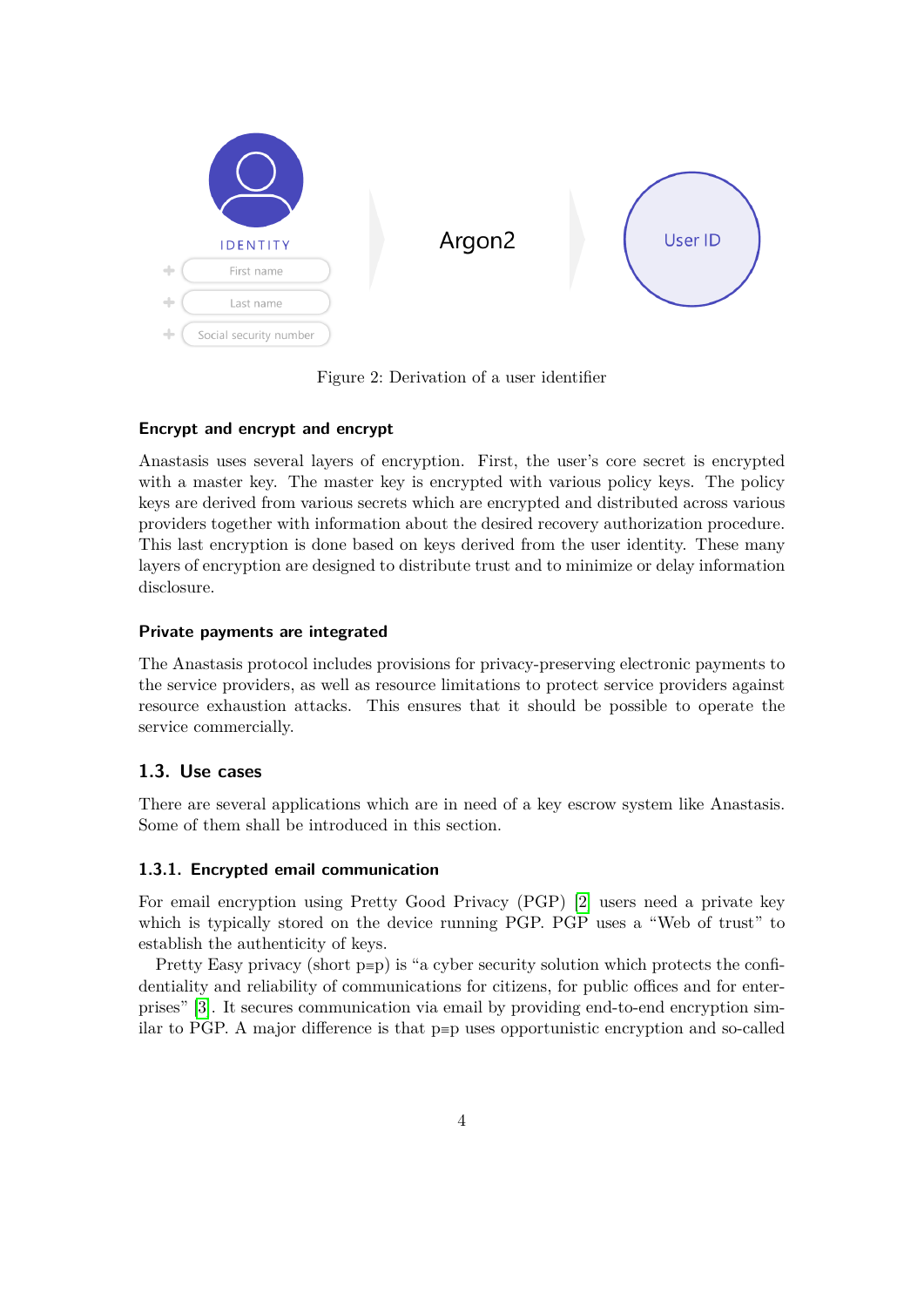Figure 2: Derivation of a user identifier

#### Encrypt and encrypt and encrypt

Anastasis uses several layers of encryption. First, the user's core secret is encrypted with a master key. The master key is encrypted with various policy keys. The policy keys are derived from various secrets which are encrypted and distributed across various providers together with information about the desired recovery authorization procedure. This last encryption is done based on keys derived from the user identity. These many layers of encryption are designed to distribute trust and to minimize or delay information disclosure.

#### Private payments are integrated

The Anastasis protocol includes provisions for privacy-preserving electronic payments to the service providers, as well as resource limitations to protect service providers against resource exhaustion attacks. This ensures that it should be possible to operate the service commercially.

## 1.3. Use cases

There are several applications which are in need of a key escrow system like Anastasis. Some of them shall be introduced in this section.

### 1.3.1. Encrypted email communication

For email encryption using Pretty Good Privacy (PGP) [2] users need a private key which is typically stored on the device running PGP. PGP uses a "Web of trust" to establish the authenticity of keys.

Pretty Easy privacy (short p≡p) is "a cyber security solution which protects the confidentiality and reliability of communications for citizens, for public offices and for enterprises" [3]. It secures communication via email by providing end-to-end encryption similar to PGP. A major difference is that p≡p uses opportunistic encryption and so-called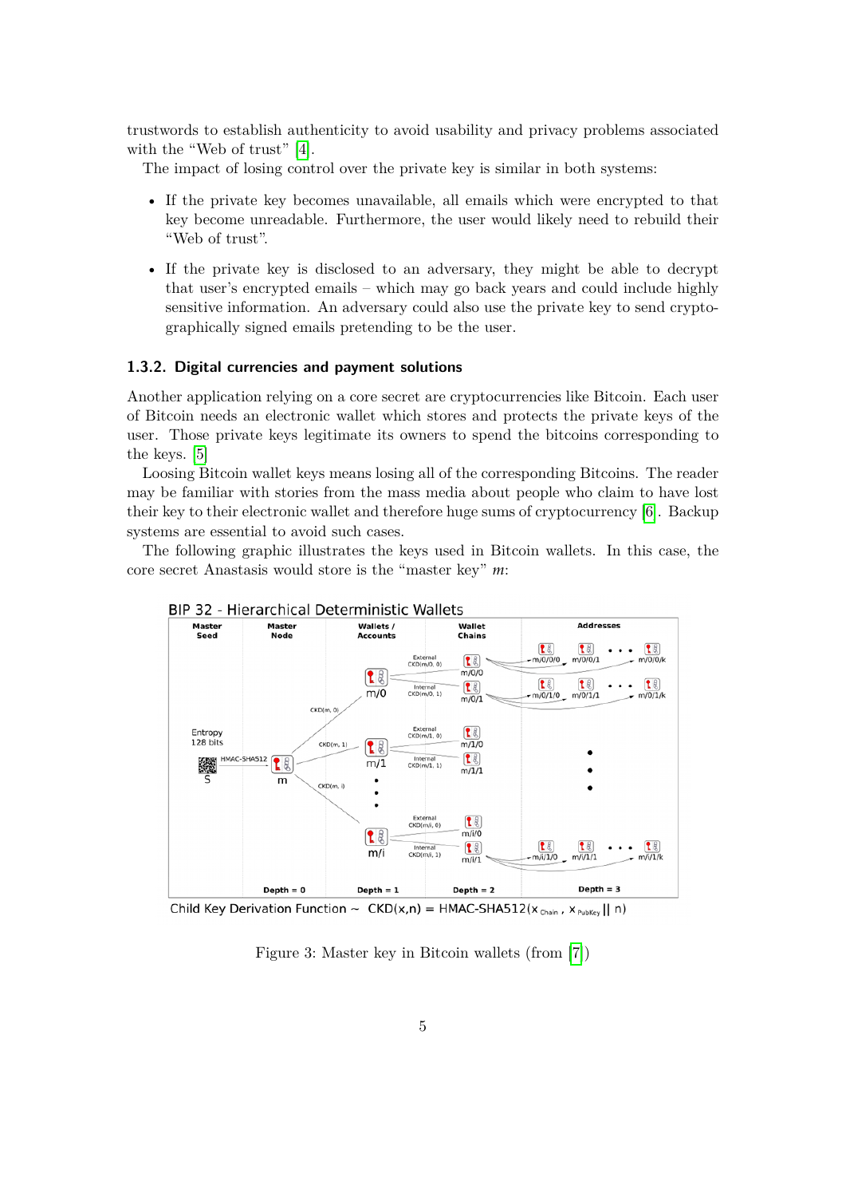trustwords to establish authenticity to avoid usability and privacy problems associated with the "Web of trust" [4].

The impact of losing control over the private key is similar in both systems:

- If the private key becomes unavailable, all emails which were encrypted to that key become unreadable. Furthermore, the user would likely need to rebuild their "Web of trust".
- If the private key is disclosed to an adversary, they might be able to decrypt that user's encrypted emails – which may go back years and could include highly sensitive information. An adversary could also use the private key to send cryptographically signed emails pretending to be the user.

### 1.3.2. Digital currencies and payment solutions

Another application relying on a core secret are cryptocurrencies like Bitcoin. Each user of Bitcoin needs an electronic wallet which stores and protects the private keys of the user. Those private keys legitimate its owners to spend the bitcoins corresponding to the keys. [5]

Loosing Bitcoin wallet keys means losing all of the corresponding Bitcoins. The reader may be familiar with stories from the mass media about people who claim to have lost their key to their electronic wallet and therefore huge sums of cryptocurrency [6]. Backup systems are essential to avoid such cases.

The following graphic illustrates the keys used in Bitcoin wallets. In this case, the core secret Anastasis would store is the "master key" $m$:

Figure 3: Master key in Bitcoin wallets (from [7])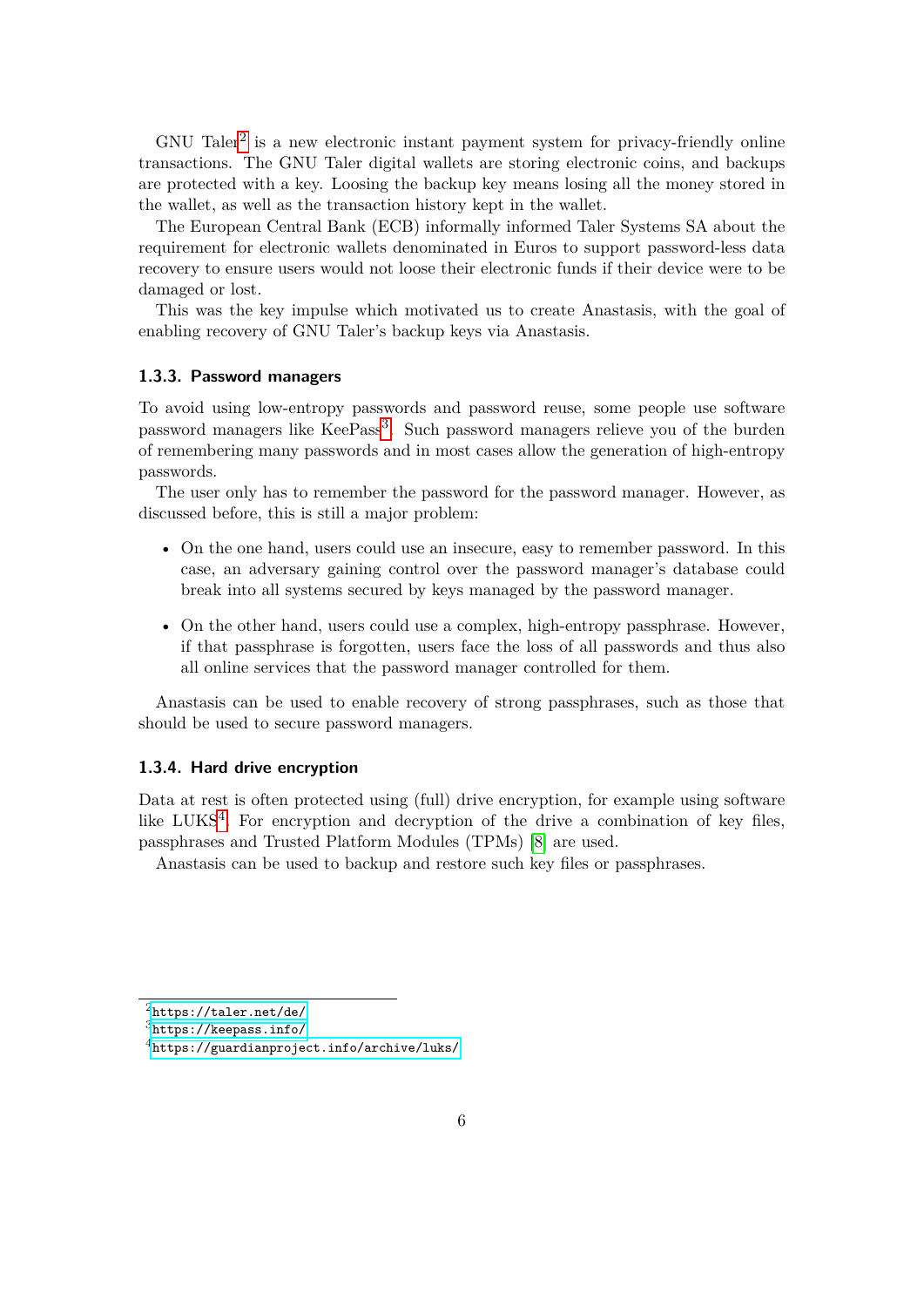GNU Taler[2] is a new electronic instant payment system for privacy-friendly online transactions. The GNU Taler digital wallets are storing electronic coins, and backups are protected with a key. Loosing the backup key means losing all the money stored in the wallet, as well as the transaction history kept in the wallet.

The European Central Bank (ECB) informally informed Taler Systems SA about the requirement for electronic wallets denominated in Euros to support password-less data recovery to ensure users would not loose their electronic funds if their device were to be damaged or lost.

This was the key impulse which motivated us to create Anastasis, with the goal of enabling recovery of GNU Taler's backup keys via Anastasis.

### 1.3.3. Password managers

To avoid using low-entropy passwords and password reuse, some people use software password managers like KeePass[3]. Such password managers relieve you of the burden of remembering many passwords and in most cases allow the generation of high-entropy passwords.

The user only has to remember the password for the password manager. However, as discussed before, this is still a major problem:

- On the one hand, users could use an insecure, easy to remember password. In this case, an adversary gaining control over the password manager's database could break into all systems secured by keys managed by the password manager.
- On the other hand, users could use a complex, high-entropy passphrase. However, if that passphrase is forgotten, users face the loss of all passwords and thus also all online services that the password manager controlled for them.

Anastasis can be used to enable recovery of strong passphrases, such as those that should be used to secure password managers.

### 1.3.4. Hard drive encryption

Data at rest is often protected using (full) drive encryption, for example using software like LUKS[4]. For encryption and decryption of the drive a combination of key files, passphrases and Trusted Platform Modules (TPMs) [8] are used.

Anastasis can be used to backup and restore such key files or passphrases.

---

[2] https://taler.net/de/

[3] https://keepass.info/

[4] https://guardianproject.info/archive/luks/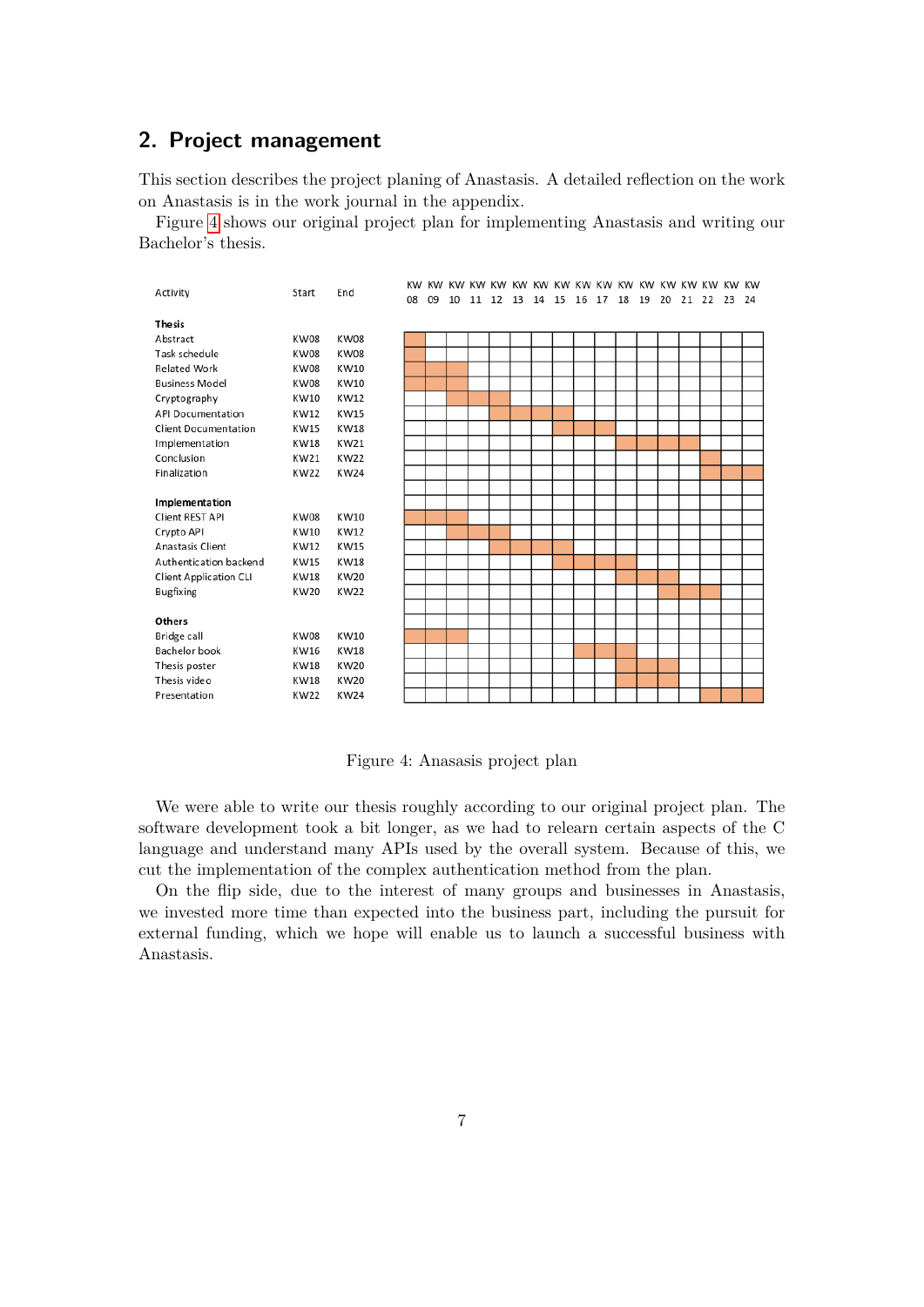## 2. Project management

This section describes the project planing of Anastasis. A detailed reflection on the work on Anastasis is in the work journal in the appendix.

Figure 4 shows our original project plan for implementing Anastasis and writing our Bachelor's thesis.

| Activity | Start | End |
|---|---|---|
| **Thesis** | | |
| Abstract | KW08 | KW08 |
| Task schedule | KW08 | KW08 |
| Related Work | KW08 | KW10 |
| Business Model | KW08 | KW10 |
| Cryptography | KW10 | KW12 |
| API Documentation | KW12 | KW15 |
| Client Documentation | KW15 | KW18 |
| Implementation | KW18 | KW21 |
| Conclusion | KW21 | KW22 |
| Finalization | KW22 | KW24 |
| **Implementation** | | |
| Client REST API | KW08 | KW10 |
| Crypto API | KW10 | KW12 |
| Anastasis Client | KW12 | KW15 |
| Authentication backend | KW15 | KW18 |
| Client Application CLI | KW18 | KW20 |
| Bugfixing | KW20 | KW22 |
| **Others** | | |
| Bridge call | KW08 | KW10 |
| Bachelor book | KW16 | KW18 |
| Thesis poster | KW18 | KW20 |
| Thesis video | KW18 | KW20 |
| Presentation | KW22 | KW24 |

Figure 4: Anasasis project plan

We were able to write our thesis roughly according to our original project plan. The software development took a bit longer, as we had to relearn certain aspects of the C language and understand many APIs used by the overall system. Because of this, we cut the implementation of the complex authentication method from the plan.

On the flip side, due to the interest of many groups and businesses in Anastasis, we invested more time than expected into the business part, including the pursuit for external funding, which we hope will enable us to launch a successful business with Anastasis.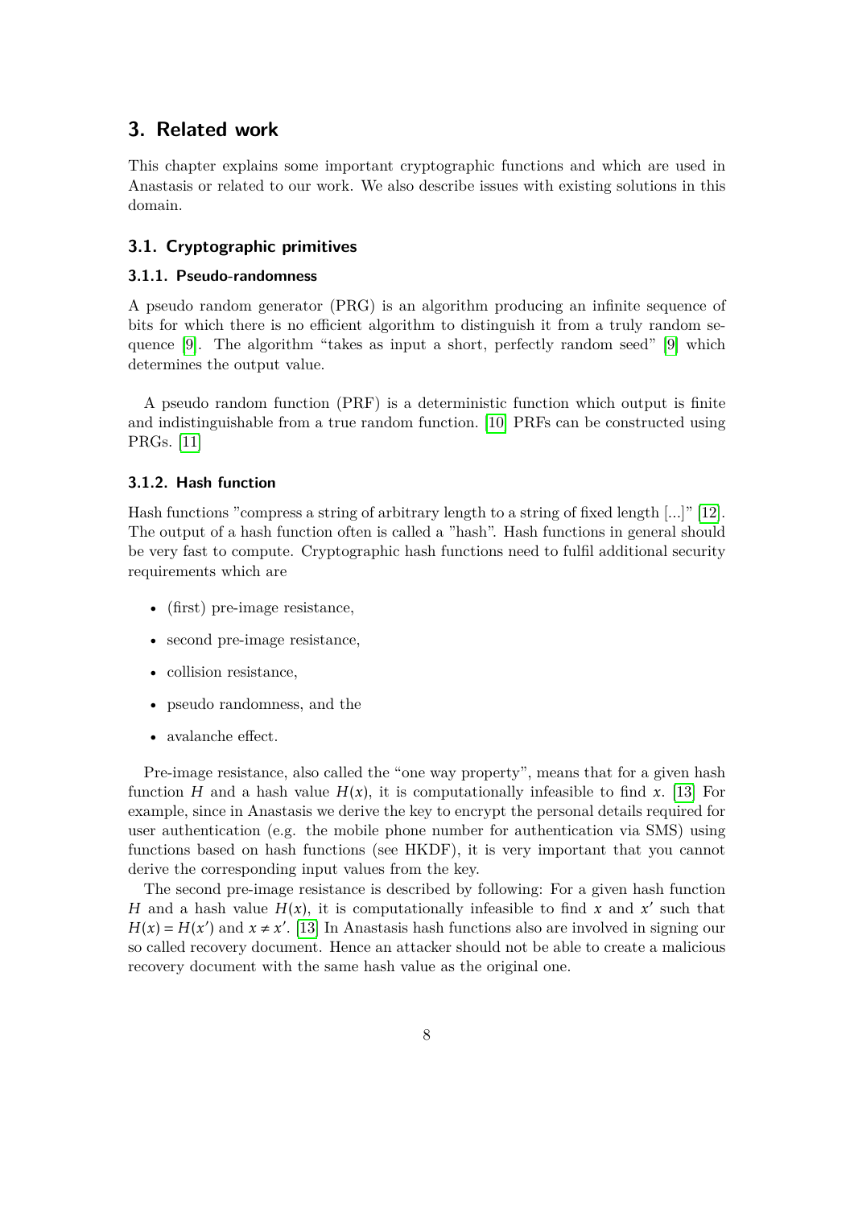# 3. Related work

This chapter explains some important cryptographic functions and which are used in Anastasis or related to our work. We also describe issues with existing solutions in this domain.

## 3.1. Cryptographic primitives

### 3.1.1. Pseudo-randomness

A pseudo random generator (PRG) is an algorithm producing an infinite sequence of bits for which there is no efficient algorithm to distinguish it from a truly random sequence [9]. The algorithm "takes as input a short, perfectly random seed" [9] which determines the output value.

A pseudo random function (PRF) is a deterministic function which output is finite and indistinguishable from a true random function. [10] PRFs can be constructed using PRGs. [11]

### 3.1.2. Hash function

Hash functions "compress a string of arbitrary length to a string of fixed length [...]" [12]. The output of a hash function often is called a "hash". Hash functions in general should be very fast to compute. Cryptographic hash functions need to fulfil additional security requirements which are

- (first) pre-image resistance,
- second pre-image resistance,
- collision resistance,
- pseudo randomness, and the
- avalanche effect.

Pre-image resistance, also called the "one way property", means that for a given hash function $H$ and a hash value $H(x)$, it is computationally infeasible to find $x$. [13] For example, since in Anastasis we derive the key to encrypt the personal details required for user authentication (e.g. the mobile phone number for authentication via SMS) using functions based on hash functions (see HKDF), it is very important that you cannot derive the corresponding input values from the key.

The second pre-image resistance is described by following: For a given hash function $H$ and a hash value $H(x)$, it is computationally infeasible to find $x$ and $x'$ such that $H(x) = H(x')$ and $x \neq x'$. [13] In Anastasis hash functions also are involved in signing our so called recovery document. Hence an attacker should not be able to create a malicious recovery document with the same hash value as the original one.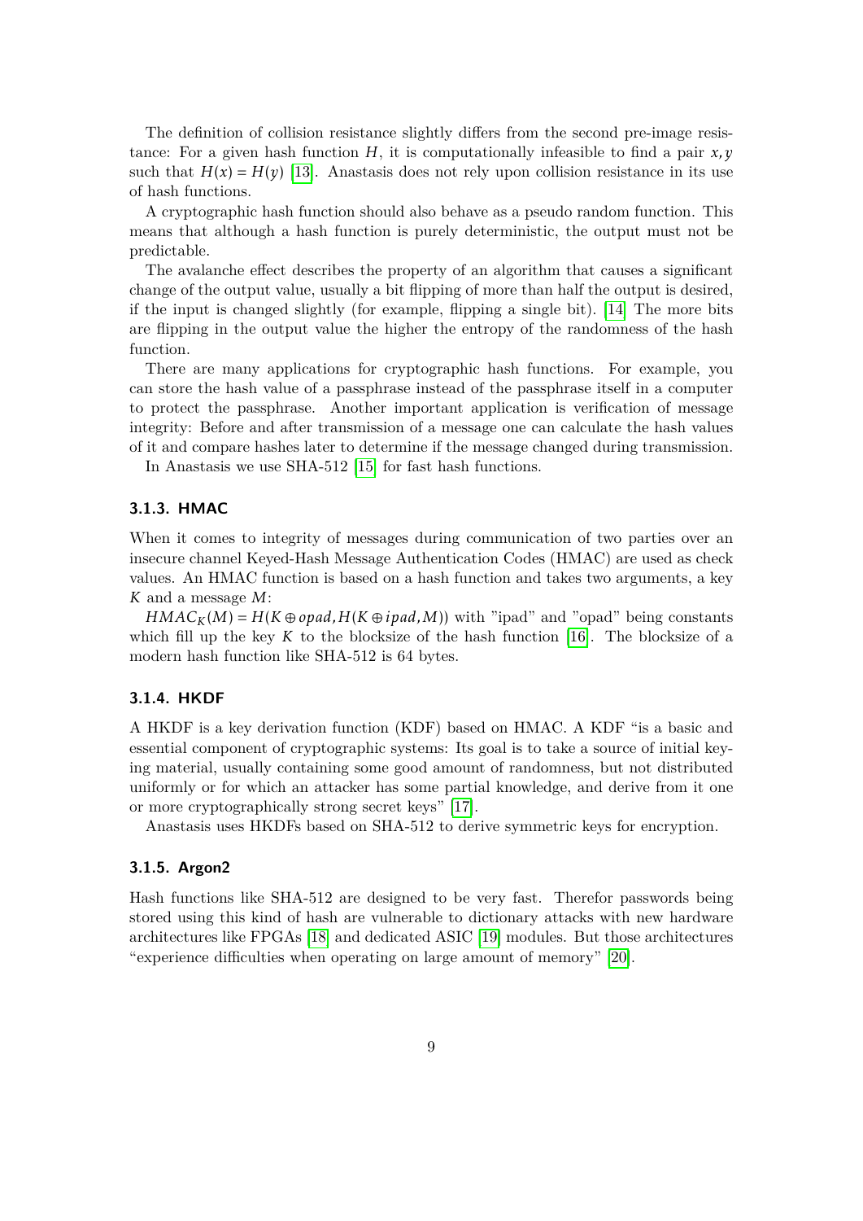The definition of collision resistance slightly differs from the second pre-image resistance: For a given hash function $H$, it is computationally infeasible to find a pair $x, y$ such that $H(x) = H(y)$ [13]. Anastasis does not rely upon collision resistance in its use of hash functions.

A cryptographic hash function should also behave as a pseudo random function. This means that although a hash function is purely deterministic, the output must not be predictable.

The avalanche effect describes the property of an algorithm that causes a significant change of the output value, usually a bit flipping of more than half the output is desired, if the input is changed slightly (for example, flipping a single bit). [14] The more bits are flipping in the output value the higher the entropy of the randomness of the hash function.

There are many applications for cryptographic hash functions. For example, you can store the hash value of a passphrase instead of the passphrase itself in a computer to protect the passphrase. Another important application is verification of message integrity: Before and after transmission of a message one can calculate the hash values of it and compare hashes later to determine if the message changed during transmission.

In Anastasis we use SHA-512 [15] for fast hash functions.

### 3.1.3. HMAC

When it comes to integrity of messages during communication of two parties over an insecure channel Keyed-Hash Message Authentication Codes (HMAC) are used as check values. An HMAC function is based on a hash function and takes two arguments, a key $K$ and a message $M$:

$HMAC_K(M) = H(K \oplus opad, H(K \oplus ipad, M))$ with "ipad" and "opad" being constants which fill up the key $K$ to the blocksize of the hash function [16]. The blocksize of a modern hash function like SHA-512 is 64 bytes.

### 3.1.4. HKDF

A HKDF is a key derivation function (KDF) based on HMAC. A KDF "is a basic and essential component of cryptographic systems: Its goal is to take a source of initial keying material, usually containing some good amount of randomness, but not distributed uniformly or for which an attacker has some partial knowledge, and derive from it one or more cryptographically strong secret keys" [17].

Anastasis uses HKDFs based on SHA-512 to derive symmetric keys for encryption.

### 3.1.5. Argon2

Hash functions like SHA-512 are designed to be very fast. Therefor passwords being stored using this kind of hash are vulnerable to dictionary attacks with new hardware architectures like FPGAs [18] and dedicated ASIC [19] modules. But those architectures "experience difficulties when operating on large amount of memory" [20].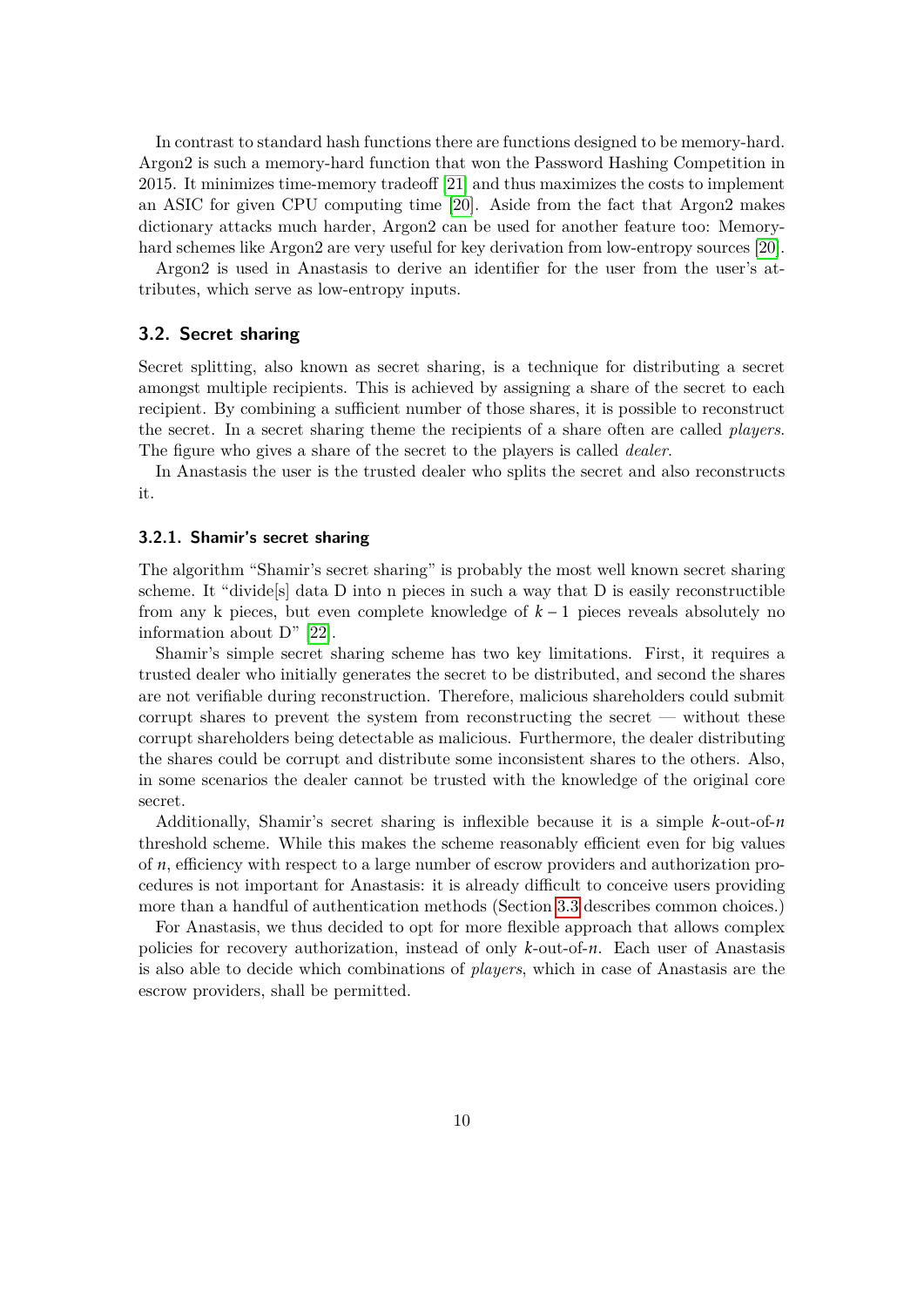In contrast to standard hash functions there are functions designed to be memory-hard. Argon2 is such a memory-hard function that won the Password Hashing Competition in 2015. It minimizes time-memory tradeoff [21] and thus maximizes the costs to implement an ASIC for given CPU computing time [20]. Aside from the fact that Argon2 makes dictionary attacks much harder, Argon2 can be used for another feature too: Memory-hard schemes like Argon2 are very useful for key derivation from low-entropy sources [20].

Argon2 is used in Anastasis to derive an identifier for the user from the user's attributes, which serve as low-entropy inputs.

## 3.2. Secret sharing

Secret splitting, also known as secret sharing, is a technique for distributing a secret amongst multiple recipients. This is achieved by assigning a share of the secret to each recipient. By combining a sufficient number of those shares, it is possible to reconstruct the secret. In a secret sharing theme the recipients of a share often are called *players*. The figure who gives a share of the secret to the players is called *dealer*.

In Anastasis the user is the trusted dealer who splits the secret and also reconstructs it.

### 3.2.1. Shamir's secret sharing

The algorithm "Shamir's secret sharing" is probably the most well known secret sharing scheme. It "divide[s] data D into n pieces in such a way that D is easily reconstructible from any k pieces, but even complete knowledge of $k-1$ pieces reveals absolutely no information about D" [22].

Shamir's simple secret sharing scheme has two key limitations. First, it requires a trusted dealer who initially generates the secret to be distributed, and second the shares are not verifiable during reconstruction. Therefore, malicious shareholders could submit corrupt shares to prevent the system from reconstructing the secret — without these corrupt shareholders being detectable as malicious. Furthermore, the dealer distributing the shares could be corrupt and distribute some inconsistent shares to the others. Also, in some scenarios the dealer cannot be trusted with the knowledge of the original core secret.

Additionally, Shamir's secret sharing is inflexible because it is a simple $k$-out-of-$n$ threshold scheme. While this makes the scheme reasonably efficient even for big values of $n$, efficiency with respect to a large number of escrow providers and authorization procedures is not important for Anastasis: it is already difficult to conceive users providing more than a handful of authentication methods (Section 3.3 describes common choices.)

For Anastasis, we thus decided to opt for more flexible approach that allows complex policies for recovery authorization, instead of only $k$-out-of-$n$. Each user of Anastasis is also able to decide which combinations of *players*, which in case of Anastasis are the escrow providers, shall be permitted.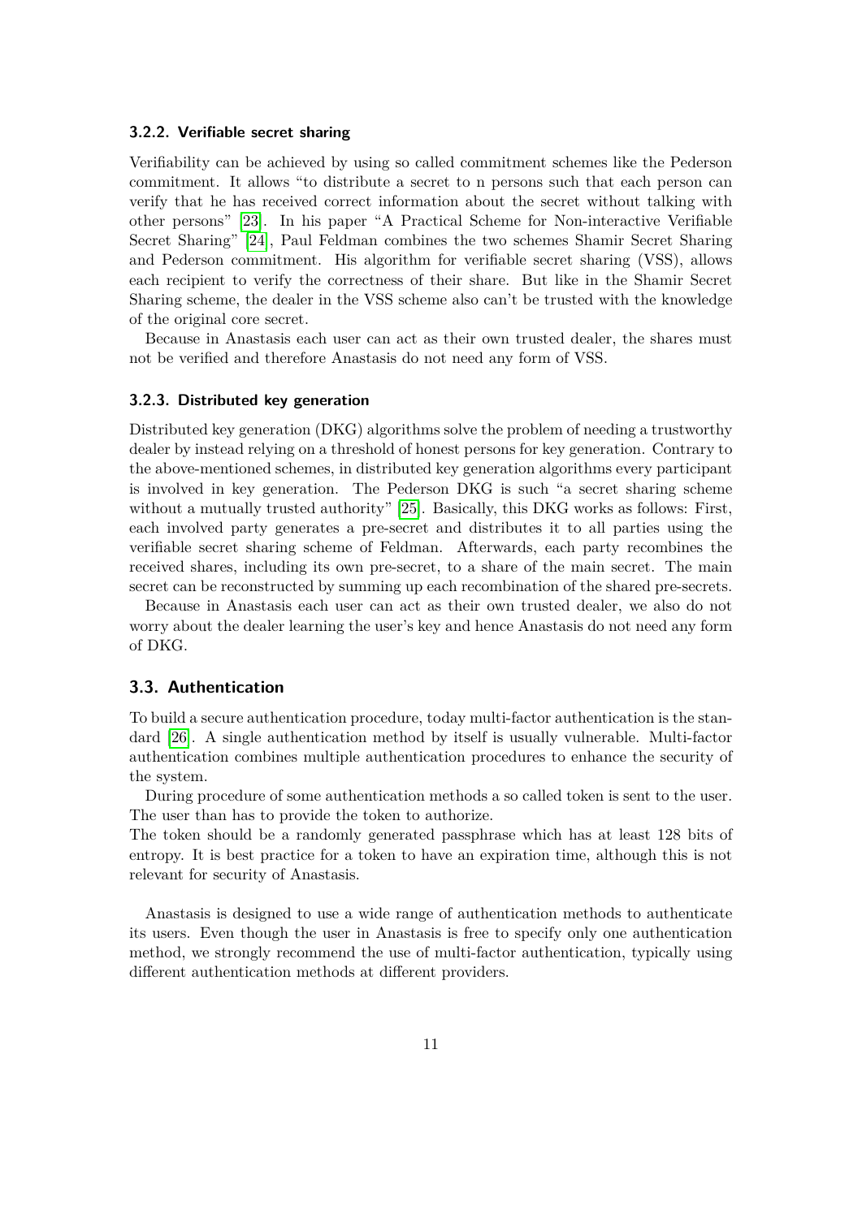### 3.2.2. Verifiable secret sharing

Verifiability can be achieved by using so called commitment schemes like the Pederson commitment. It allows "to distribute a secret to n persons such that each person can verify that he has received correct information about the secret without talking with other persons" [23]. In his paper "A Practical Scheme for Non-interactive Verifiable Secret Sharing" [24], Paul Feldman combines the two schemes Shamir Secret Sharing and Pederson commitment. His algorithm for verifiable secret sharing (VSS), allows each recipient to verify the correctness of their share. But like in the Shamir Secret Sharing scheme, the dealer in the VSS scheme also can't be trusted with the knowledge of the original core secret.

Because in Anastasis each user can act as their own trusted dealer, the shares must not be verified and therefore Anastasis do not need any form of VSS.

### 3.2.3. Distributed key generation

Distributed key generation (DKG) algorithms solve the problem of needing a trustworthy dealer by instead relying on a threshold of honest persons for key generation. Contrary to the above-mentioned schemes, in distributed key generation algorithms every participant is involved in key generation. The Pederson DKG is such "a secret sharing scheme without a mutually trusted authority" [25]. Basically, this DKG works as follows: First, each involved party generates a pre-secret and distributes it to all parties using the verifiable secret sharing scheme of Feldman. Afterwards, each party recombines the received shares, including its own pre-secret, to a share of the main secret. The main secret can be reconstructed by summing up each recombination of the shared pre-secrets.

Because in Anastasis each user can act as their own trusted dealer, we also do not worry about the dealer learning the user's key and hence Anastasis do not need any form of DKG.

## 3.3. Authentication

To build a secure authentication procedure, today multi-factor authentication is the standard [26]. A single authentication method by itself is usually vulnerable. Multi-factor authentication combines multiple authentication procedures to enhance the security of the system.

During procedure of some authentication methods a so called token is sent to the user. The user than has to provide the token to authorize.
The token should be a randomly generated passphrase which has at least 128 bits of entropy. It is best practice for a token to have an expiration time, although this is not relevant for security of Anastasis.

Anastasis is designed to use a wide range of authentication methods to authenticate its users. Even though the user in Anastasis is free to specify only one authentication method, we strongly recommend the use of multi-factor authentication, typically using different authentication methods at different providers.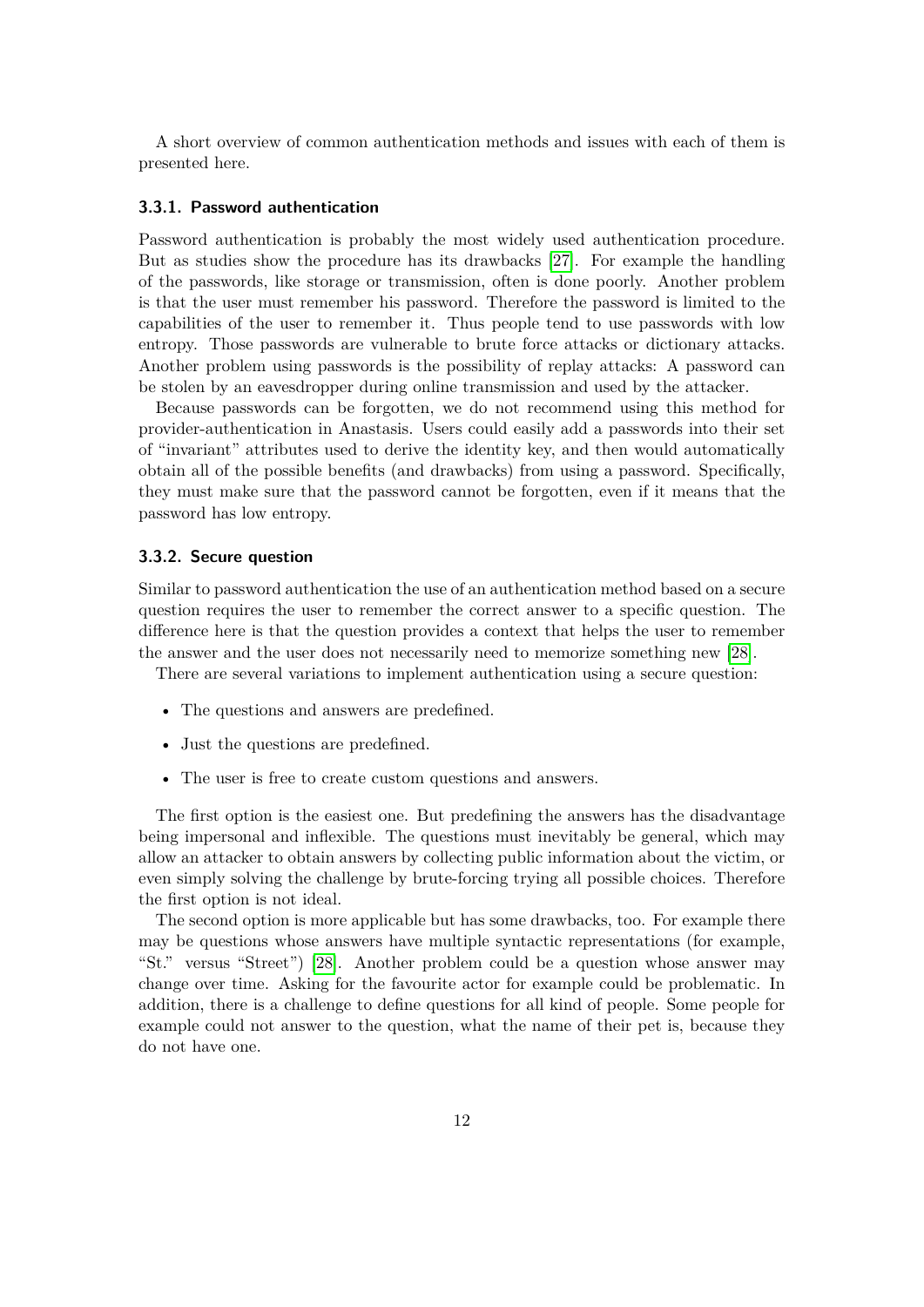A short overview of common authentication methods and issues with each of them is presented here.

### 3.3.1. Password authentication

Password authentication is probably the most widely used authentication procedure. But as studies show the procedure has its drawbacks [27]. For example the handling of the passwords, like storage or transmission, often is done poorly. Another problem is that the user must remember his password. Therefore the password is limited to the capabilities of the user to remember it. Thus people tend to use passwords with low entropy. Those passwords are vulnerable to brute force attacks or dictionary attacks. Another problem using passwords is the possibility of replay attacks: A password can be stolen by an eavesdropper during online transmission and used by the attacker.

Because passwords can be forgotten, we do not recommend using this method for provider-authentication in Anastasis. Users could easily add a passwords into their set of "invariant" attributes used to derive the identity key, and then would automatically obtain all of the possible benefits (and drawbacks) from using a password. Specifically, they must make sure that the password cannot be forgotten, even if it means that the password has low entropy.

### 3.3.2. Secure question

Similar to password authentication the use of an authentication method based on a secure question requires the user to remember the correct answer to a specific question. The difference here is that the question provides a context that helps the user to remember the answer and the user does not necessarily need to memorize something new [28].

There are several variations to implement authentication using a secure question:

- The questions and answers are predefined.
- Just the questions are predefined.
- The user is free to create custom questions and answers.

The first option is the easiest one. But predefining the answers has the disadvantage being impersonal and inflexible. The questions must inevitably be general, which may allow an attacker to obtain answers by collecting public information about the victim, or even simply solving the challenge by brute-forcing trying all possible choices. Therefore the first option is not ideal.

The second option is more applicable but has some drawbacks, too. For example there may be questions whose answers have multiple syntactic representations (for example, "St." versus "Street") [28]. Another problem could be a question whose answer may change over time. Asking for the favourite actor for example could be problematic. In addition, there is a challenge to define questions for all kind of people. Some people for example could not answer to the question, what the name of their pet is, because they do not have one.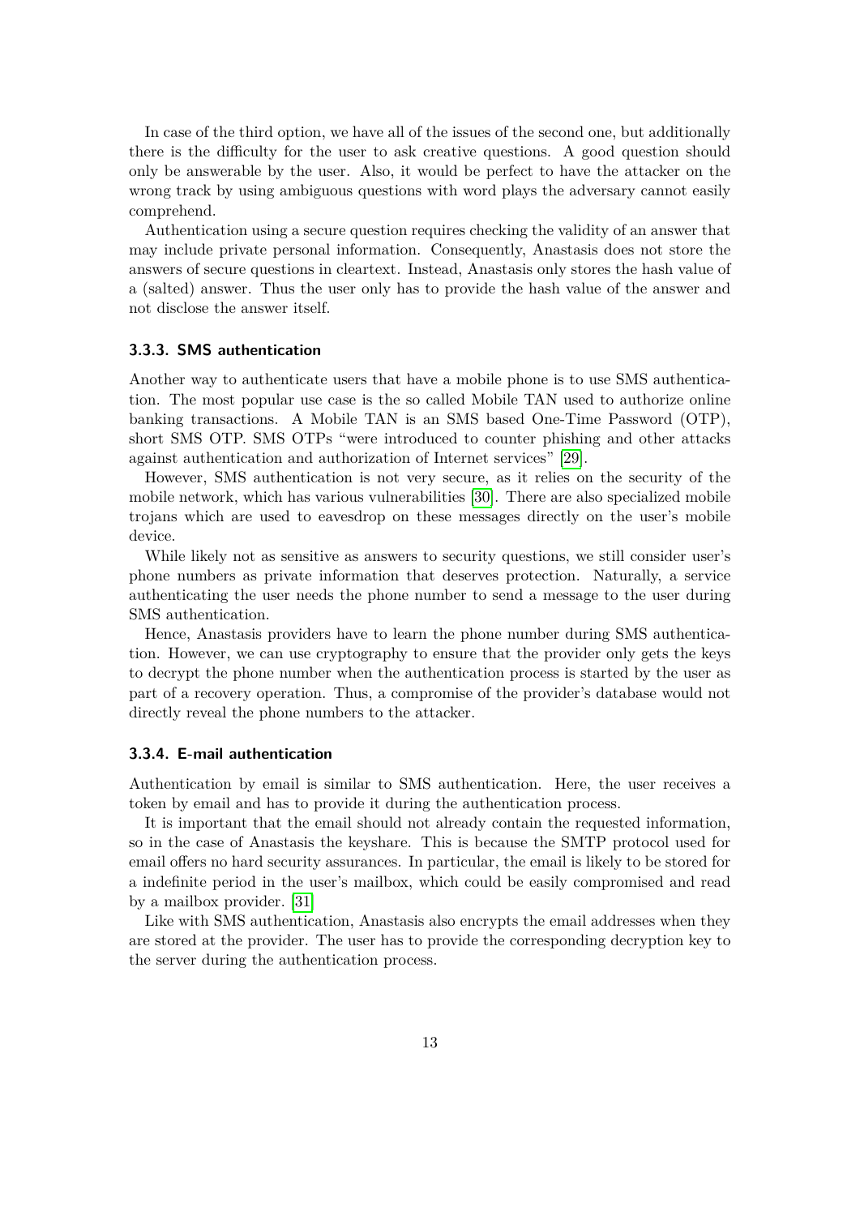In case of the third option, we have all of the issues of the second one, but additionally there is the difficulty for the user to ask creative questions. A good question should only be answerable by the user. Also, it would be perfect to have the attacker on the wrong track by using ambiguous questions with word plays the adversary cannot easily comprehend.

Authentication using a secure question requires checking the validity of an answer that may include private personal information. Consequently, Anastasis does not store the answers of secure questions in cleartext. Instead, Anastasis only stores the hash value of a (salted) answer. Thus the user only has to provide the hash value of the answer and not disclose the answer itself.

### 3.3.3. SMS authentication

Another way to authenticate users that have a mobile phone is to use SMS authentication. The most popular use case is the so called Mobile TAN used to authorize online banking transactions. A Mobile TAN is an SMS based One-Time Password (OTP), short SMS OTP. SMS OTPs "were introduced to counter phishing and other attacks against authentication and authorization of Internet services" [29].

However, SMS authentication is not very secure, as it relies on the security of the mobile network, which has various vulnerabilities [30]. There are also specialized mobile trojans which are used to eavesdrop on these messages directly on the user's mobile device.

While likely not as sensitive as answers to security questions, we still consider user's phone numbers as private information that deserves protection. Naturally, a service authenticating the user needs the phone number to send a message to the user during SMS authentication.

Hence, Anastasis providers have to learn the phone number during SMS authentication. However, we can use cryptography to ensure that the provider only gets the keys to decrypt the phone number when the authentication process is started by the user as part of a recovery operation. Thus, a compromise of the provider's database would not directly reveal the phone numbers to the attacker.

### 3.3.4. E-mail authentication

Authentication by email is similar to SMS authentication. Here, the user receives a token by email and has to provide it during the authentication process.

It is important that the email should not already contain the requested information, so in the case of Anastasis the keyshare. This is because the SMTP protocol used for email offers no hard security assurances. In particular, the email is likely to be stored for a indefinite period in the user's mailbox, which could be easily compromised and read by a mailbox provider. [31]

Like with SMS authentication, Anastasis also encrypts the email addresses when they are stored at the provider. The user has to provide the corresponding decryption key to the server during the authentication process.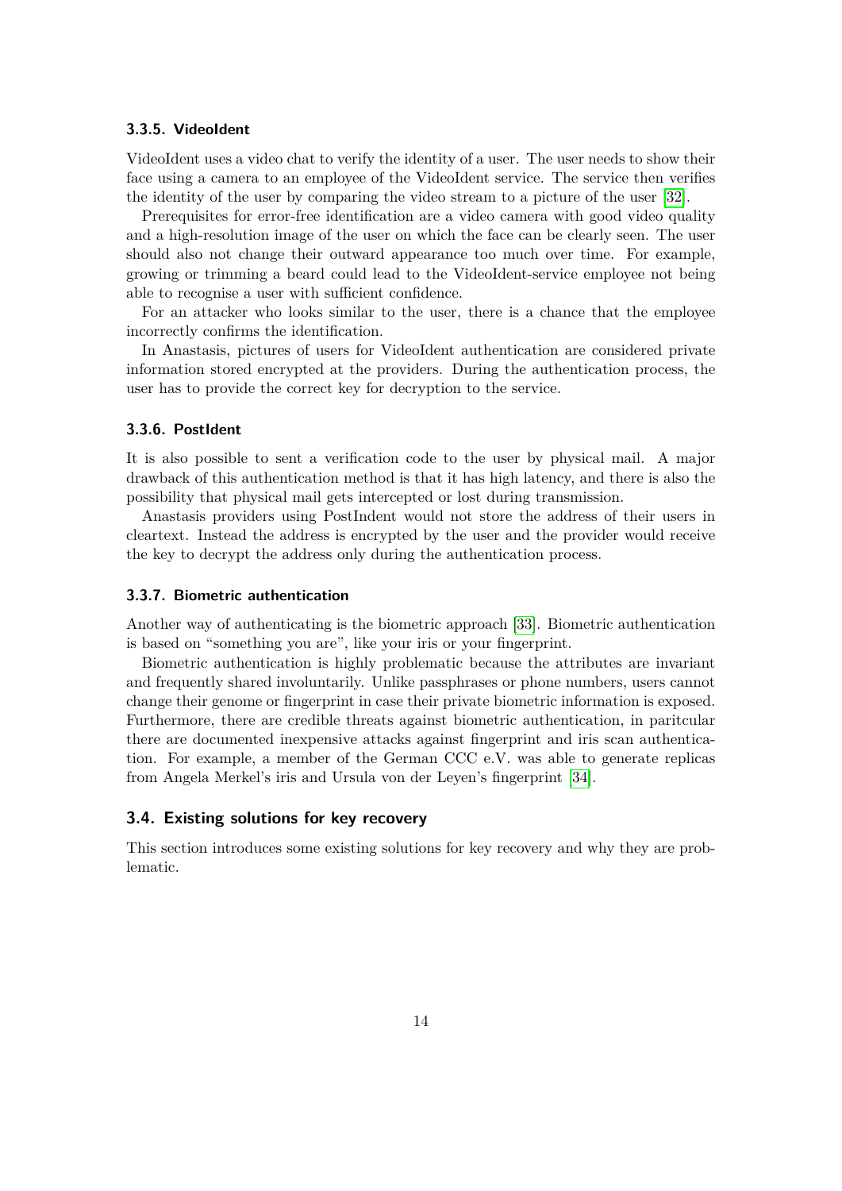#### 3.3.5. VideoIdent

VideoIdent uses a video chat to verify the identity of a user. The user needs to show their face using a camera to an employee of the VideoIdent service. The service then verifies the identity of the user by comparing the video stream to a picture of the user [32].

Prerequisites for error-free identification are a video camera with good video quality and a high-resolution image of the user on which the face can be clearly seen. The user should also not change their outward appearance too much over time. For example, growing or trimming a beard could lead to the VideoIdent-service employee not being able to recognise a user with sufficient confidence.

For an attacker who looks similar to the user, there is a chance that the employee incorrectly confirms the identification.

In Anastasis, pictures of users for VideoIdent authentication are considered private information stored encrypted at the providers. During the authentication process, the user has to provide the correct key for decryption to the service.

#### 3.3.6. PostIdent

It is also possible to sent a verification code to the user by physical mail. A major drawback of this authentication method is that it has high latency, and there is also the possibility that physical mail gets intercepted or lost during transmission.

Anastasis providers using PostIndent would not store the address of their users in cleartext. Instead the address is encrypted by the user and the provider would receive the key to decrypt the address only during the authentication process.

#### 3.3.7. Biometric authentication

Another way of authenticating is the biometric approach [33]. Biometric authentication is based on "something you are", like your iris or your fingerprint.

Biometric authentication is highly problematic because the attributes are invariant and frequently shared involuntarily. Unlike passphrases or phone numbers, users cannot change their genome or fingerprint in case their private biometric information is exposed. Furthermore, there are credible threats against biometric authentication, in paritcular there are documented inexpensive attacks against fingerprint and iris scan authentication. For example, a member of the German CCC e.V. was able to generate replicas from Angela Merkel's iris and Ursula von der Leyen's fingerprint [34].

### 3.4. Existing solutions for key recovery

This section introduces some existing solutions for key recovery and why they are problematic.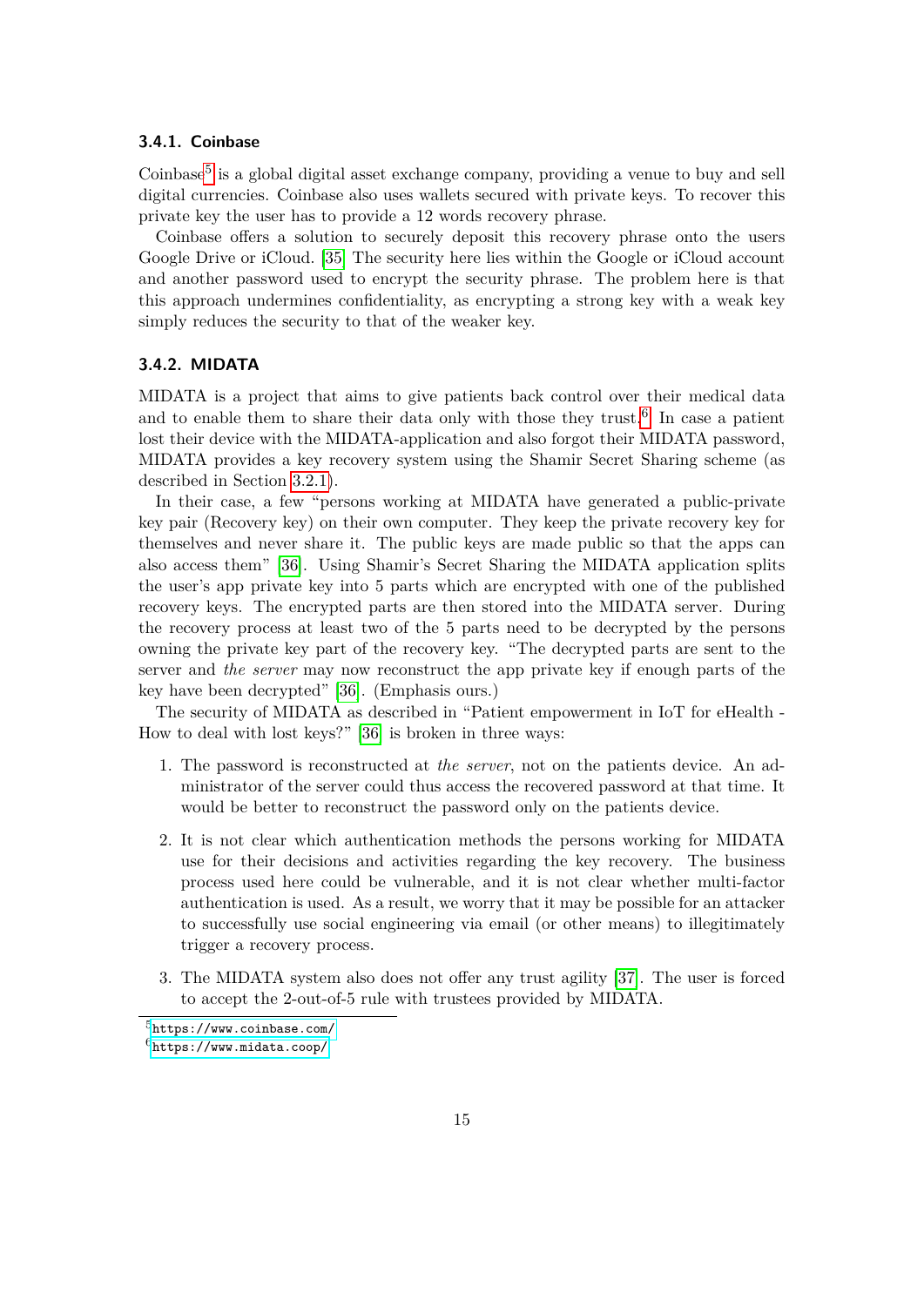### 3.4.1. Coinbase

Coinbase[5] is a global digital asset exchange company, providing a venue to buy and sell digital currencies. Coinbase also uses wallets secured with private keys. To recover this private key the user has to provide a 12 words recovery phrase.

Coinbase offers a solution to securely deposit this recovery phrase onto the users Google Drive or iCloud. [35] The security here lies within the Google or iCloud account and another password used to encrypt the security phrase. The problem here is that this approach undermines confidentiality, as encrypting a strong key with a weak key simply reduces the security to that of the weaker key.

### 3.4.2. MIDATA

MIDATA is a project that aims to give patients back control over their medical data and to enable them to share their data only with those they trust.[6] In case a patient lost their device with the MIDATA-application and also forgot their MIDATA password, MIDATA provides a key recovery system using the Shamir Secret Sharing scheme (as described in Section 3.2.1).

In their case, a few "persons working at MIDATA have generated a public-private key pair (Recovery key) on their own computer. They keep the private recovery key for themselves and never share it. The public keys are made public so that the apps can also access them" [36]. Using Shamir's Secret Sharing the MIDATA application splits the user's app private key into 5 parts which are encrypted with one of the published recovery keys. The encrypted parts are then stored into the MIDATA server. During the recovery process at least two of the 5 parts need to be decrypted by the persons owning the private key part of the recovery key. "The decrypted parts are sent to the server and *the server* may now reconstruct the app private key if enough parts of the key have been decrypted" [36]. (Emphasis ours.)

The security of MIDATA as described in "Patient empowerment in IoT for eHealth - How to deal with lost keys?" [36] is broken in three ways:

1. The password is reconstructed at *the server*, not on the patients device. An administrator of the server could thus access the recovered password at that time. It would be better to reconstruct the password only on the patients device.
2. It is not clear which authentication methods the persons working for MIDATA use for their decisions and activities regarding the key recovery. The business process used here could be vulnerable, and it is not clear whether multi-factor authentication is used. As a result, we worry that it may be possible for an attacker to successfully use social engineering via email (or other means) to illegitimately trigger a recovery process.
3. The MIDATA system also does not offer any trust agility [37]. The user is forced to accept the 2-out-of-5 rule with trustees provided by MIDATA.

[5] https://www.coinbase.com/

[6] https://www.midata.coop/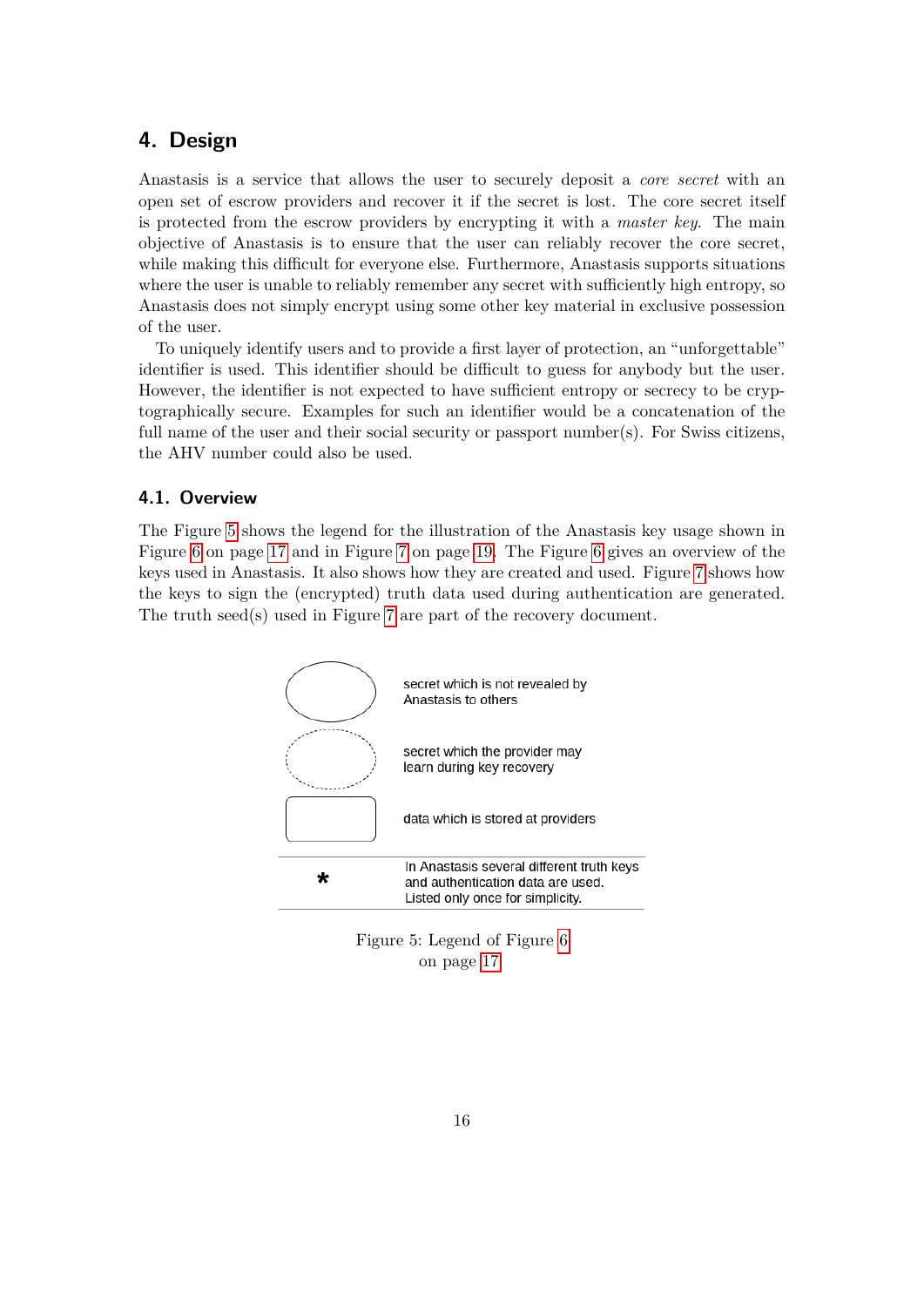# 4. Design

Anastasis is a service that allows the user to securely deposit a *core secret* with an open set of escrow providers and recover it if the secret is lost. The core secret itself is protected from the escrow providers by encrypting it with a *master key*. The main objective of Anastasis is to ensure that the user can reliably recover the core secret, while making this difficult for everyone else. Furthermore, Anastasis supports situations where the user is unable to reliably remember any secret with sufficiently high entropy, so Anastasis does not simply encrypt using some other key material in exclusive possession of the user.

To uniquely identify users and to provide a first layer of protection, an "unforgettable" identifier is used. This identifier should be difficult to guess for anybody but the user. However, the identifier is not expected to have sufficient entropy or secrecy to be cryptographically secure. Examples for such an identifier would be a concatenation of the full name of the user and their social security or passport number(s). For Swiss citizens, the AHV number could also be used.

## 4.1. Overview

The Figure 5 shows the legend for the illustration of the Anastasis key usage shown in Figure 6 on page 17 and in Figure 7 on page 19. The Figure 6 gives an overview of the keys used in Anastasis. It also shows how they are created and used. Figure 7 shows how the keys to sign the (encrypted) truth data used during authentication are generated. The truth seed(s) used in Figure 7 are part of the recovery document.

| Symbol | Meaning |
| --- | --- |
| Solid ellipse | secret which is not revealed by Anastasis to others |
| Dashed ellipse | secret which the provider may learn during key recovery |
| Rounded rectangle | data which is stored at providers |
| * | In Anastasis several different truth keys and authentication data are used. Listed only once for simplicity. |

Figure 5: Legend of Figure 6 on page 17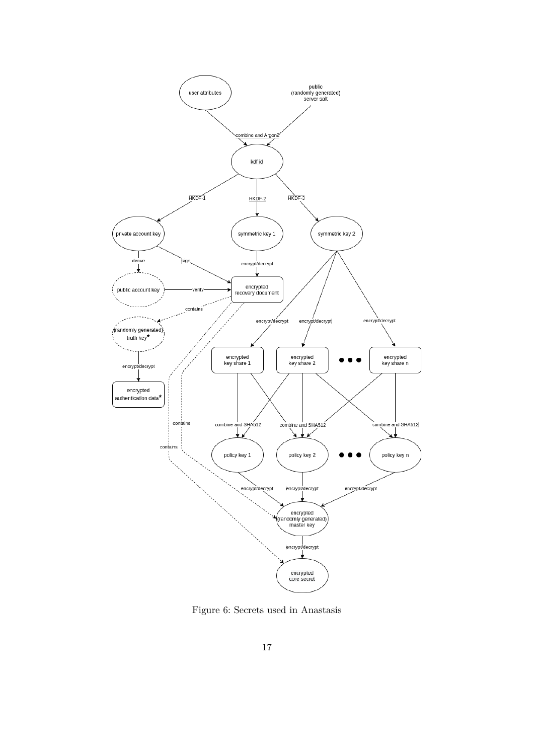Figure 6: Secrets used in Anastasis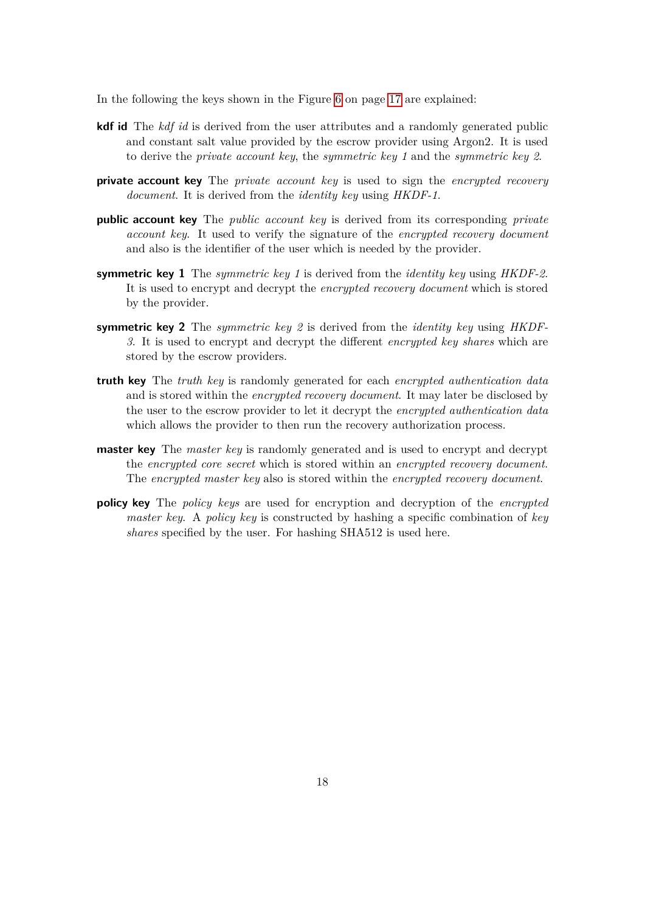In the following the keys shown in the Figure 6 on page 17 are explained:

**kdf id** The *kdf id* is derived from the user attributes and a randomly generated public and constant salt value provided by the escrow provider using Argon2. It is used to derive the *private account key*, the *symmetric key 1* and the *symmetric key 2*.

**private account key** The *private account key* is used to sign the *encrypted recovery document*. It is derived from the *identity key* using *HKDF-1*.

**public account key** The *public account key* is derived from its corresponding *private account key*. It used to verify the signature of the *encrypted recovery document* and also is the identifier of the user which is needed by the provider.

**symmetric key 1** The *symmetric key 1* is derived from the *identity key* using *HKDF-2*. It is used to encrypt and decrypt the *encrypted recovery document* which is stored by the provider.

**symmetric key 2** The *symmetric key 2* is derived from the *identity key* using *HKDF-3*. It is used to encrypt and decrypt the different *encrypted key shares* which are stored by the escrow providers.

**truth key** The *truth key* is randomly generated for each *encrypted authentication data* and is stored within the *encrypted recovery document*. It may later be disclosed by the user to the escrow provider to let it decrypt the *encrypted authentication data* which allows the provider to then run the recovery authorization process.

**master key** The *master key* is randomly generated and is used to encrypt and decrypt the *encrypted core secret* which is stored within an *encrypted recovery document*. The *encrypted master key* also is stored within the *encrypted recovery document*.

**policy key** The *policy keys* are used for encryption and decryption of the *encrypted master key*. A *policy key* is constructed by hashing a specific combination of *key shares* specified by the user. For hashing SHA512 is used here.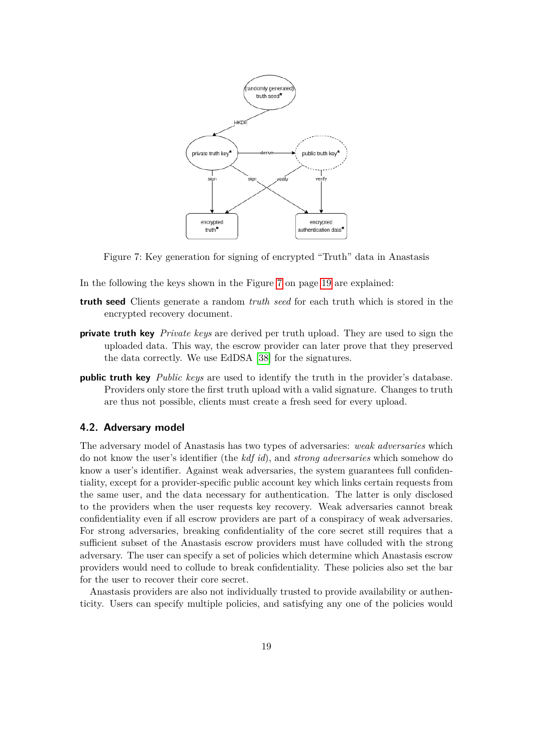Figure 7: Key generation for signing of encrypted "Truth" data in Anastasis

In the following the keys shown in the Figure 7 on page 19 are explained:

**truth seed** Clients generate a random *truth seed* for each truth which is stored in the encrypted recovery document.

**private truth key** *Private keys* are derived per truth upload. They are used to sign the uploaded data. This way, the escrow provider can later prove that they preserved the data correctly. We use EdDSA [38] for the signatures.

**public truth key** *Public keys* are used to identify the truth in the provider's database. Providers only store the first truth upload with a valid signature. Changes to truth are thus not possible, clients must create a fresh seed for every upload.

### 4.2. Adversary model

The adversary model of Anastasis has two types of adversaries: *weak adversaries* which do not know the user's identifier (the *kdf id*), and *strong adversaries* which somehow do know a user's identifier. Against weak adversaries, the system guarantees full confidentiality, except for a provider-specific public account key which links certain requests from the same user, and the data necessary for authentication. The latter is only disclosed to the providers when the user requests key recovery. Weak adversaries cannot break confidentiality even if all escrow providers are part of a conspiracy of weak adversaries. For strong adversaries, breaking confidentiality of the core secret still requires that a sufficient subset of the Anastasis escrow providers must have colluded with the strong adversary. The user can specify a set of policies which determine which Anastasis escrow providers would need to collude to break confidentiality. These policies also set the bar for the user to recover their core secret.

Anastasis providers are also not individually trusted to provide availability or authenticity. Users can specify multiple policies, and satisfying any one of the policies would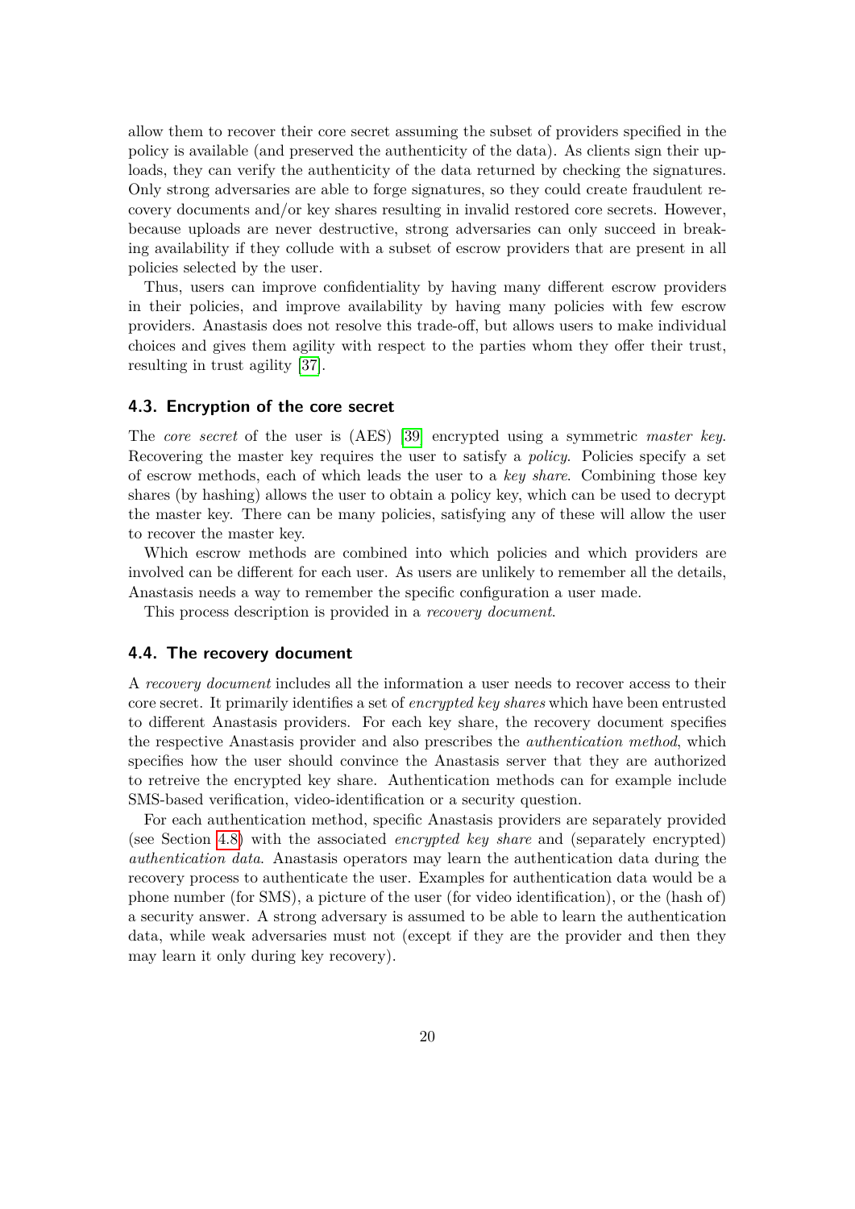allow them to recover their core secret assuming the subset of providers specified in the policy is available (and preserved the authenticity of the data). As clients sign their uploads, they can verify the authenticity of the data returned by checking the signatures. Only strong adversaries are able to forge signatures, so they could create fraudulent recovery documents and/or key shares resulting in invalid restored core secrets. However, because uploads are never destructive, strong adversaries can only succeed in breaking availability if they collude with a subset of escrow providers that are present in all policies selected by the user.

Thus, users can improve confidentiality by having many different escrow providers in their policies, and improve availability by having many policies with few escrow providers. Anastasis does not resolve this trade-off, but allows users to make individual choices and gives them agility with respect to the parties whom they offer their trust, resulting in trust agility [37].

### 4.3. Encryption of the core secret

The *core secret* of the user is (AES) [39] encrypted using a symmetric *master key*. Recovering the master key requires the user to satisfy a *policy*. Policies specify a set of escrow methods, each of which leads the user to a *key share*. Combining those key shares (by hashing) allows the user to obtain a policy key, which can be used to decrypt the master key. There can be many policies, satisfying any of these will allow the user to recover the master key.

Which escrow methods are combined into which policies and which providers are involved can be different for each user. As users are unlikely to remember all the details, Anastasis needs a way to remember the specific configuration a user made.

This process description is provided in a *recovery document*.

### 4.4. The recovery document

A *recovery document* includes all the information a user needs to recover access to their core secret. It primarily identifies a set of *encrypted key shares* which have been entrusted to different Anastasis providers. For each key share, the recovery document specifies the respective Anastasis provider and also prescribes the *authentication method*, which specifies how the user should convince the Anastasis server that they are authorized to retreive the encrypted key share. Authentication methods can for example include SMS-based verification, video-identification or a security question.

For each authentication method, specific Anastasis providers are separately provided (see Section 4.8) with the associated *encrypted key share* and (separately encrypted) *authentication data*. Anastasis operators may learn the authentication data during the recovery process to authenticate the user. Examples for authentication data would be a phone number (for SMS), a picture of the user (for video identification), or the (hash of) a security answer. A strong adversary is assumed to be able to learn the authentication data, while weak adversaries must not (except if they are the provider and then they may learn it only during key recovery).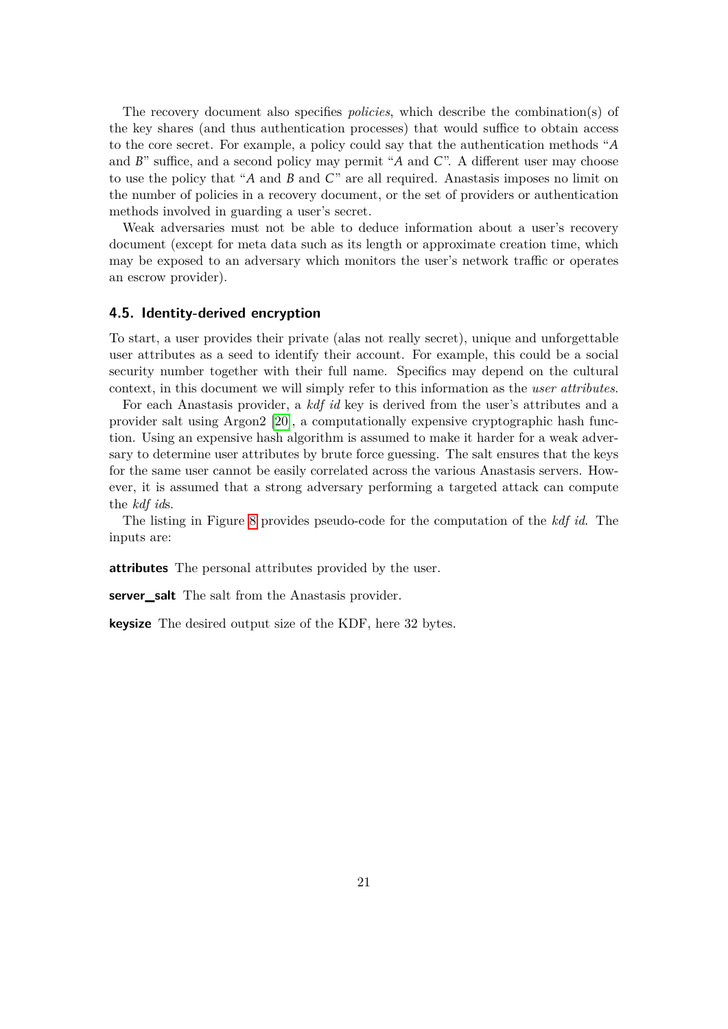The recovery document also specifies *policies*, which describe the combination(s) of the key shares (and thus authentication processes) that would suffice to obtain access to the core secret. For example, a policy could say that the authentication methods "$A$ and $B$" suffice, and a second policy may permit "$A$ and $C$". A different user may choose to use the policy that "$A$ and $B$ and $C$" are all required. Anastasis imposes no limit on the number of policies in a recovery document, or the set of providers or authentication methods involved in guarding a user's secret.

Weak adversaries must not be able to deduce information about a user's recovery document (except for meta data such as its length or approximate creation time, which may be exposed to an adversary which monitors the user's network traffic or operates an escrow provider).

### 4.5. Identity-derived encryption

To start, a user provides their private (alas not really secret), unique and unforgettable user attributes as a seed to identify their account. For example, this could be a social security number together with their full name. Specifics may depend on the cultural context, in this document we will simply refer to this information as the *user attributes*.

For each Anastasis provider, a *kdf id* key is derived from the user's attributes and a provider salt using Argon2 [20], a computationally expensive cryptographic hash function. Using an expensive hash algorithm is assumed to make it harder for a weak adversary to determine user attributes by brute force guessing. The salt ensures that the keys for the same user cannot be easily correlated across the various Anastasis servers. However, it is assumed that a strong adversary performing a targeted attack can compute the *kdf id*s.

The listing in Figure 8 provides pseudo-code for the computation of the *kdf id*. The inputs are:

**attributes** The personal attributes provided by the user.

**server_salt** The salt from the Anastasis provider.

**keysize** The desired output size of the KDF, here 32 bytes.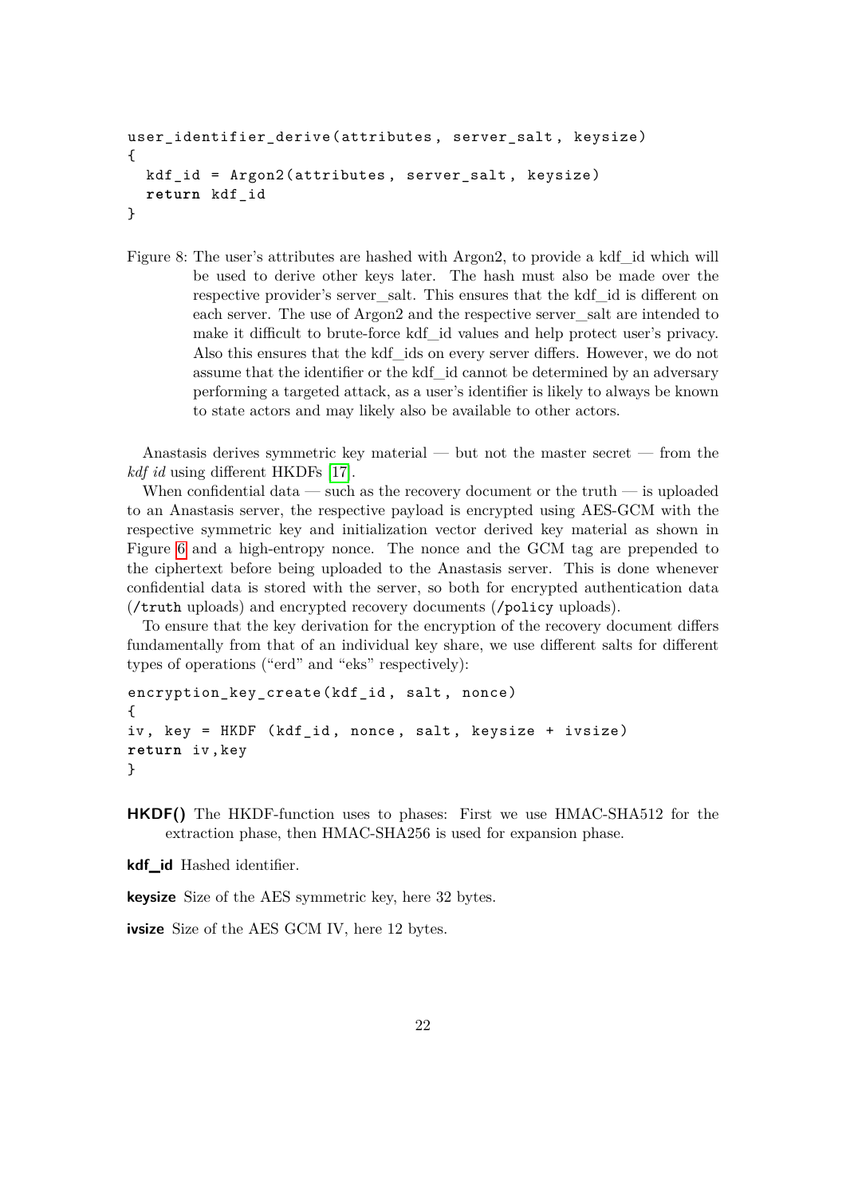```
user_identifier_derive(attributes, server_salt, keysize)
{
  kdf_id = Argon2(attributes, server_salt, keysize)
  return kdf_id
}
```

Figure 8: The user's attributes are hashed with Argon2, to provide a kdf_id which will be used to derive other keys later. The hash must also be made over the respective provider's server_salt. This ensures that the kdf_id is different on each server. The use of Argon2 and the respective server_salt are intended to make it difficult to brute-force kdf_id values and help protect user's privacy. Also this ensures that the kdf_ids on every server differs. However, we do not assume that the identifier or the kdf_id cannot be determined by an adversary performing a targeted attack, as a user's identifier is likely to always be known to state actors and may likely also be available to other actors.

Anastasis derives symmetric key material — but not the master secret — from the *kdf id* using different HKDFs [17].

When confidential data — such as the recovery document or the truth — is uploaded to an Anastasis server, the respective payload is encrypted using AES-GCM with the respective symmetric key and initialization vector derived key material as shown in Figure 6 and a high-entropy nonce. The nonce and the GCM tag are prepended to the ciphertext before being uploaded to the Anastasis server. This is done whenever confidential data is stored with the server, so both for encrypted authentication data (`/truth` uploads) and encrypted recovery documents (`/policy` uploads).

To ensure that the key derivation for the encryption of the recovery document differs fundamentally from that of an individual key share, we use different salts for different types of operations ("erd" and "eks" respectively):

```
encryption_key_create(kdf_id, salt, nonce)
{
iv, key = HKDF (kdf_id, nonce, salt, keysize + ivsize)
return iv,key
}
```

**HKDF()** The HKDF-function uses to phases: First we use HMAC-SHA512 for the extraction phase, then HMAC-SHA256 is used for expansion phase.

**kdf_id** Hashed identifier.

**keysize** Size of the AES symmetric key, here 32 bytes.

**ivsize** Size of the AES GCM IV, here 12 bytes.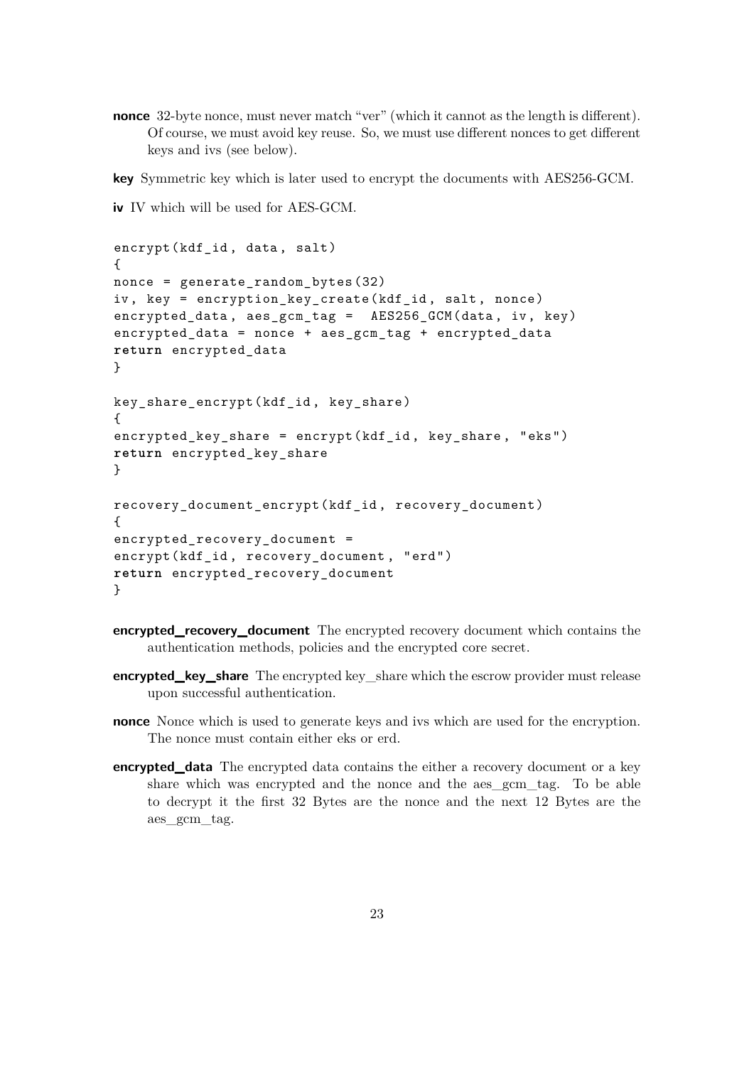**nonce** 32-byte nonce, must never match "ver" (which it cannot as the length is different). Of course, we must avoid key reuse. So, we must use different nonces to get different keys and ivs (see below).

**key** Symmetric key which is later used to encrypt the documents with AES256-GCM.

**iv** IV which will be used for AES-GCM.

```
encrypt(kdf_id, data, salt)
{
nonce = generate_random_bytes(32)
iv, key = encryption_key_create(kdf_id, salt, nonce)
encrypted_data, aes_gcm_tag =  AES256_GCM(data, iv, key)
encrypted_data = nonce + aes_gcm_tag + encrypted_data
return encrypted_data
}

key_share_encrypt(kdf_id, key_share)
{
encrypted_key_share = encrypt(kdf_id, key_share, "eks")
return encrypted_key_share
}

recovery_document_encrypt(kdf_id, recovery_document)
{
encrypted_recovery_document =
encrypt(kdf_id, recovery_document, "erd")
return encrypted_recovery_document
}
```

**encrypted_recovery_document** The encrypted recovery document which contains the authentication methods, policies and the encrypted core secret.

**encrypted_key_share** The encrypted key_share which the escrow provider must release upon successful authentication.

**nonce** Nonce which is used to generate keys and ivs which are used for the encryption. The nonce must contain either eks or erd.

**encrypted_data** The encrypted data contains the either a recovery document or a key share which was encrypted and the nonce and the aes_gcm_tag. To be able to decrypt it the first 32 Bytes are the nonce and the next 12 Bytes are the aes_gcm_tag.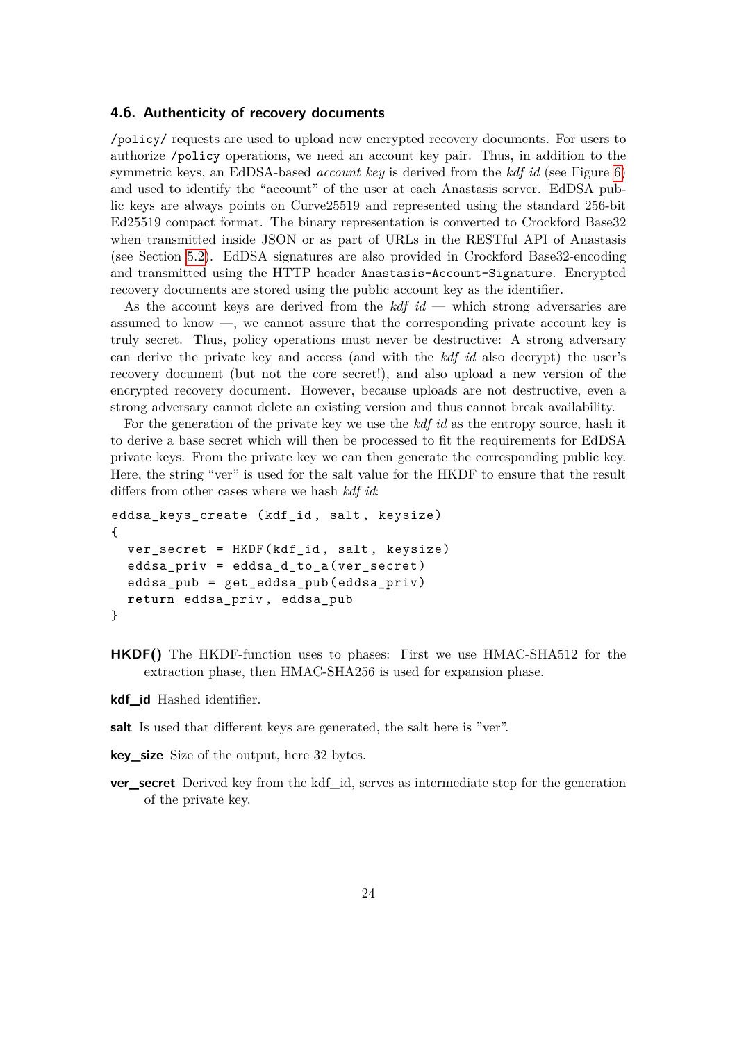### 4.6. Authenticity of recovery documents

/policy/ requests are used to upload new encrypted recovery documents. For users to authorize /policy operations, we need an account key pair. Thus, in addition to the symmetric keys, an EdDSA-based *account key* is derived from the *kdf id* (see Figure 6) and used to identify the "account" of the user at each Anastasis server. EdDSA public keys are always points on Curve25519 and represented using the standard 256-bit Ed25519 compact format. The binary representation is converted to Crockford Base32 when transmitted inside JSON or as part of URLs in the RESTful API of Anastasis (see Section 5.2). EdDSA signatures are also provided in Crockford Base32-encoding and transmitted using the HTTP header Anastasis-Account-Signature. Encrypted recovery documents are stored using the public account key as the identifier.

As the account keys are derived from the *kdf id* — which strong adversaries are assumed to know —, we cannot assure that the corresponding private account key is truly secret. Thus, policy operations must never be destructive: A strong adversary can derive the private key and access (and with the *kdf id* also decrypt) the user's recovery document (but not the core secret!), and also upload a new version of the encrypted recovery document. However, because uploads are not destructive, even a strong adversary cannot delete an existing version and thus cannot break availability.

For the generation of the private key we use the *kdf id* as the entropy source, hash it to derive a base secret which will then be processed to fit the requirements for EdDSA private keys. From the private key we can then generate the corresponding public key. Here, the string "ver" is used for the salt value for the HKDF to ensure that the result differs from other cases where we hash *kdf id*:

```
eddsa_keys_create (kdf_id, salt, keysize)
{
  ver_secret = HKDF(kdf_id, salt, keysize)
  eddsa_priv = eddsa_d_to_a(ver_secret)
  eddsa_pub = get_eddsa_pub(eddsa_priv)
  return eddsa_priv, eddsa_pub
}
```

**HKDF()** The HKDF-function uses to phases: First we use HMAC-SHA512 for the extraction phase, then HMAC-SHA256 is used for expansion phase.

**kdf_id** Hashed identifier.

**salt** Is used that different keys are generated, the salt here is "ver".

**key_size** Size of the output, here 32 bytes.

**ver_secret** Derived key from the kdf_id, serves as intermediate step for the generation of the private key.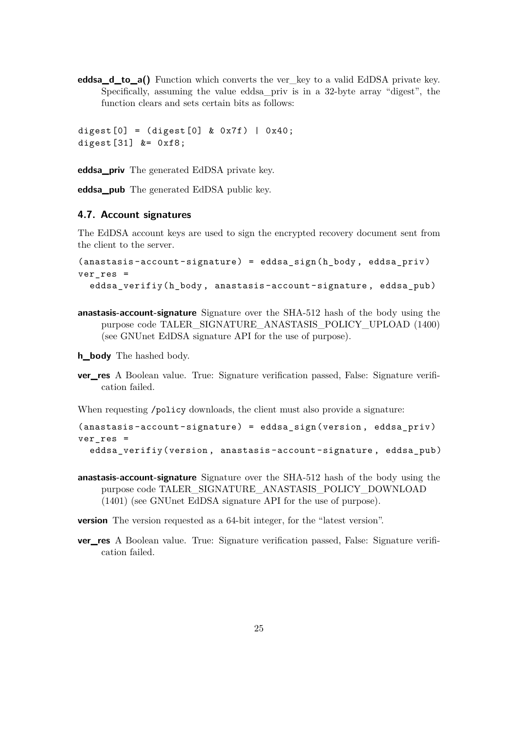**eddsa_d_to_a()** Function which converts the ver_key to a valid EdDSA private key. Specifically, assuming the value eddsa_priv is in a 32-byte array "digest", the function clears and sets certain bits as follows:

```
digest[0] = (digest[0] & 0x7f) | 0x40;
digest[31] &= 0xf8;
```

**eddsa_priv** The generated EdDSA private key.

**eddsa_pub** The generated EdDSA public key.

### 4.7. Account signatures

The EdDSA account keys are used to sign the encrypted recovery document sent from the client to the server.

```
(anastasis-account-signature) = eddsa_sign(h_body, eddsa_priv)
ver_res =
  eddsa_verifiy(h_body, anastasis-account-signature, eddsa_pub)
```

**anastasis-account-signature** Signature over the SHA-512 hash of the body using the purpose code TALER_SIGNATURE_ANASTASIS_POLICY_UPLOAD (1400) (see GNUnet EdDSA signature API for the use of purpose).

**h_body** The hashed body.

**ver_res** A Boolean value. True: Signature verification passed, False: Signature verification failed.

When requesting `/policy` downloads, the client must also provide a signature:

```
(anastasis-account-signature) = eddsa_sign(version, eddsa_priv)
ver_res =
  eddsa_verifiy(version, anastasis-account-signature, eddsa_pub)
```

**anastasis-account-signature** Signature over the SHA-512 hash of the body using the purpose code TALER_SIGNATURE_ANASTASIS_POLICY_DOWNLOAD (1401) (see GNUnet EdDSA signature API for the use of purpose).

**version** The version requested as a 64-bit integer, for the "latest version".

**ver_res** A Boolean value. True: Signature verification passed, False: Signature verification failed.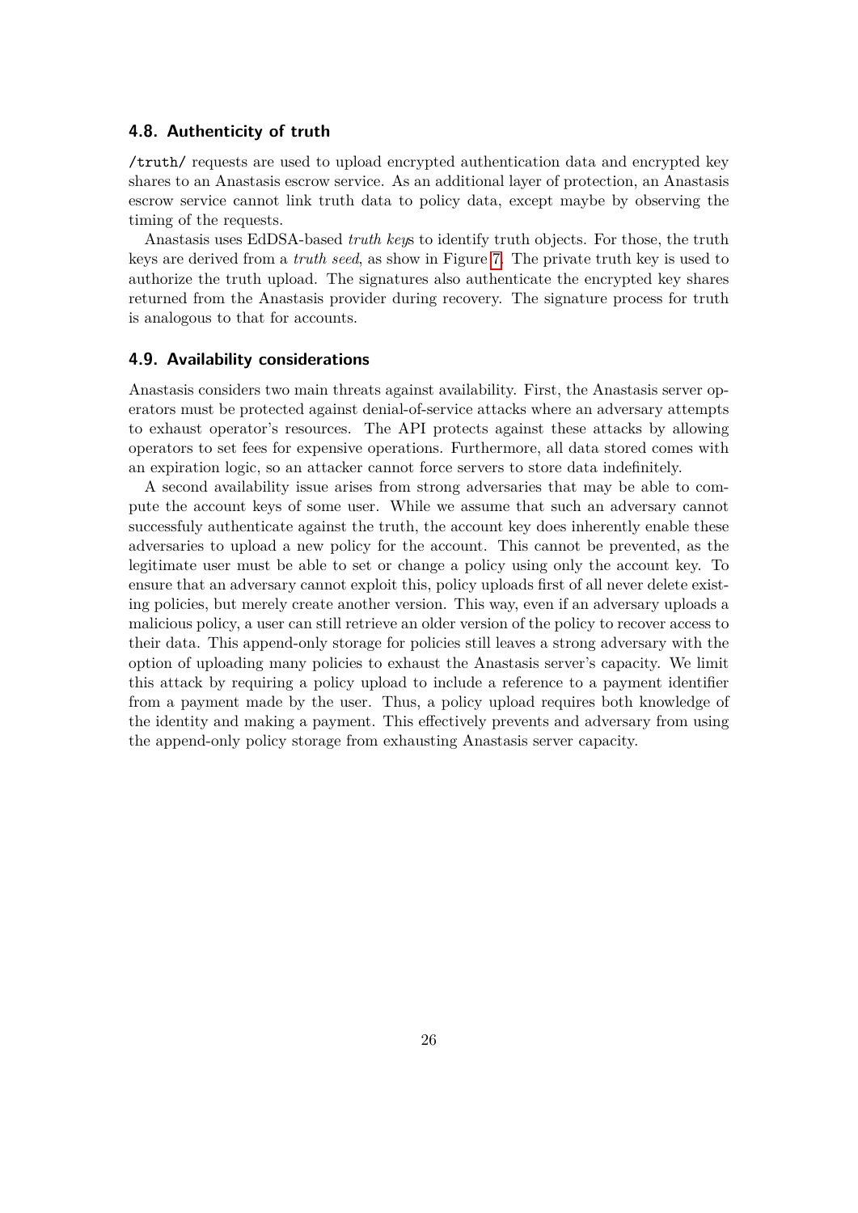### 4.8. Authenticity of truth

`/truth/` requests are used to upload encrypted authentication data and encrypted key shares to an Anastasis escrow service. As an additional layer of protection, an Anastasis escrow service cannot link truth data to policy data, except maybe by observing the timing of the requests.

Anastasis uses EdDSA-based *truth key*s to identify truth objects. For those, the truth keys are derived from a *truth seed*, as show in Figure 7. The private truth key is used to authorize the truth upload. The signatures also authenticate the encrypted key shares returned from the Anastasis provider during recovery. The signature process for truth is analogous to that for accounts.

### 4.9. Availability considerations

Anastasis considers two main threats against availability. First, the Anastasis server operators must be protected against denial-of-service attacks where an adversary attempts to exhaust operator's resources. The API protects against these attacks by allowing operators to set fees for expensive operations. Furthermore, all data stored comes with an expiration logic, so an attacker cannot force servers to store data indefinitely.

A second availability issue arises from strong adversaries that may be able to compute the account keys of some user. While we assume that such an adversary cannot successfuly authenticate against the truth, the account key does inherently enable these adversaries to upload a new policy for the account. This cannot be prevented, as the legitimate user must be able to set or change a policy using only the account key. To ensure that an adversary cannot exploit this, policy uploads first of all never delete existing policies, but merely create another version. This way, even if an adversary uploads a malicious policy, a user can still retrieve an older version of the policy to recover access to their data. This append-only storage for policies still leaves a strong adversary with the option of uploading many policies to exhaust the Anastasis server's capacity. We limit this attack by requiring a policy upload to include a reference to a payment identifier from a payment made by the user. Thus, a policy upload requires both knowledge of the identity and making a payment. This effectively prevents and adversary from using the append-only policy storage from exhausting Anastasis server capacity.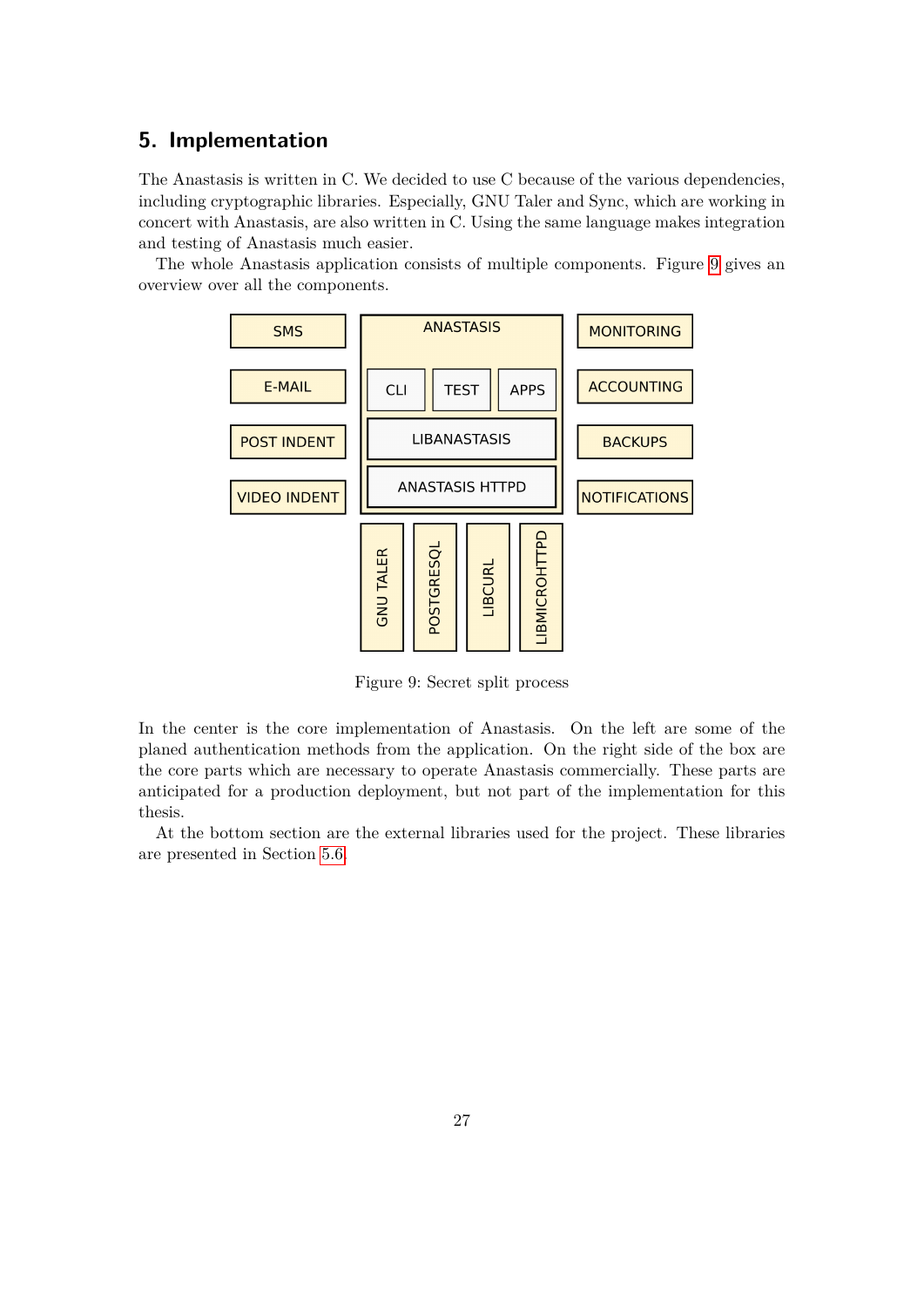## 5. Implementation

The Anastasis is written in C. We decided to use C because of the various dependencies, including cryptographic libraries. Especially, GNU Taler and Sync, which are working in concert with Anastasis, are also written in C. Using the same language makes integration and testing of Anastasis much easier.

The whole Anastasis application consists of multiple components. Figure 9 gives an overview over all the components.

Figure 9: Secret split process

In the center is the core implementation of Anastasis. On the left are some of the planed authentication methods from the application. On the right side of the box are the core parts which are necessary to operate Anastasis commercially. These parts are anticipated for a production deployment, but not part of the implementation for this thesis.

At the bottom section are the external libraries used for the project. These libraries are presented in Section 5.6.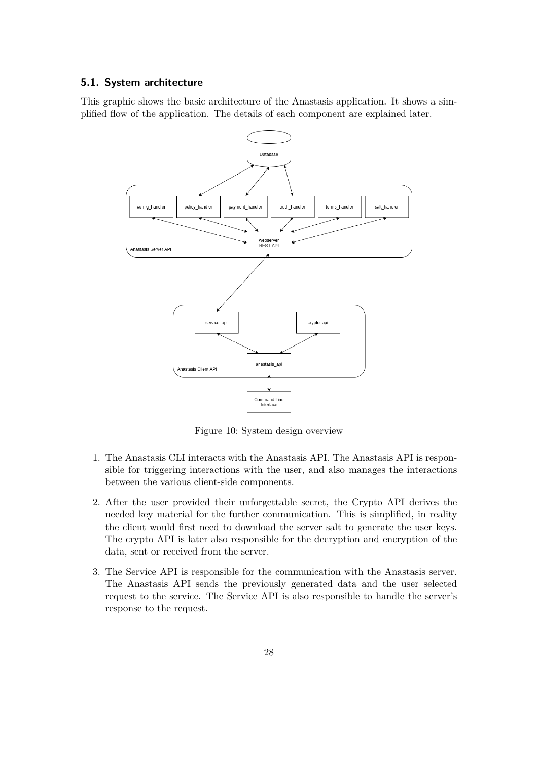## 5.1. System architecture

This graphic shows the basic architecture of the Anastasis application. It shows a simplified flow of the application. The details of each component are explained later.

Figure 10: System design overview

1. The Anastasis CLI interacts with the Anastasis API. The Anastasis API is responsible for triggering interactions with the user, and also manages the interactions between the various client-side components.
2. After the user provided their unforgettable secret, the Crypto API derives the needed key material for the further communication. This is simplified, in reality the client would first need to download the server salt to generate the user keys. The crypto API is later also responsible for the decryption and encryption of the data, sent or received from the server.
3. The Service API is responsible for the communication with the Anastasis server. The Anastasis API sends the previously generated data and the user selected request to the service. The Service API is also responsible to handle the server's response to the request.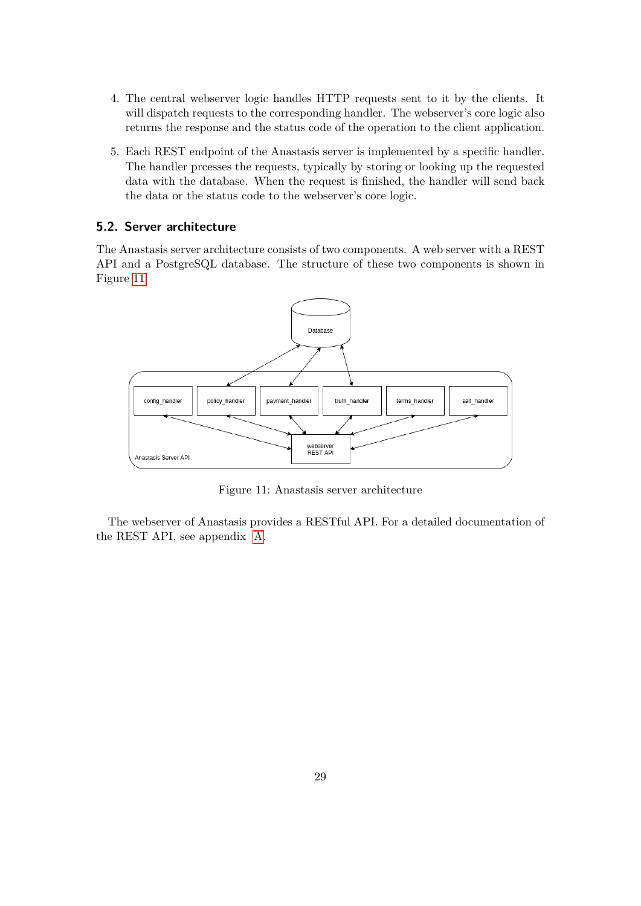4. The central webserver logic handles HTTP requests sent to it by the clients. It will dispatch requests to the corresponding handler. The webserver's core logic also returns the response and the status code of the operation to the client application.

5. Each REST endpoint of the Anastasis server is implemented by a specific handler. The handler prcesses the requests, typically by storing or looking up the requested data with the database. When the request is finished, the handler will send back the data or the status code to the webserver's core logic.

## 5.2. Server architecture

The Anastasis server architecture consists of two components. A web server with a REST API and a PostgreSQL database. The structure of these two components is shown in Figure 11.

Figure 11: Anastasis server architecture

The webserver of Anastasis provides a RESTful API. For a detailed documentation of the REST API, see appendix A.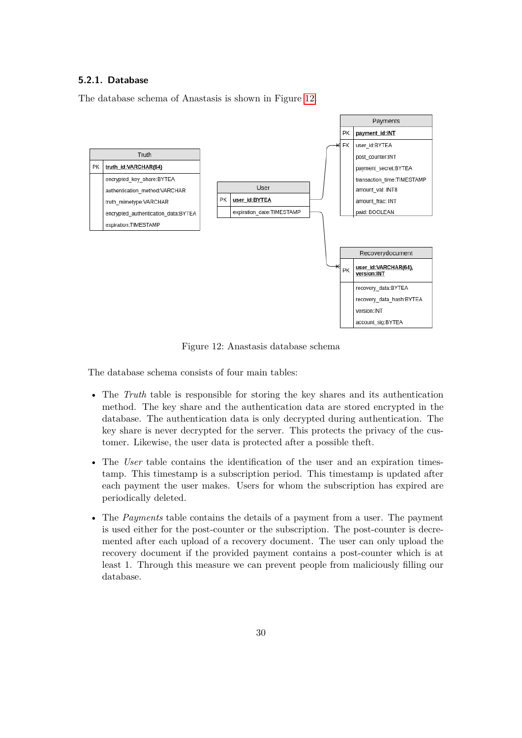### 5.2.1. Database

The database schema of Anastasis is shown in Figure 12.

| Truth | |
|---|---|
| PK | **truth_id:VARCHAR(64)** |
| | encrypted_key_share:BYTEA |
| | authentication_method:VARCHAR |
| | truth_mimetype:VARCHAR |
| | encrypted_authentication_data:BYTEA |
| | expiration:TIMESTAMP |

| User | |
|---|---|
| PK | **user_id:BYTEA** |
| | expiration_date:TIMESTAMP |

| Payments | |
|---|---|
| PK | **payment_id:INT** |
| FK | user_id:BYTEA |
| | post_counter:INT |
| | payment_secret:BYTEA |
| | transaction_time:TIMESTAMP |
| | amount_val: INT8 |
| | amount_frac: INT |
| | paid: BOOLEAN |

| Recoverydocument | |
|---|---|
| PK | **user_id:VARCHAR(64), version:INT** |
| | recovery_data:BYTEA |
| | recovery_data_hash:BYTEA |
| | version:INT |
| | account_sig:BYTEA |

Figure 12: Anastasis database schema

The database schema consists of four main tables:

- The *Truth* table is responsible for storing the key shares and its authentication method. The key share and the authentication data are stored encrypted in the database. The authentication data is only decrypted during authentication. The key share is never decrypted for the server. This protects the privacy of the customer. Likewise, the user data is protected after a possible theft.
- The *User* table contains the identification of the user and an expiration timestamp. This timestamp is a subscription period. This timestamp is updated after each payment the user makes. Users for whom the subscription has expired are periodically deleted.
- The *Payments* table contains the details of a payment from a user. The payment is used either for the post-counter or the subscription. The post-counter is decremented after each upload of a recovery document. The user can only upload the recovery document if the provided payment contains a post-counter which is at least 1. Through this measure we can prevent people from maliciously filling our database.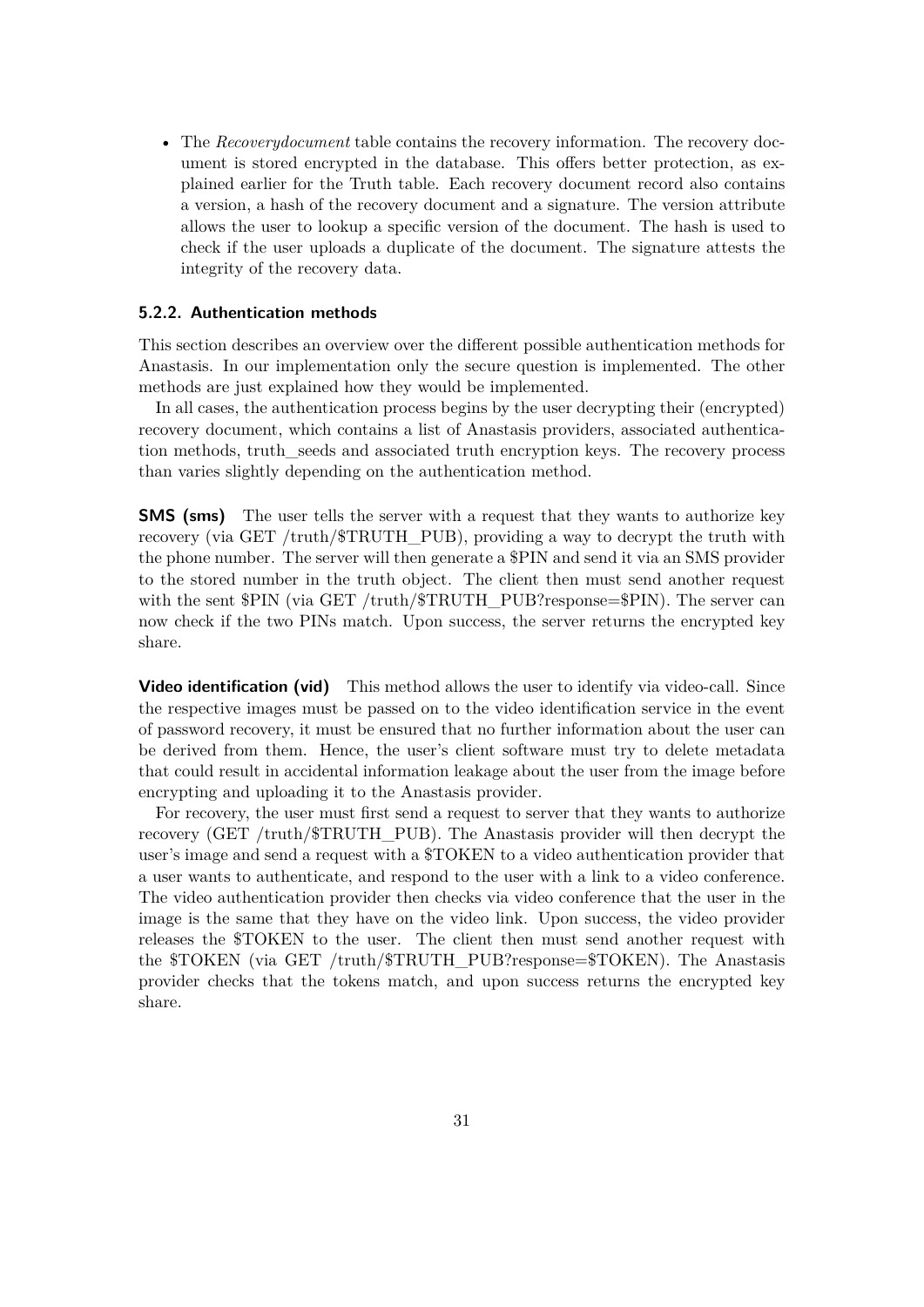- The *Recoverydocument* table contains the recovery information. The recovery document is stored encrypted in the database. This offers better protection, as explained earlier for the Truth table. Each recovery document record also contains a version, a hash of the recovery document and a signature. The version attribute allows the user to lookup a specific version of the document. The hash is used to check if the user uploads a duplicate of the document. The signature attests the integrity of the recovery data.

### 5.2.2. Authentication methods

This section describes an overview over the different possible authentication methods for Anastasis. In our implementation only the secure question is implemented. The other methods are just explained how they would be implemented.

In all cases, the authentication process begins by the user decrypting their (encrypted) recovery document, which contains a list of Anastasis providers, associated authentication methods, truth_seeds and associated truth encryption keys. The recovery process than varies slightly depending on the authentication method.

**SMS (sms)** The user tells the server with a request that they wants to authorize key recovery (via GET /truth/$TRUTH_PUB), providing a way to decrypt the truth with the phone number. The server will then generate a $PIN and send it via an SMS provider to the stored number in the truth object. The client then must send another request with the sent $PIN (via GET /truth/$TRUTH_PUB?response=$PIN). The server can now check if the two PINs match. Upon success, the server returns the encrypted key share.

**Video identification (vid)** This method allows the user to identify via video-call. Since the respective images must be passed on to the video identification service in the event of password recovery, it must be ensured that no further information about the user can be derived from them. Hence, the user's client software must try to delete metadata that could result in accidental information leakage about the user from the image before encrypting and uploading it to the Anastasis provider.

For recovery, the user must first send a request to server that they wants to authorize recovery (GET /truth/$TRUTH_PUB). The Anastasis provider will then decrypt the user's image and send a request with a $TOKEN to a video authentication provider that a user wants to authenticate, and respond to the user with a link to a video conference. The video authentication provider then checks via video conference that the user in the image is the same that they have on the video link. Upon success, the video provider releases the $TOKEN to the user. The client then must send another request with the $TOKEN (via GET /truth/$TRUTH_PUB?response=$TOKEN). The Anastasis provider checks that the tokens match, and upon success returns the encrypted key share.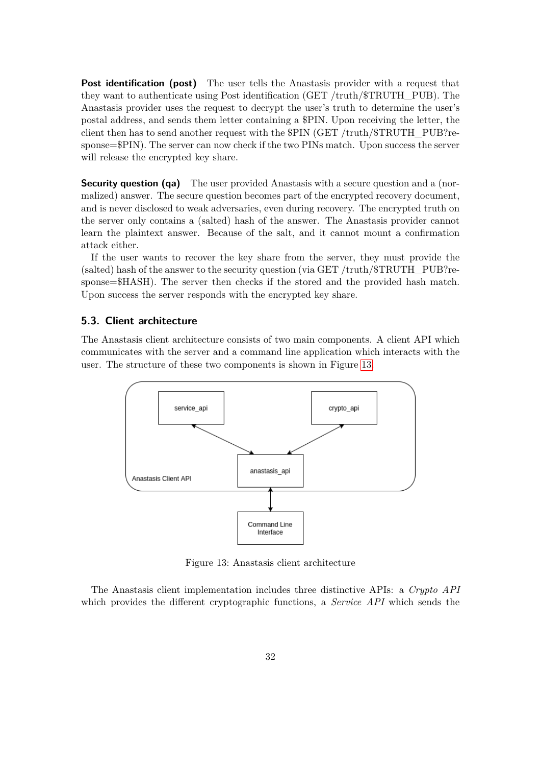**Post identification (post)** The user tells the Anastasis provider with a request that they want to authenticate using Post identification (GET /truth/$TRUTH_PUB). The Anastasis provider uses the request to decrypt the user's truth to determine the user's postal address, and sends them letter containing a $PIN. Upon receiving the letter, the client then has to send another request with the $PIN (GET /truth/$TRUTH_PUB?response=$PIN). The server can now check if the two PINs match. Upon success the server will release the encrypted key share.

**Security question (qa)** The user provided Anastasis with a secure question and a (normalized) answer. The secure question becomes part of the encrypted recovery document, and is never disclosed to weak adversaries, even during recovery. The encrypted truth on the server only contains a (salted) hash of the answer. The Anastasis provider cannot learn the plaintext answer. Because of the salt, and it cannot mount a confirmation attack either.

If the user wants to recover the key share from the server, they must provide the (salted) hash of the answer to the security question (via GET /truth/$TRUTH_PUB?response=$HASH). The server then checks if the stored and the provided hash match. Upon success the server responds with the encrypted key share.

### 5.3. Client architecture

The Anastasis client architecture consists of two main components. A client API which communicates with the server and a command line application which interacts with the user. The structure of these two components is shown in Figure 13.

Figure 13: Anastasis client architecture

The Anastasis client implementation includes three distinctive APIs: a *Crypto API* which provides the different cryptographic functions, a *Service API* which sends the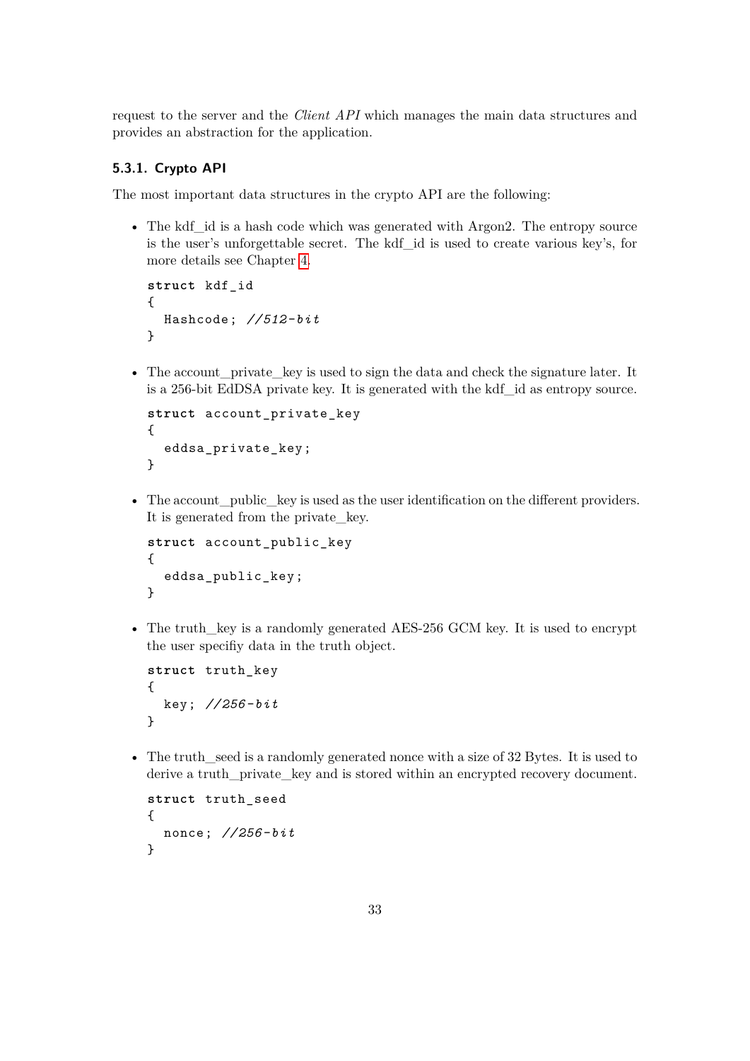request to the server and the *Client API* which manages the main data structures and provides an abstraction for the application.

### 5.3.1. Crypto API

The most important data structures in the crypto API are the following:

- The kdf_id is a hash code which was generated with Argon2. The entropy source is the user's unforgettable secret. The kdf_id is used to create various key's, for more details see Chapter 4.

```
struct kdf_id
{
  Hashcode; //512-bit
}
```

- The account_private_key is used to sign the data and check the signature later. It is a 256-bit EdDSA private key. It is generated with the kdf_id as entropy source.

```
struct account_private_key
{
  eddsa_private_key;
}
```

- The account_public_key is used as the user identification on the different providers. It is generated from the private_key.

```
struct account_public_key
{
  eddsa_public_key;
}
```

- The truth_key is a randomly generated AES-256 GCM key. It is used to encrypt the user specifiy data in the truth object.

```
struct truth_key
{
  key; //256-bit
}
```

- The truth_seed is a randomly generated nonce with a size of 32 Bytes. It is used to derive a truth_private_key and is stored within an encrypted recovery document.

```
struct truth_seed
{
  nonce; //256-bit
}
```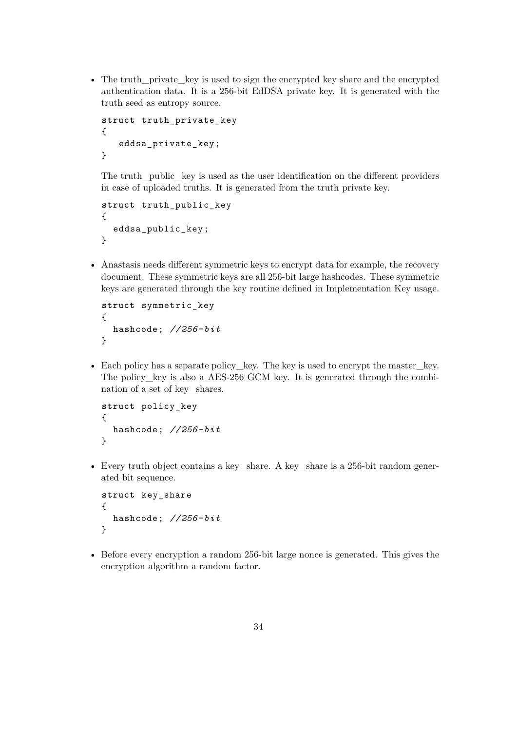- The truth_private_key is used to sign the encrypted key share and the encrypted authentication data. It is a 256-bit EdDSA private key. It is generated with the truth seed as entropy source.

  ```
  struct truth_private_key
  {
     eddsa_private_key;
  }
  ```

  The truth_public_key is used as the user identification on the different providers in case of uploaded truths. It is generated from the truth private key.

  ```
  struct truth_public_key
  {
    eddsa_public_key;
  }
  ```

- Anastasis needs different symmetric keys to encrypt data for example, the recovery document. These symmetric keys are all 256-bit large hashcodes. These symmetric keys are generated through the key routine defined in Implementation Key usage.

  ```
  struct symmetric_key
  {
    hashcode; //256-bit
  }
  ```

- Each policy has a separate policy_key. The key is used to encrypt the master_key. The policy_key is also a AES-256 GCM key. It is generated through the combination of a set of key_shares.

  ```
  struct policy_key
  {
    hashcode; //256-bit
  }
  ```

- Every truth object contains a key_share. A key_share is a 256-bit random generated bit sequence.

  ```
  struct key_share
  {
    hashcode; //256-bit
  }
  ```

- Before every encryption a random 256-bit large nonce is generated. This gives the encryption algorithm a random factor.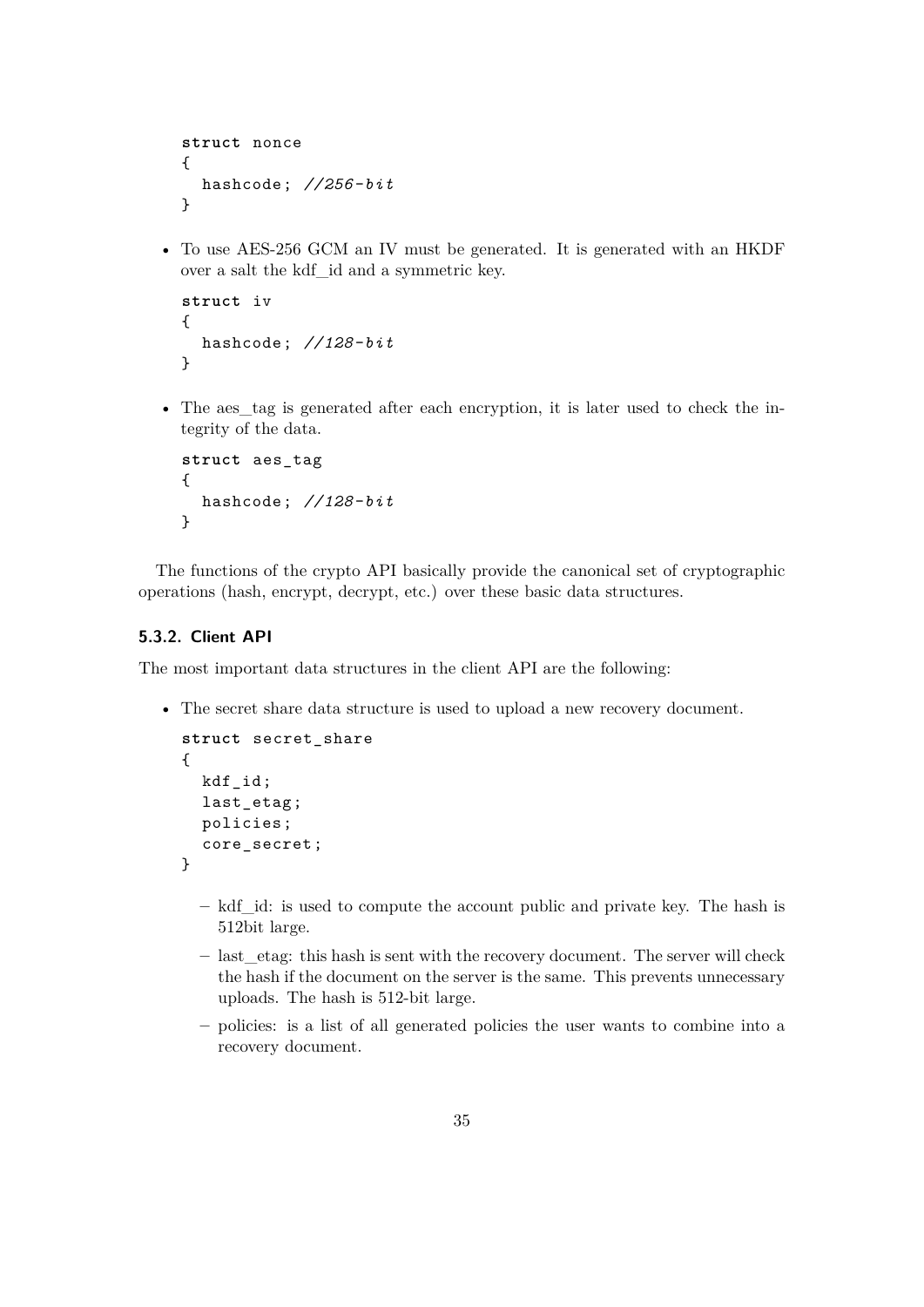```
struct nonce
{
  hashcode; //256-bit
}
```

- To use AES-256 GCM an IV must be generated. It is generated with an HKDF over a salt the kdf_id and a symmetric key.

```
struct iv
{
  hashcode; //128-bit
}
```

- The aes_tag is generated after each encryption, it is later used to check the integrity of the data.

```
struct aes_tag
{
  hashcode; //128-bit
}
```

The functions of the crypto API basically provide the canonical set of cryptographic operations (hash, encrypt, decrypt, etc.) over these basic data structures.

### 5.3.2. Client API

The most important data structures in the client API are the following:

- The secret share data structure is used to upload a new recovery document.

```
struct secret_share
{
  kdf_id;
  last_etag;
  policies;
  core_secret;
}
```

  - kdf_id: is used to compute the account public and private key. The hash is 512bit large.
  - last_etag: this hash is sent with the recovery document. The server will check the hash if the document on the server is the same. This prevents unnecessary uploads. The hash is 512-bit large.
  - policies: is a list of all generated policies the user wants to combine into a recovery document.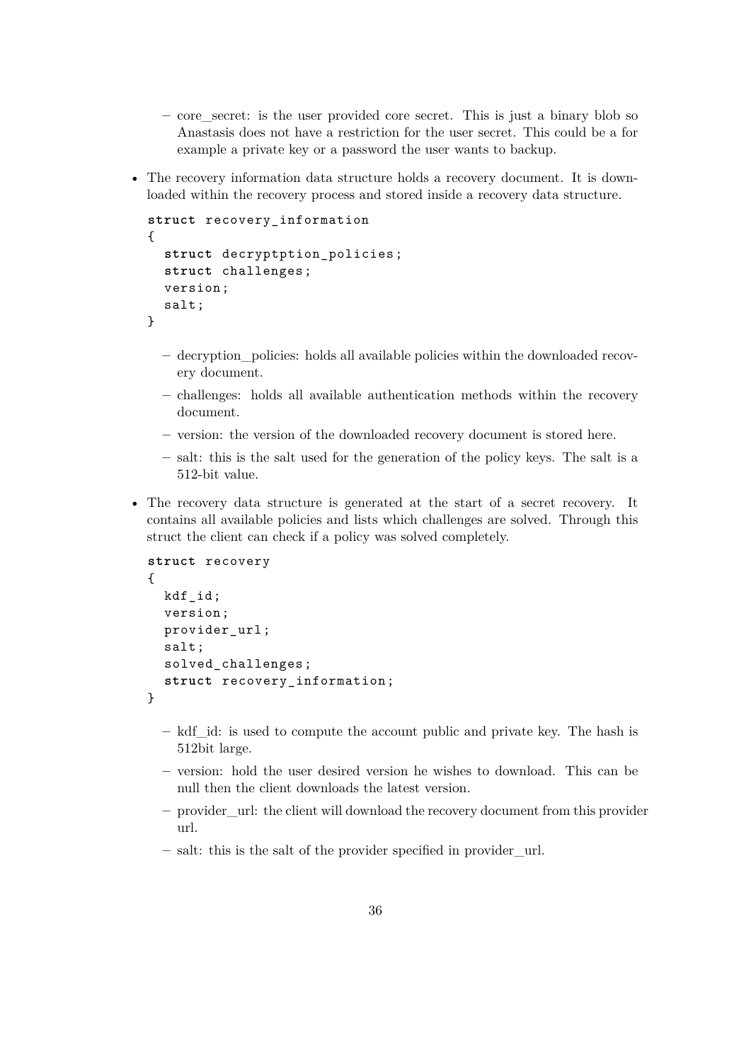- core_secret: is the user provided core secret. This is just a binary blob so Anastasis does not have a restriction for the user secret. This could be a for example a private key or a password the user wants to backup.

- The recovery information data structure holds a recovery document. It is downloaded within the recovery process and stored inside a recovery data structure.

```
struct recovery_information
{
  struct decryptption_policies;
  struct challenges;
  version;
  salt;
}
```

  - decryption_policies: holds all available policies within the downloaded recovery document.
  - challenges: holds all available authentication methods within the recovery document.
  - version: the version of the downloaded recovery document is stored here.
  - salt: this is the salt used for the generation of the policy keys. The salt is a 512-bit value.

- The recovery data structure is generated at the start of a secret recovery. It contains all available policies and lists which challenges are solved. Through this struct the client can check if a policy was solved completely.

```
struct recovery
{
  kdf_id;
  version;
  provider_url;
  salt;
  solved_challenges;
  struct recovery_information;
}
```

  - kdf_id: is used to compute the account public and private key. The hash is 512bit large.
  - version: hold the user desired version he wishes to download. This can be null then the client downloads the latest version.
  - provider_url: the client will download the recovery document from this provider url.
  - salt: this is the salt of the provider specified in provider_url.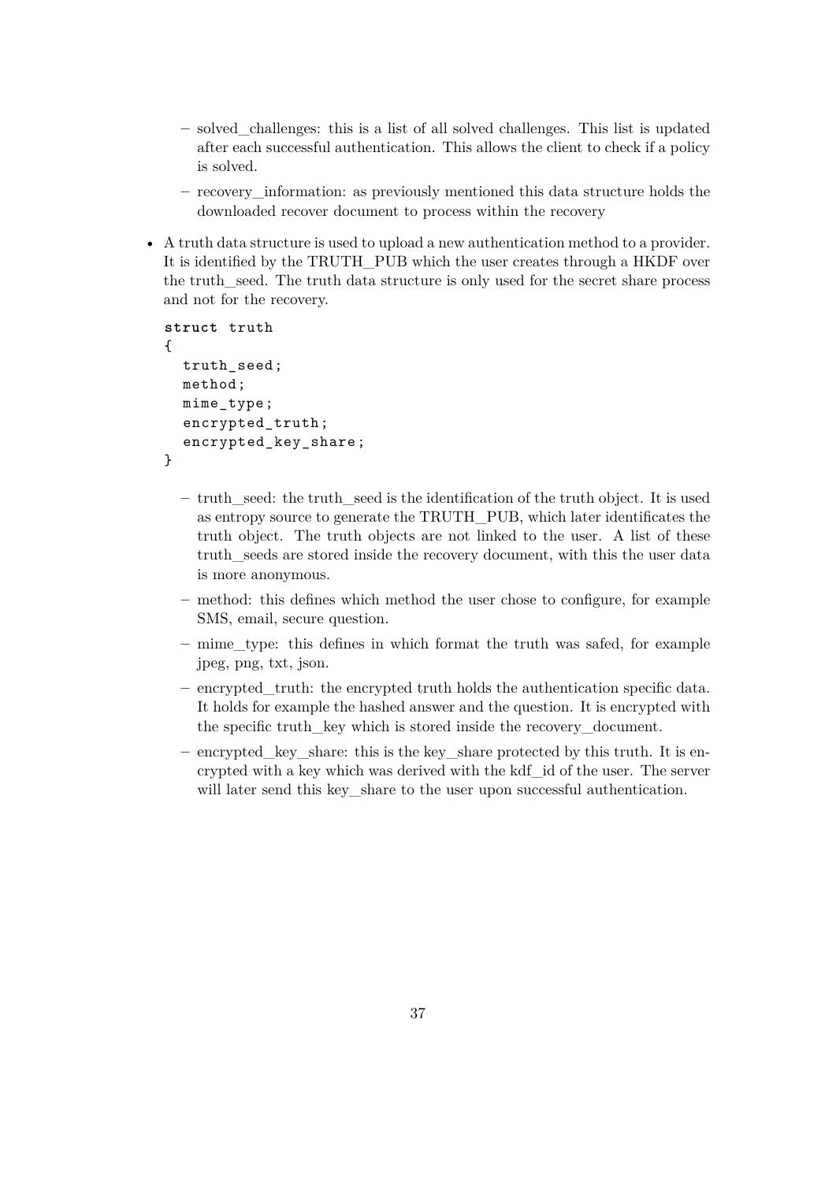- solved_challenges: this is a list of all solved challenges. This list is updated after each successful authentication. This allows the client to check if a policy is solved.
  - recovery_information: as previously mentioned this data structure holds the downloaded recover document to process within the recovery

- A truth data structure is used to upload a new authentication method to a provider. It is identified by the TRUTH_PUB which the user creates through a HKDF over the truth_seed. The truth data structure is only used for the secret share process and not for the recovery.

```
struct truth
{
  truth_seed;
  method;
  mime_type;
  encrypted_truth;
  encrypted_key_share;
}
```

  - truth_seed: the truth_seed is the identification of the truth object. It is used as entropy source to generate the TRUTH_PUB, which later identificates the truth object. The truth objects are not linked to the user. A list of these truth_seeds are stored inside the recovery document, with this the user data is more anonymous.
  - method: this defines which method the user chose to configure, for example SMS, email, secure question.
  - mime_type: this defines in which format the truth was safed, for example jpeg, png, txt, json.
  - encrypted_truth: the encrypted truth holds the authentication specific data. It holds for example the hashed answer and the question. It is encrypted with the specific truth_key which is stored inside the recovery_document.
  - encrypted_key_share: this is the key_share protected by this truth. It is encrypted with a key which was derived with the kdf_id of the user. The server will later send this key_share to the user upon successful authentication.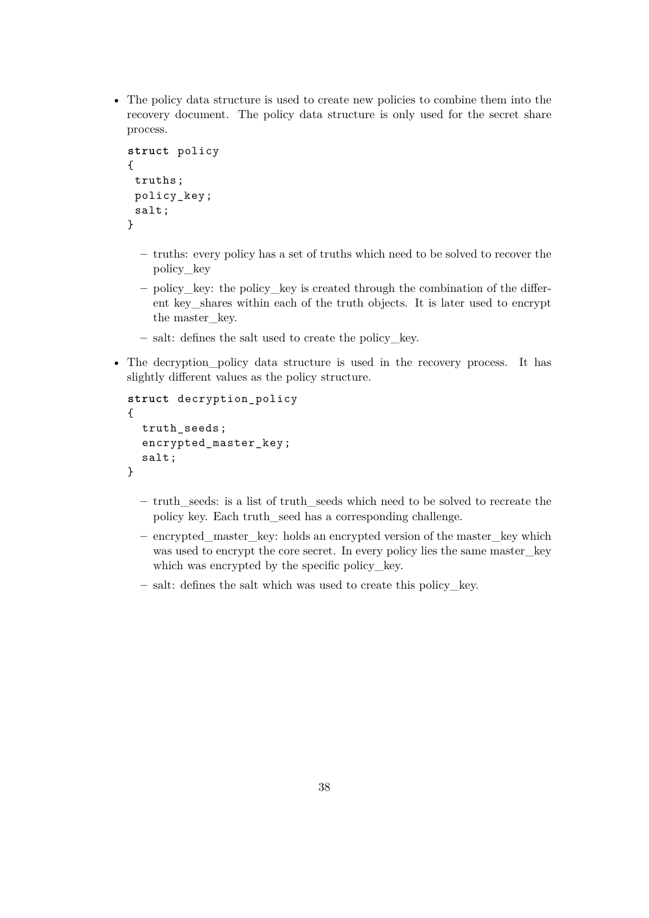- The policy data structure is used to create new policies to combine them into the recovery document. The policy data structure is only used for the secret share process.

  ```
  struct policy
  {
   truths;
   policy_key;
   salt;
  }
  ```

  - truths: every policy has a set of truths which need to be solved to recover the policy_key
  - policy_key: the policy_key is created through the combination of the different key_shares within each of the truth objects. It is later used to encrypt the master_key.
  - salt: defines the salt used to create the policy_key.

- The decryption_policy data structure is used in the recovery process. It has slightly different values as the policy structure.

  ```
  struct decryption_policy
  {
    truth_seeds;
    encrypted_master_key;
    salt;
  }
  ```

  - truth_seeds: is a list of truth_seeds which need to be solved to recreate the policy key. Each truth_seed has a corresponding challenge.
  - encrypted_master_key: holds an encrypted version of the master_key which was used to encrypt the core secret. In every policy lies the same master_key which was encrypted by the specific policy_key.
  - salt: defines the salt which was used to create this policy_key.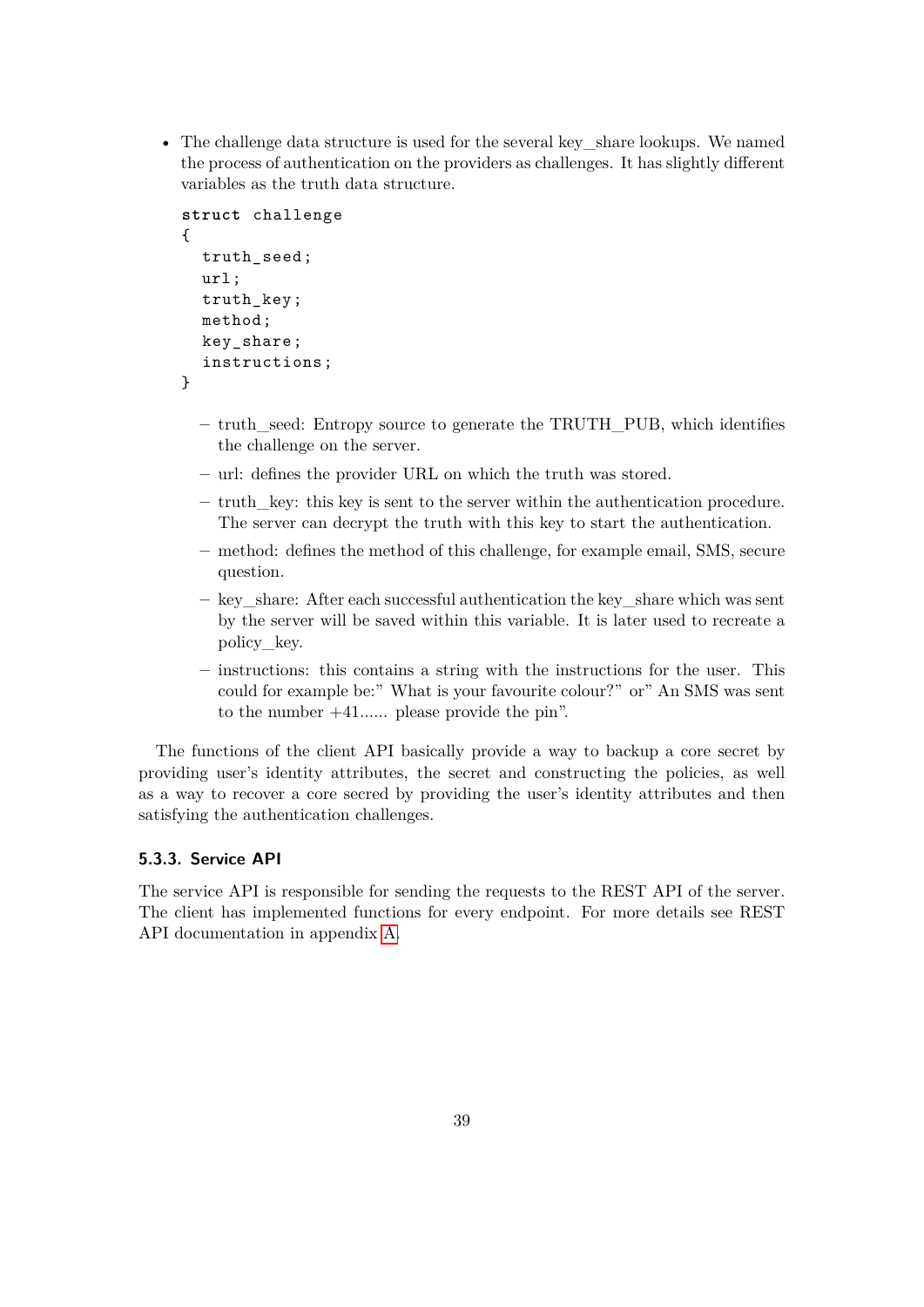- The challenge data structure is used for the several key_share lookups. We named the process of authentication on the providers as challenges. It has slightly different variables as the truth data structure.

  ```
  struct challenge
  {
    truth_seed;
    url;
    truth_key;
    method;
    key_share;
    instructions;
  }
  ```

  - truth_seed: Entropy source to generate the TRUTH_PUB, which identifies the challenge on the server.
  - url: defines the provider URL on which the truth was stored.
  - truth_key: this key is sent to the server within the authentication procedure. The server can decrypt the truth with this key to start the authentication.
  - method: defines the method of this challenge, for example email, SMS, secure question.
  - key_share: After each successful authentication the key_share which was sent by the server will be saved within this variable. It is later used to recreate a policy_key.
  - instructions: this contains a string with the instructions for the user. This could for example be:" What is your favourite colour?" or" An SMS was sent to the number +41...... please provide the pin".

The functions of the client API basically provide a way to backup a core secret by providing user's identity attributes, the secret and constructing the policies, as well as a way to recover a core secred by providing the user's identity attributes and then satisfying the authentication challenges.

### 5.3.3. Service API

The service API is responsible for sending the requests to the REST API of the server. The client has implemented functions for every endpoint. For more details see REST API documentation in appendix A.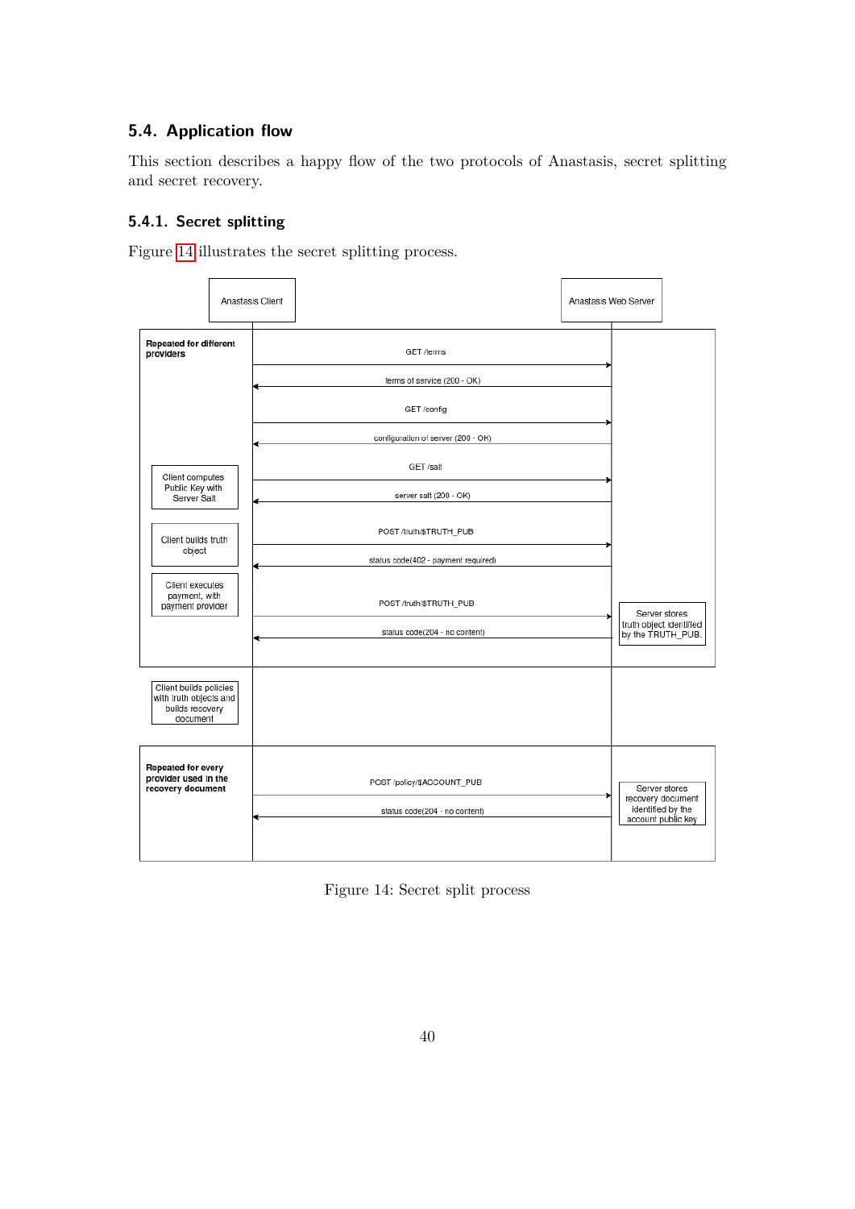## 5.4. Application flow

This section describes a happy flow of the two protocols of Anastasis, secret splitting and secret recovery.

### 5.4.1. Secret splitting

Figure 14 illustrates the secret splitting process.

Anastasis Client

Anastasis Web Server

**Repeated for different providers**

GET /terms

terms of service (200 - OK)

GET /config

configuration of server (200 - OK)

Client computes Public Key with Server Salt

GET /salt

server salt (200 - OK)

Client builds truth object

POST /truth/$TRUTH_PUB

status code(402 - payment required)

Client executes payment, with payment provider

POST /truth/$TRUTH_PUB

Server stores truth object identified by the TRUTH_PUB.

status code(204 - no content)

Client builds policies with truth objects and builds recovery document

**Repeated for every provider used in the recovery document**

POST /policy/$ACCOUNT_PUB

Server stores recovery document identified by the account public key

status code(204 - no content)

Figure 14: Secret split process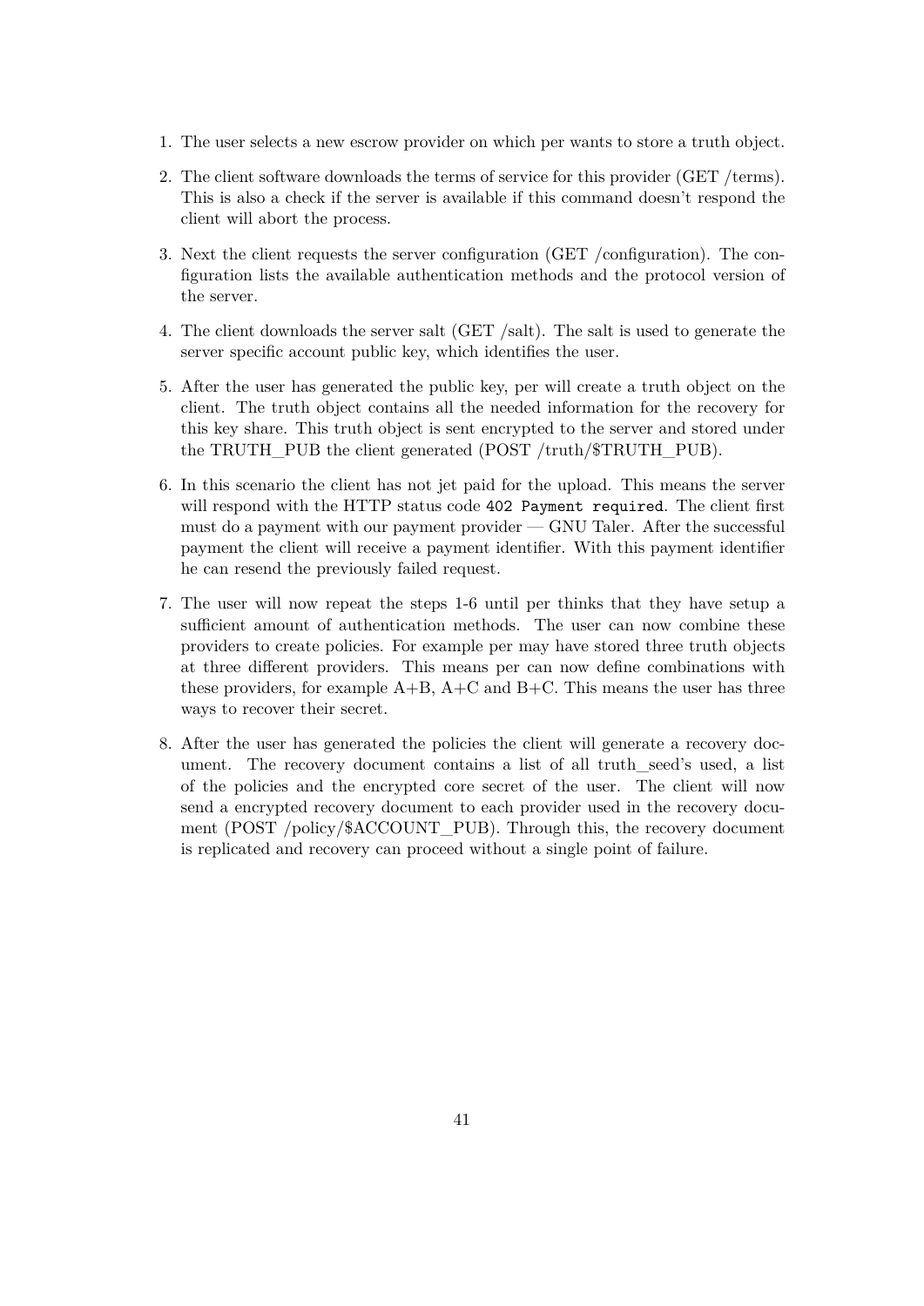1. The user selects a new escrow provider on which per wants to store a truth object.
2. The client software downloads the terms of service for this provider (GET /terms). This is also a check if the server is available if this command doesn't respond the client will abort the process.
3. Next the client requests the server configuration (GET /configuration). The configuration lists the available authentication methods and the protocol version of the server.
4. The client downloads the server salt (GET /salt). The salt is used to generate the server specific account public key, which identifies the user.
5. After the user has generated the public key, per will create a truth object on the client. The truth object contains all the needed information for the recovery for this key share. This truth object is sent encrypted to the server and stored under the TRUTH_PUB the client generated (POST /truth/$TRUTH_PUB).
6. In this scenario the client has not jet paid for the upload. This means the server will respond with the HTTP status code `402 Payment required`. The client first must do a payment with our payment provider — GNU Taler. After the successful payment the client will receive a payment identifier. With this payment identifier he can resend the previously failed request.
7. The user will now repeat the steps 1-6 until per thinks that they have setup a sufficient amount of authentication methods. The user can now combine these providers to create policies. For example per may have stored three truth objects at three different providers. This means per can now define combinations with these providers, for example A+B, A+C and B+C. This means the user has three ways to recover their secret.
8. After the user has generated the policies the client will generate a recovery document. The recovery document contains a list of all truth_seed's used, a list of the policies and the encrypted core secret of the user. The client will now send a encrypted recovery document to each provider used in the recovery document (POST /policy/$ACCOUNT_PUB). Through this, the recovery document is replicated and recovery can proceed without a single point of failure.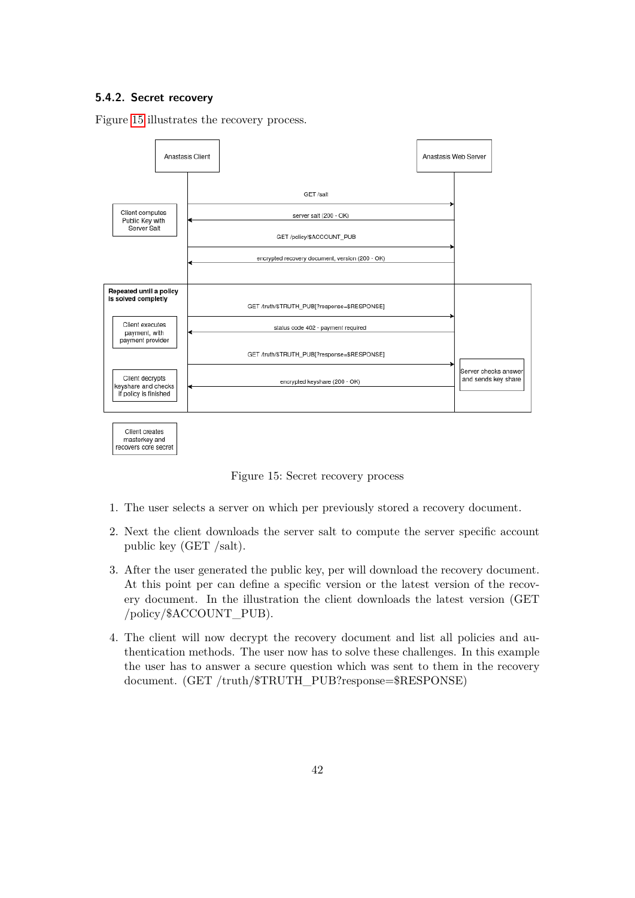### 5.4.2. Secret recovery

Figure 15 illustrates the recovery process.

Figure 15: Secret recovery process

1. The user selects a server on which per previously stored a recovery document.
2. Next the client downloads the server salt to compute the server specific account public key (GET /salt).
3. After the user generated the public key, per will download the recovery document. At this point per can define a specific version or the latest version of the recovery document. In the illustration the client downloads the latest version (GET /policy/$ACCOUNT_PUB).
4. The client will now decrypt the recovery document and list all policies and authentication methods. The user now has to solve these challenges. In this example the user has to answer a secure question which was sent to them in the recovery document. (GET /truth/$TRUTH_PUB?response=$RESPONSE)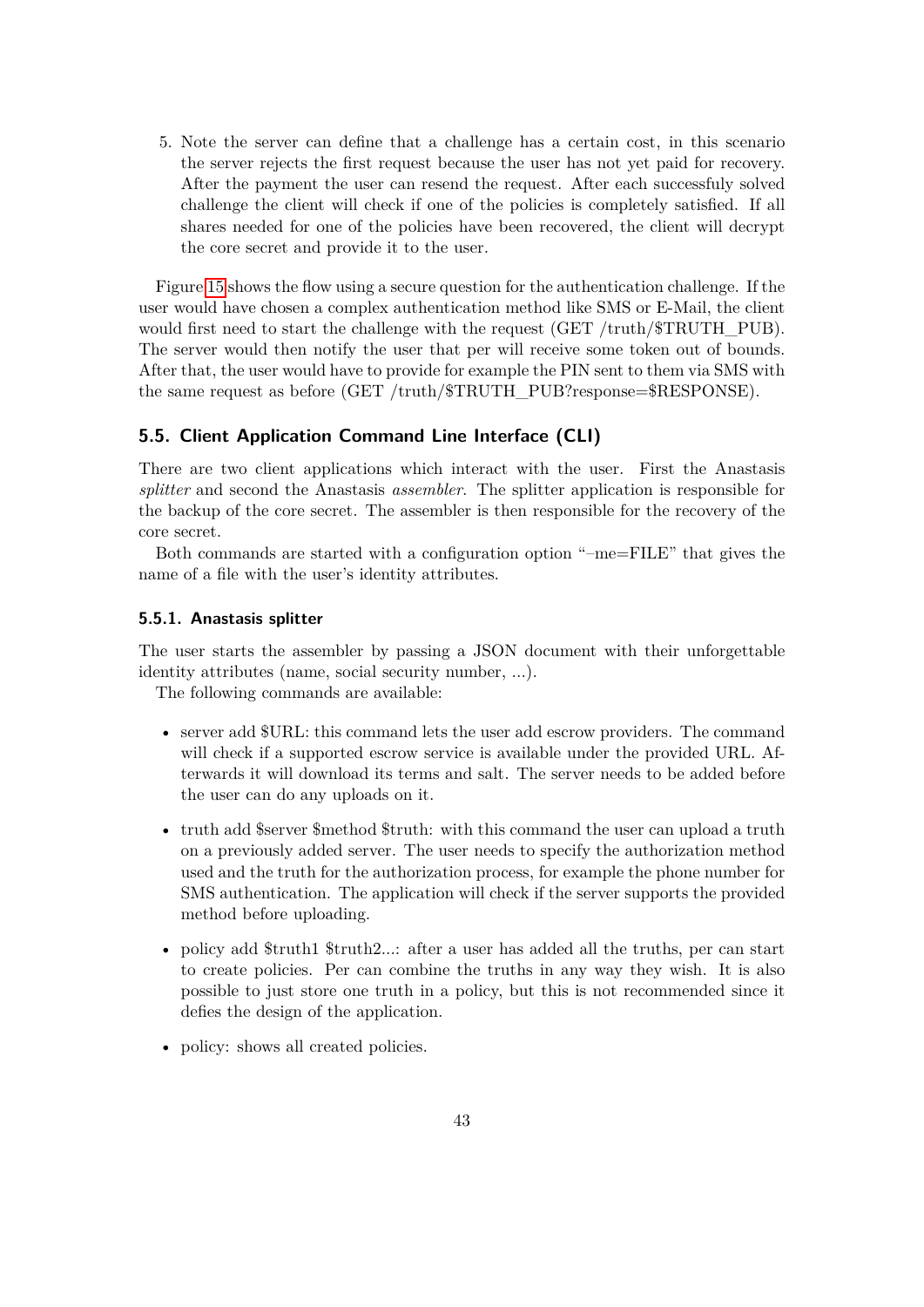5. Note the server can define that a challenge has a certain cost, in this scenario the server rejects the first request because the user has not yet paid for recovery. After the payment the user can resend the request. After each successfuly solved challenge the client will check if one of the policies is completely satisfied. If all shares needed for one of the policies have been recovered, the client will decrypt the core secret and provide it to the user.

Figure 15 shows the flow using a secure question for the authentication challenge. If the user would have chosen a complex authentication method like SMS or E-Mail, the client would first need to start the challenge with the request (GET /truth/$TRUTH_PUB). The server would then notify the user that per will receive some token out of bounds. After that, the user would have to provide for example the PIN sent to them via SMS with the same request as before (GET /truth/$TRUTH_PUB?response=$RESPONSE).

## 5.5. Client Application Command Line Interface (CLI)

There are two client applications which interact with the user. First the Anastasis *splitter* and second the Anastasis *assembler*. The splitter application is responsible for the backup of the core secret. The assembler is then responsible for the recovery of the core secret.

Both commands are started with a configuration option "–me=FILE" that gives the name of a file with the user's identity attributes.

### 5.5.1. Anastasis splitter

The user starts the assembler by passing a JSON document with their unforgettable identity attributes (name, social security number, ...).

The following commands are available:

- server add $URL: this command lets the user add escrow providers. The command will check if a supported escrow service is available under the provided URL. Afterwards it will download its terms and salt. The server needs to be added before the user can do any uploads on it.
- truth add $server $method $truth: with this command the user can upload a truth on a previously added server. The user needs to specify the authorization method used and the truth for the authorization process, for example the phone number for SMS authentication. The application will check if the server supports the provided method before uploading.
- policy add $truth1 $truth2...: after a user has added all the truths, per can start to create policies. Per can combine the truths in any way they wish. It is also possible to just store one truth in a policy, but this is not recommended since it defies the design of the application.
- policy: shows all created policies.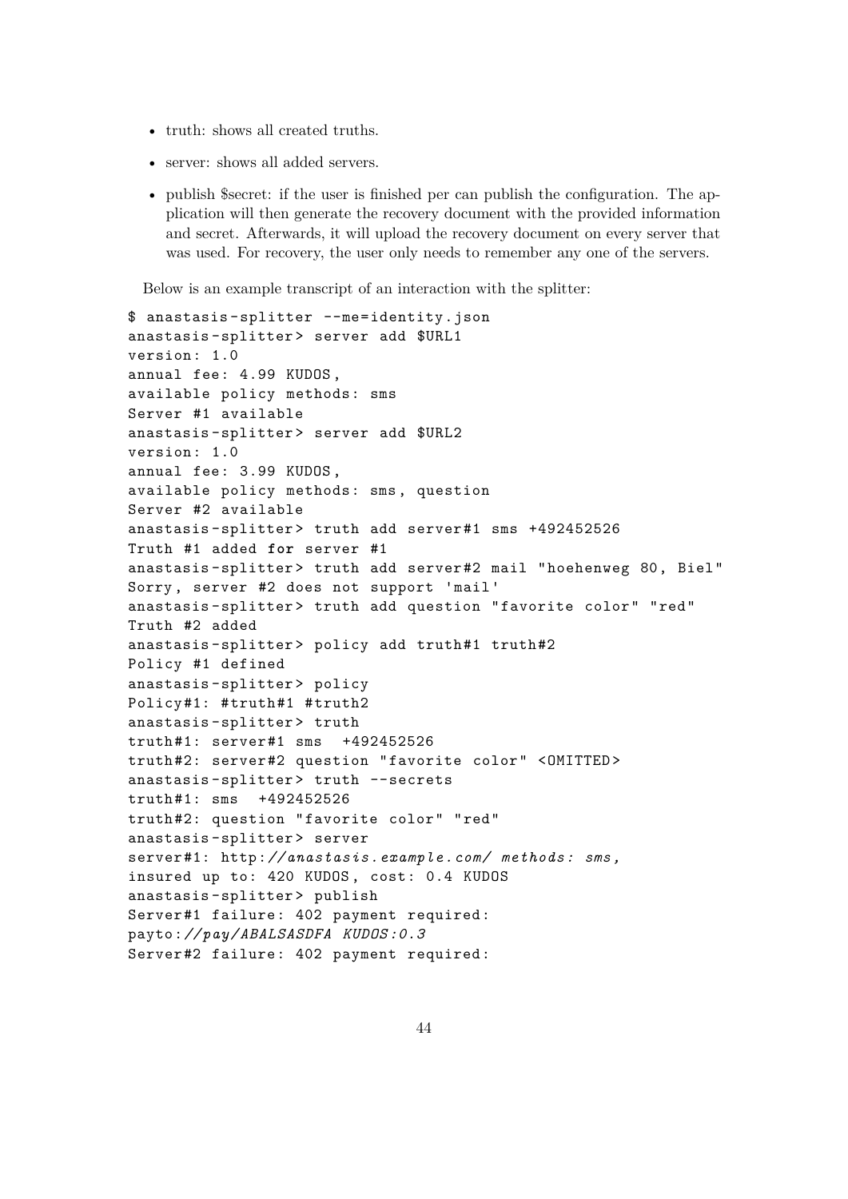- truth: shows all created truths.
- server: shows all added servers.
- publish $secret: if the user is finished per can publish the configuration. The application will then generate the recovery document with the provided information and secret. Afterwards, it will upload the recovery document on every server that was used. For recovery, the user only needs to remember any one of the servers.

Below is an example transcript of an interaction with the splitter:

```
$ anastasis-splitter --me=identity.json
anastasis-splitter> server add $URL1
version: 1.0
annual fee: 4.99 KUDOS,
available policy methods: sms
Server #1 available
anastasis-splitter> server add $URL2
version: 1.0
annual fee: 3.99 KUDOS,
available policy methods: sms, question
Server #2 available
anastasis-splitter> truth add server#1 sms +492452526
Truth #1 added for server #1
anastasis-splitter> truth add server#2 mail "hoehenweg 80, Biel"
Sorry, server #2 does not support 'mail'
anastasis-splitter> truth add question "favorite color" "red"
Truth #2 added
anastasis-splitter> policy add truth#1 truth#2
Policy #1 defined
anastasis-splitter> policy
Policy#1: #truth#1 #truth2
anastasis-splitter> truth
truth#1: server#1 sms  +492452526
truth#2: server#2 question "favorite color" <OMITTED>
anastasis-splitter> truth --secrets
truth#1: sms  +492452526
truth#2: question "favorite color" "red"
anastasis-splitter> server
server#1: http://anastasis.example.com/ methods: sms,
insured up to: 420 KUDOS, cost: 0.4 KUDOS
anastasis-splitter> publish
Server#1 failure: 402 payment required:
payto://pay/ABALSASDFA KUDOS:0.3
Server#2 failure: 402 payment required:
```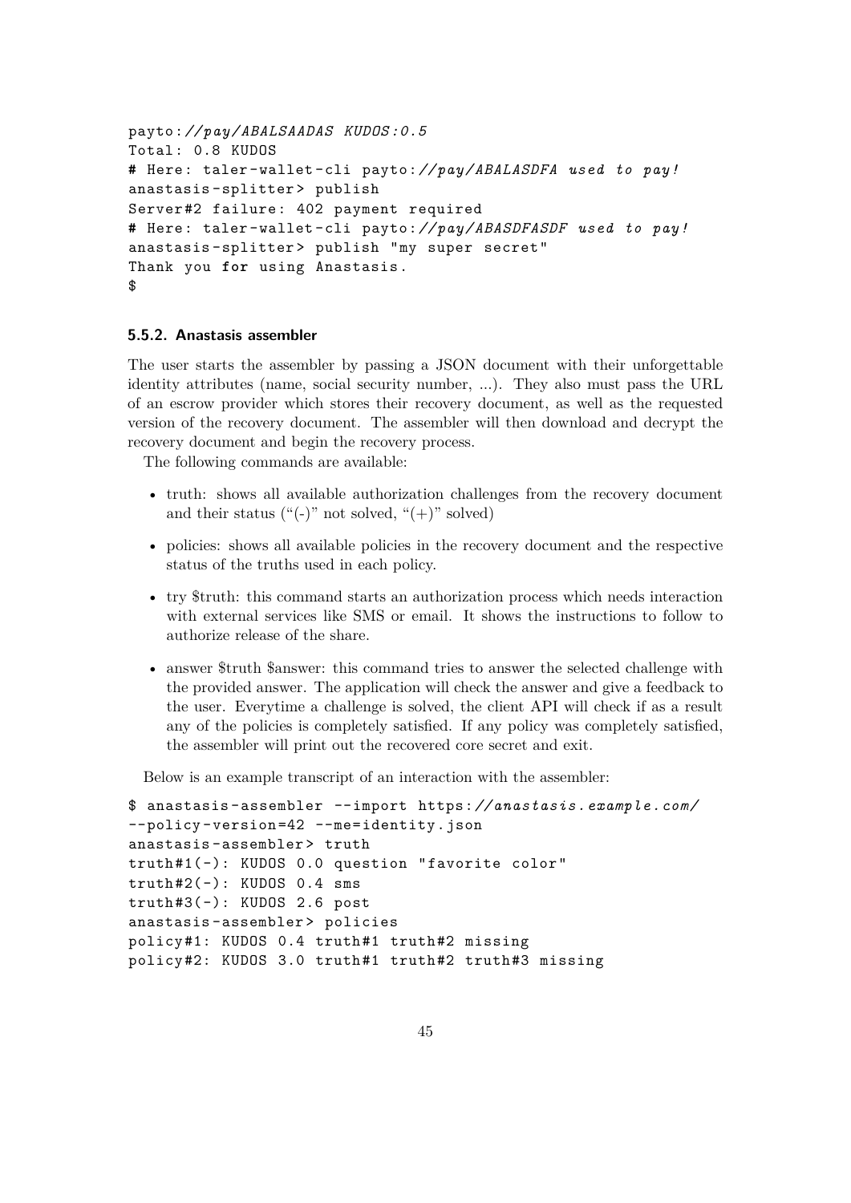```
payto://pay/ABALSAADAS KUDOS:0.5
Total: 0.8 KUDOS
# Here: taler-wallet-cli payto://pay/ABALASDFA used to pay!
anastasis-splitter> publish
Server#2 failure: 402 payment required
# Here: taler-wallet-cli payto://pay/ABASDFASDF used to pay!
anastasis-splitter> publish "my super secret"
Thank you for using Anastasis.
$
```

#### 5.5.2. Anastasis assembler

The user starts the assembler by passing a JSON document with their unforgettable identity attributes (name, social security number, ...). They also must pass the URL of an escrow provider which stores their recovery document, as well as the requested version of the recovery document. The assembler will then download and decrypt the recovery document and begin the recovery process.

The following commands are available:

- truth: shows all available authorization challenges from the recovery document and their status ("(-)" not solved, "(+)" solved)
- policies: shows all available policies in the recovery document and the respective status of the truths used in each policy.
- try $truth: this command starts an authorization process which needs interaction with external services like SMS or email. It shows the instructions to follow to authorize release of the share.
- answer $truth $answer: this command tries to answer the selected challenge with the provided answer. The application will check the answer and give a feedback to the user. Everytime a challenge is solved, the client API will check if as a result any of the policies is completely satisfied. If any policy was completely satisfied, the assembler will print out the recovered core secret and exit.

Below is an example transcript of an interaction with the assembler:

```
$ anastasis-assembler --import https://anastasis.example.com/
--policy-version=42 --me=identity.json
anastasis-assembler> truth
truth#1(-): KUDOS 0.0 question "favorite color"
truth#2(-): KUDOS 0.4 sms
truth#3(-): KUDOS 2.6 post
anastasis-assembler> policies
policy#1: KUDOS 0.4 truth#1 truth#2 missing
policy#2: KUDOS 3.0 truth#1 truth#2 truth#3 missing
```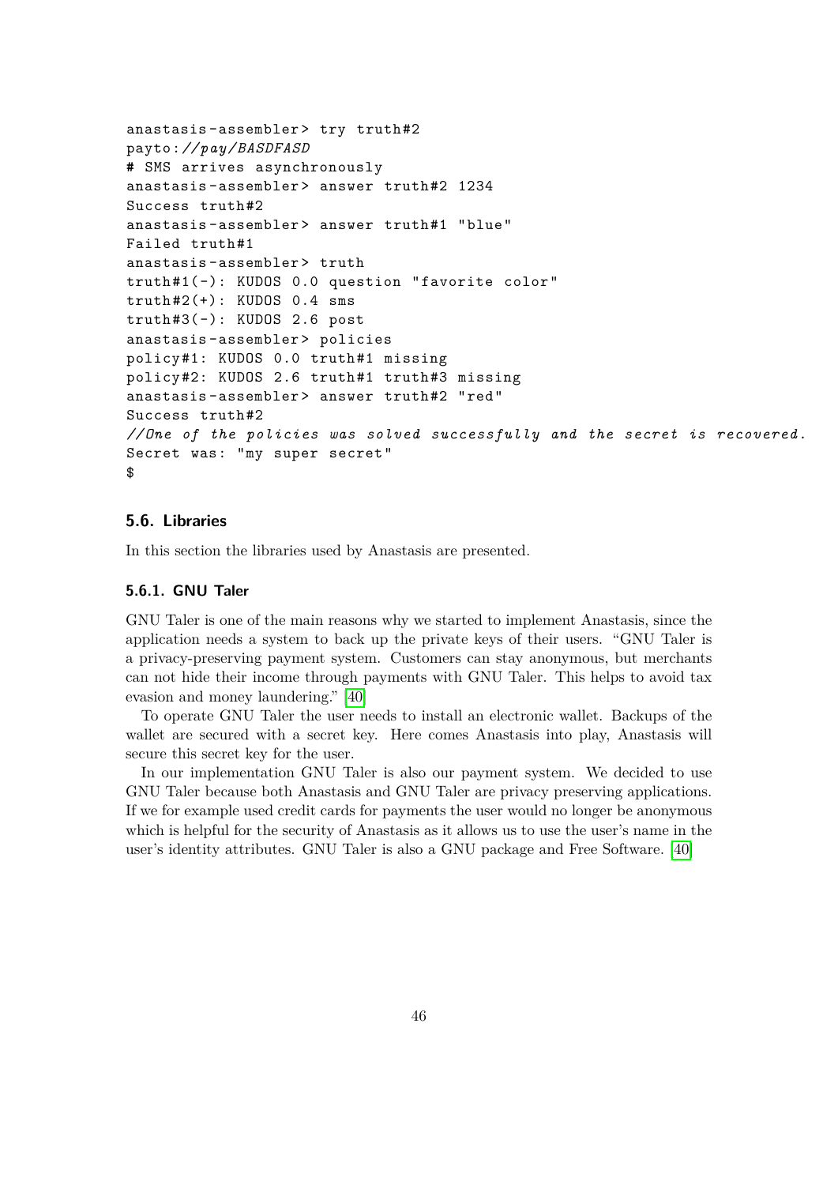```
anastasis-assembler> try truth#2
payto://pay/BASDFASD
# SMS arrives asynchronously
anastasis-assembler> answer truth#2 1234
Success truth#2
anastasis-assembler> answer truth#1 "blue"
Failed truth#1
anastasis-assembler> truth
truth#1(-): KUDOS 0.0 question "favorite color"
truth#2(+): KUDOS 0.4 sms
truth#3(-): KUDOS 2.6 post
anastasis-assembler> policies
policy#1: KUDOS 0.0 truth#1 missing
policy#2: KUDOS 2.6 truth#1 truth#3 missing
anastasis-assembler> answer truth#2 "red"
Success truth#2
//One of the policies was solved successfully and the secret is recovered.
Secret was: "my super secret"
$
```

### 5.6. Libraries

In this section the libraries used by Anastasis are presented.

#### 5.6.1. GNU Taler

GNU Taler is one of the main reasons why we started to implement Anastasis, since the application needs a system to back up the private keys of their users. "GNU Taler is a privacy-preserving payment system. Customers can stay anonymous, but merchants can not hide their income through payments with GNU Taler. This helps to avoid tax evasion and money laundering." [40]

To operate GNU Taler the user needs to install an electronic wallet. Backups of the wallet are secured with a secret key. Here comes Anastasis into play, Anastasis will secure this secret key for the user.

In our implementation GNU Taler is also our payment system. We decided to use GNU Taler because both Anastasis and GNU Taler are privacy preserving applications. If we for example used credit cards for payments the user would no longer be anonymous which is helpful for the security of Anastasis as it allows us to use the user's name in the user's identity attributes. GNU Taler is also a GNU package and Free Software. [40]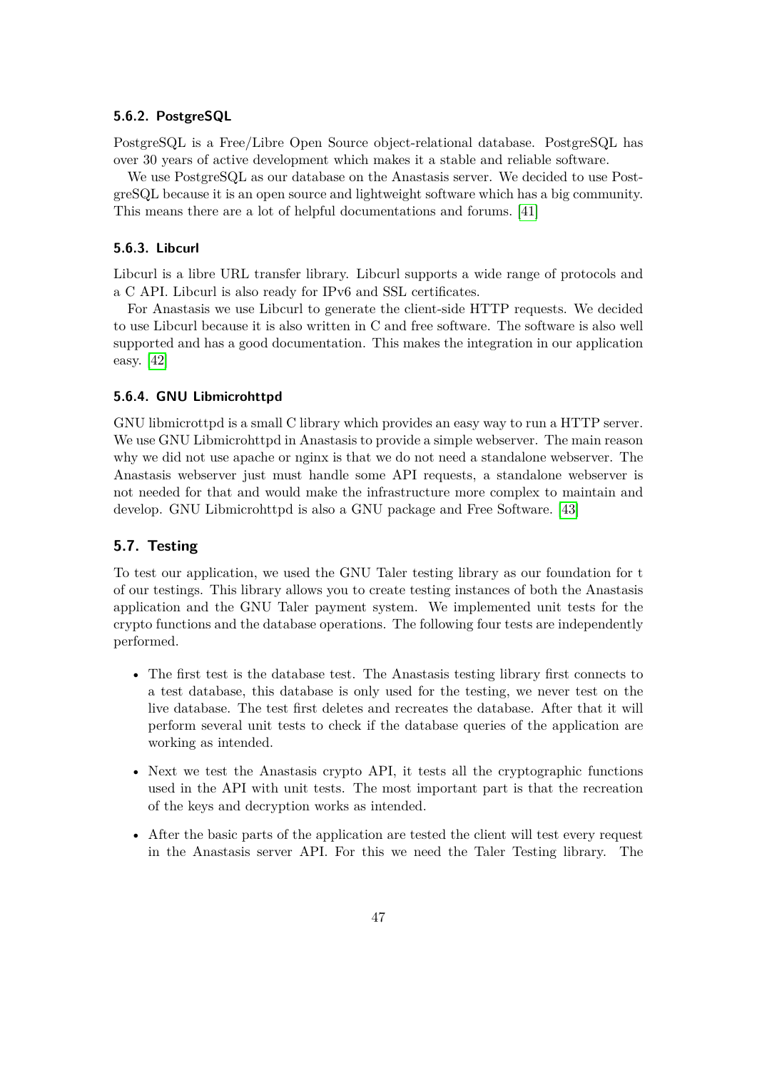### 5.6.2. PostgreSQL

PostgreSQL is a Free/Libre Open Source object-relational database. PostgreSQL has over 30 years of active development which makes it a stable and reliable software.

We use PostgreSQL as our database on the Anastasis server. We decided to use PostgreSQL because it is an open source and lightweight software which has a big community. This means there are a lot of helpful documentations and forums. [41]

### 5.6.3. Libcurl

Libcurl is a libre URL transfer library. Libcurl supports a wide range of protocols and a C API. Libcurl is also ready for IPv6 and SSL certificates.

For Anastasis we use Libcurl to generate the client-side HTTP requests. We decided to use Libcurl because it is also written in C and free software. The software is also well supported and has a good documentation. This makes the integration in our application easy. [42]

### 5.6.4. GNU Libmicrohttpd

GNU libmicrottpd is a small C library which provides an easy way to run a HTTP server. We use GNU Libmicrohttpd in Anastasis to provide a simple webserver. The main reason why we did not use apache or nginx is that we do not need a standalone webserver. The Anastasis webserver just must handle some API requests, a standalone webserver is not needed for that and would make the infrastructure more complex to maintain and develop. GNU Libmicrohttpd is also a GNU package and Free Software. [43]

## 5.7. Testing

To test our application, we used the GNU Taler testing library as our foundation for t of our testings. This library allows you to create testing instances of both the Anastasis application and the GNU Taler payment system. We implemented unit tests for the crypto functions and the database operations. The following four tests are independently performed.

- The first test is the database test. The Anastasis testing library first connects to a test database, this database is only used for the testing, we never test on the live database. The test first deletes and recreates the database. After that it will perform several unit tests to check if the database queries of the application are working as intended.
- Next we test the Anastasis crypto API, it tests all the cryptographic functions used in the API with unit tests. The most important part is that the recreation of the keys and decryption works as intended.
- After the basic parts of the application are tested the client will test every request in the Anastasis server API. For this we need the Taler Testing library. The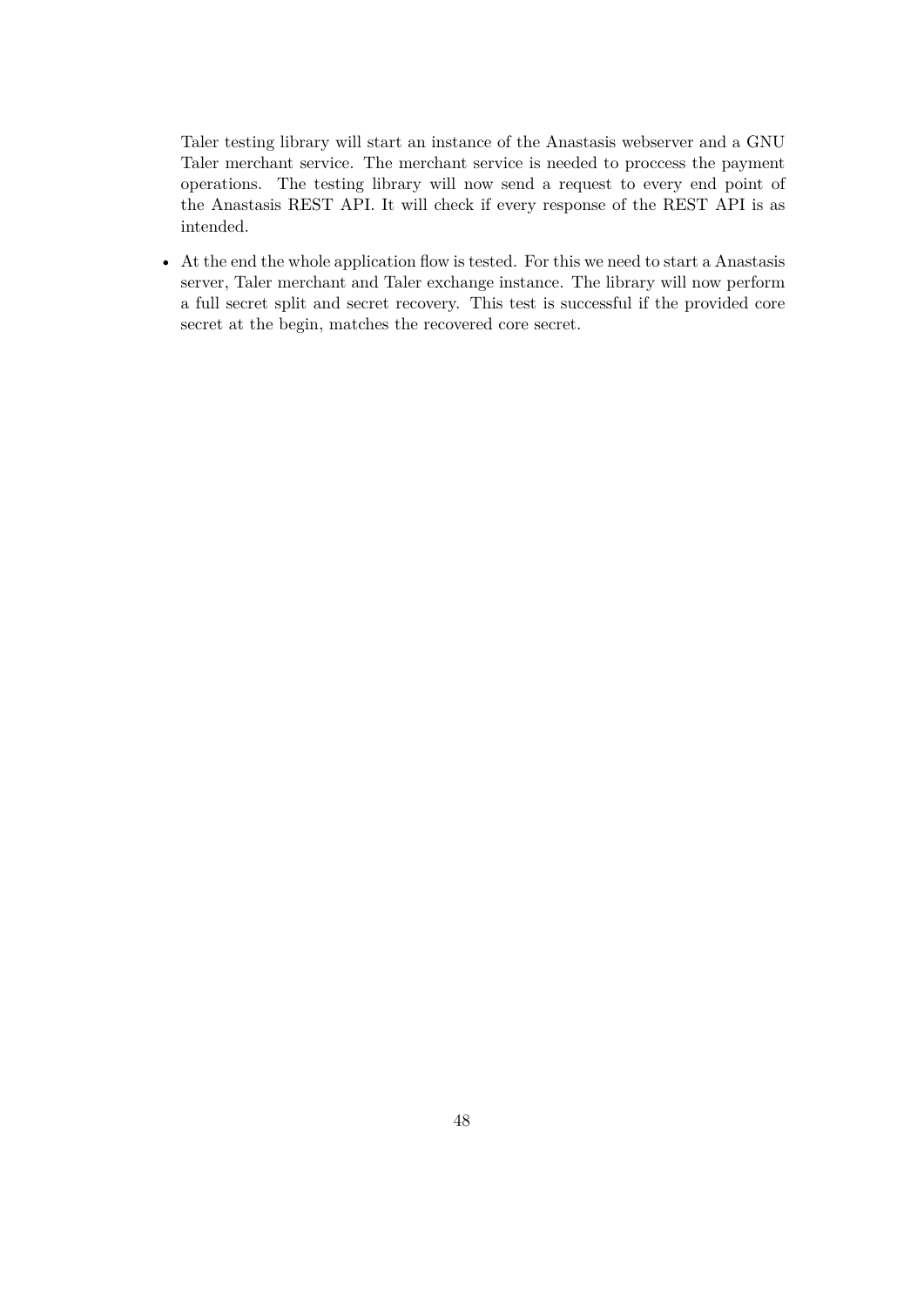Taler testing library will start an instance of the Anastasis webserver and a GNU Taler merchant service. The merchant service is needed to proccess the payment operations. The testing library will now send a request to every end point of the Anastasis REST API. It will check if every response of the REST API is as intended.

- At the end the whole application flow is tested. For this we need to start a Anastasis server, Taler merchant and Taler exchange instance. The library will now perform a full secret split and secret recovery. This test is successful if the provided core secret at the begin, matches the recovered core secret.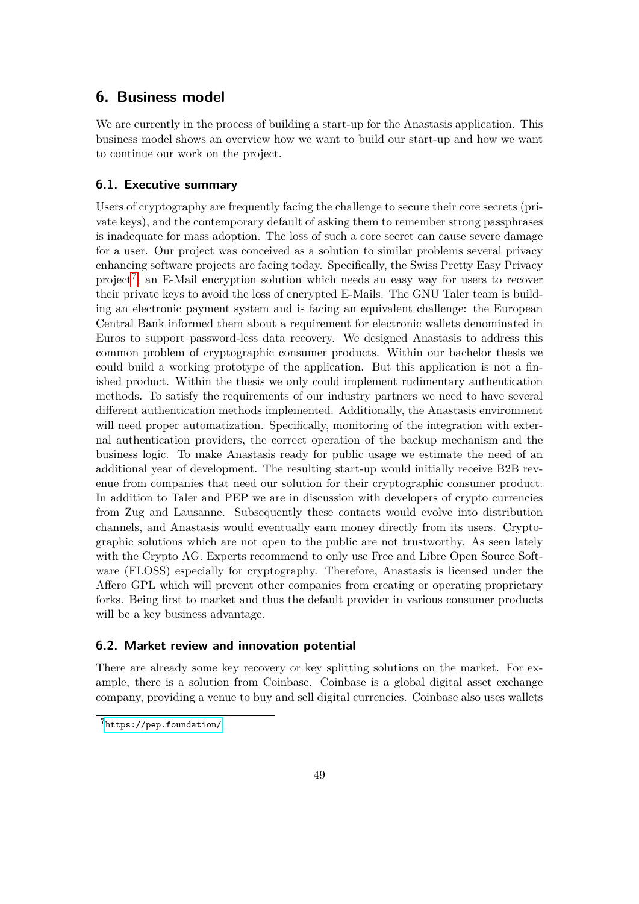# 6. Business model

We are currently in the process of building a start-up for the Anastasis application. This business model shows an overview how we want to build our start-up and how we want to continue our work on the project.

## 6.1. Executive summary

Users of cryptography are frequently facing the challenge to secure their core secrets (private keys), and the contemporary default of asking them to remember strong passphrases is inadequate for mass adoption. The loss of such a core secret can cause severe damage for a user. Our project was conceived as a solution to similar problems several privacy enhancing software projects are facing today. Specifically, the Swiss Pretty Easy Privacy project[7], an E-Mail encryption solution which needs an easy way for users to recover their private keys to avoid the loss of encrypted E-Mails. The GNU Taler team is building an electronic payment system and is facing an equivalent challenge: the European Central Bank informed them about a requirement for electronic wallets denominated in Euros to support password-less data recovery. We designed Anastasis to address this common problem of cryptographic consumer products. Within our bachelor thesis we could build a working prototype of the application. But this application is not a finished product. Within the thesis we only could implement rudimentary authentication methods. To satisfy the requirements of our industry partners we need to have several different authentication methods implemented. Additionally, the Anastasis environment will need proper automatization. Specifically, monitoring of the integration with external authentication providers, the correct operation of the backup mechanism and the business logic. To make Anastasis ready for public usage we estimate the need of an additional year of development. The resulting start-up would initially receive B2B revenue from companies that need our solution for their cryptographic consumer product. In addition to Taler and PEP we are in discussion with developers of crypto currencies from Zug and Lausanne. Subsequently these contacts would evolve into distribution channels, and Anastasis would eventually earn money directly from its users. Cryptographic solutions which are not open to the public are not trustworthy. As seen lately with the Crypto AG. Experts recommend to only use Free and Libre Open Source Software (FLOSS) especially for cryptography. Therefore, Anastasis is licensed under the Affero GPL which will prevent other companies from creating or operating proprietary forks. Being first to market and thus the default provider in various consumer products will be a key business advantage.

## 6.2. Market review and innovation potential

There are already some key recovery or key splitting solutions on the market. For example, there is a solution from Coinbase. Coinbase is a global digital asset exchange company, providing a venue to buy and sell digital currencies. Coinbase also uses wallets

[7] https://pep.foundation/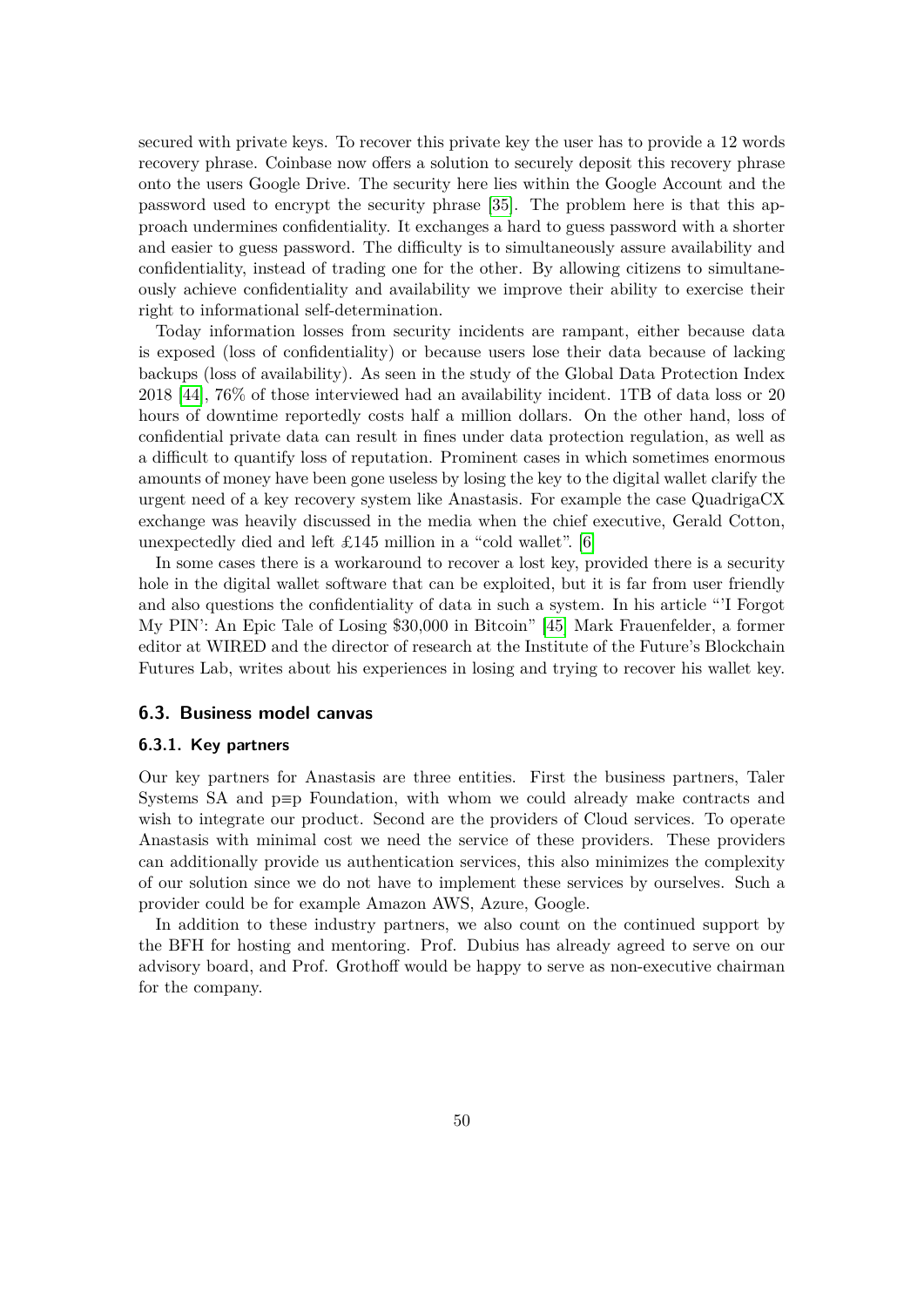secured with private keys. To recover this private key the user has to provide a 12 words recovery phrase. Coinbase now offers a solution to securely deposit this recovery phrase onto the users Google Drive. The security here lies within the Google Account and the password used to encrypt the security phrase [35]. The problem here is that this approach undermines confidentiality. It exchanges a hard to guess password with a shorter and easier to guess password. The difficulty is to simultaneously assure availability and confidentiality, instead of trading one for the other. By allowing citizens to simultaneously achieve confidentiality and availability we improve their ability to exercise their right to informational self-determination.

Today information losses from security incidents are rampant, either because data is exposed (loss of confidentiality) or because users lose their data because of lacking backups (loss of availability). As seen in the study of the Global Data Protection Index 2018 [44], 76% of those interviewed had an availability incident. 1TB of data loss or 20 hours of downtime reportedly costs half a million dollars. On the other hand, loss of confidential private data can result in fines under data protection regulation, as well as a difficult to quantify loss of reputation. Prominent cases in which sometimes enormous amounts of money have been gone useless by losing the key to the digital wallet clarify the urgent need of a key recovery system like Anastasis. For example the case QuadrigaCX exchange was heavily discussed in the media when the chief executive, Gerald Cotton, unexpectedly died and left £145 million in a "cold wallet". [6]

In some cases there is a workaround to recover a lost key, provided there is a security hole in the digital wallet software that can be exploited, but it is far from user friendly and also questions the confidentiality of data in such a system. In his article "'I Forgot My PIN': An Epic Tale of Losing $30,000 in Bitcoin" [45] Mark Frauenfelder, a former editor at WIRED and the director of research at the Institute of the Future's Blockchain Futures Lab, writes about his experiences in losing and trying to recover his wallet key.

## 6.3. Business model canvas

### 6.3.1. Key partners

Our key partners for Anastasis are three entities. First the business partners, Taler Systems SA and p≡p Foundation, with whom we could already make contracts and wish to integrate our product. Second are the providers of Cloud services. To operate Anastasis with minimal cost we need the service of these providers. These providers can additionally provide us authentication services, this also minimizes the complexity of our solution since we do not have to implement these services by ourselves. Such a provider could be for example Amazon AWS, Azure, Google.

In addition to these industry partners, we also count on the continued support by the BFH for hosting and mentoring. Prof. Dubius has already agreed to serve on our advisory board, and Prof. Grothoff would be happy to serve as non-executive chairman for the company.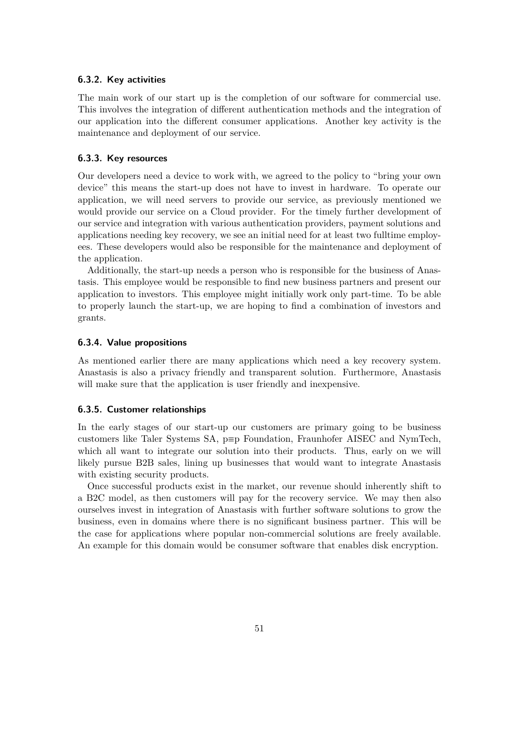### 6.3.2. Key activities

The main work of our start up is the completion of our software for commercial use. This involves the integration of different authentication methods and the integration of our application into the different consumer applications. Another key activity is the maintenance and deployment of our service.

### 6.3.3. Key resources

Our developers need a device to work with, we agreed to the policy to "bring your own device" this means the start-up does not have to invest in hardware. To operate our application, we will need servers to provide our service, as previously mentioned we would provide our service on a Cloud provider. For the timely further development of our service and integration with various authentication providers, payment solutions and applications needing key recovery, we see an initial need for at least two fulltime employees. These developers would also be responsible for the maintenance and deployment of the application.

Additionally, the start-up needs a person who is responsible for the business of Anastasis. This employee would be responsible to find new business partners and present our application to investors. This employee might initially work only part-time. To be able to properly launch the start-up, we are hoping to find a combination of investors and grants.

### 6.3.4. Value propositions

As mentioned earlier there are many applications which need a key recovery system. Anastasis is also a privacy friendly and transparent solution. Furthermore, Anastasis will make sure that the application is user friendly and inexpensive.

### 6.3.5. Customer relationships

In the early stages of our start-up our customers are primary going to be business customers like Taler Systems SA, p≡p Foundation, Fraunhofer AISEC and NymTech, which all want to integrate our solution into their products. Thus, early on we will likely pursue B2B sales, lining up businesses that would want to integrate Anastasis with existing security products.

Once successful products exist in the market, our revenue should inherently shift to a B2C model, as then customers will pay for the recovery service. We may then also ourselves invest in integration of Anastasis with further software solutions to grow the business, even in domains where there is no significant business partner. This will be the case for applications where popular non-commercial solutions are freely available. An example for this domain would be consumer software that enables disk encryption.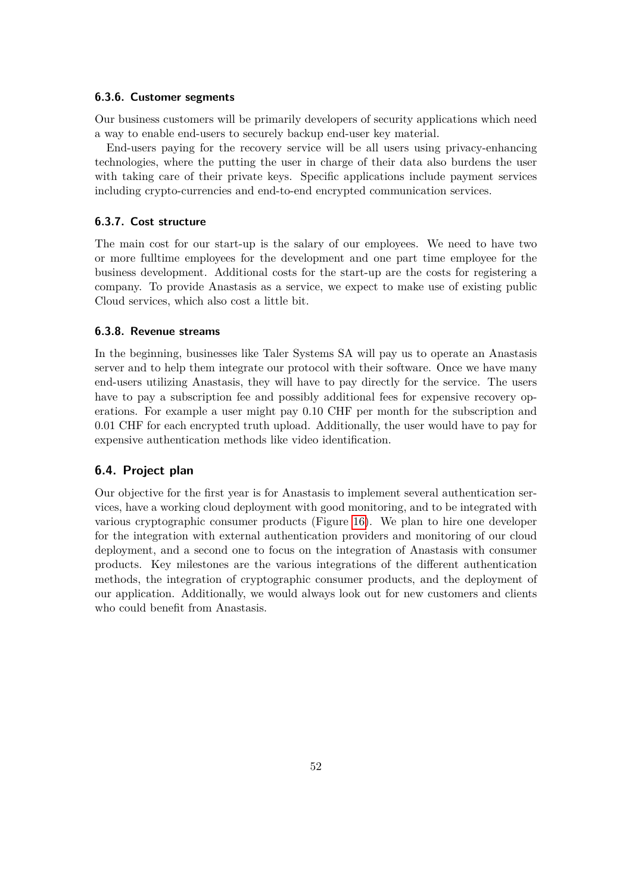#### 6.3.6. Customer segments

Our business customers will be primarily developers of security applications which need a way to enable end-users to securely backup end-user key material.

End-users paying for the recovery service will be all users using privacy-enhancing technologies, where the putting the user in charge of their data also burdens the user with taking care of their private keys. Specific applications include payment services including crypto-currencies and end-to-end encrypted communication services.

#### 6.3.7. Cost structure

The main cost for our start-up is the salary of our employees. We need to have two or more fulltime employees for the development and one part time employee for the business development. Additional costs for the start-up are the costs for registering a company. To provide Anastasis as a service, we expect to make use of existing public Cloud services, which also cost a little bit.

#### 6.3.8. Revenue streams

In the beginning, businesses like Taler Systems SA will pay us to operate an Anastasis server and to help them integrate our protocol with their software. Once we have many end-users utilizing Anastasis, they will have to pay directly for the service. The users have to pay a subscription fee and possibly additional fees for expensive recovery operations. For example a user might pay 0.10 CHF per month for the subscription and 0.01 CHF for each encrypted truth upload. Additionally, the user would have to pay for expensive authentication methods like video identification.

### 6.4. Project plan

Our objective for the first year is for Anastasis to implement several authentication services, have a working cloud deployment with good monitoring, and to be integrated with various cryptographic consumer products (Figure 16). We plan to hire one developer for the integration with external authentication providers and monitoring of our cloud deployment, and a second one to focus on the integration of Anastasis with consumer products. Key milestones are the various integrations of the different authentication methods, the integration of cryptographic consumer products, and the deployment of our application. Additionally, we would always look out for new customers and clients who could benefit from Anastasis.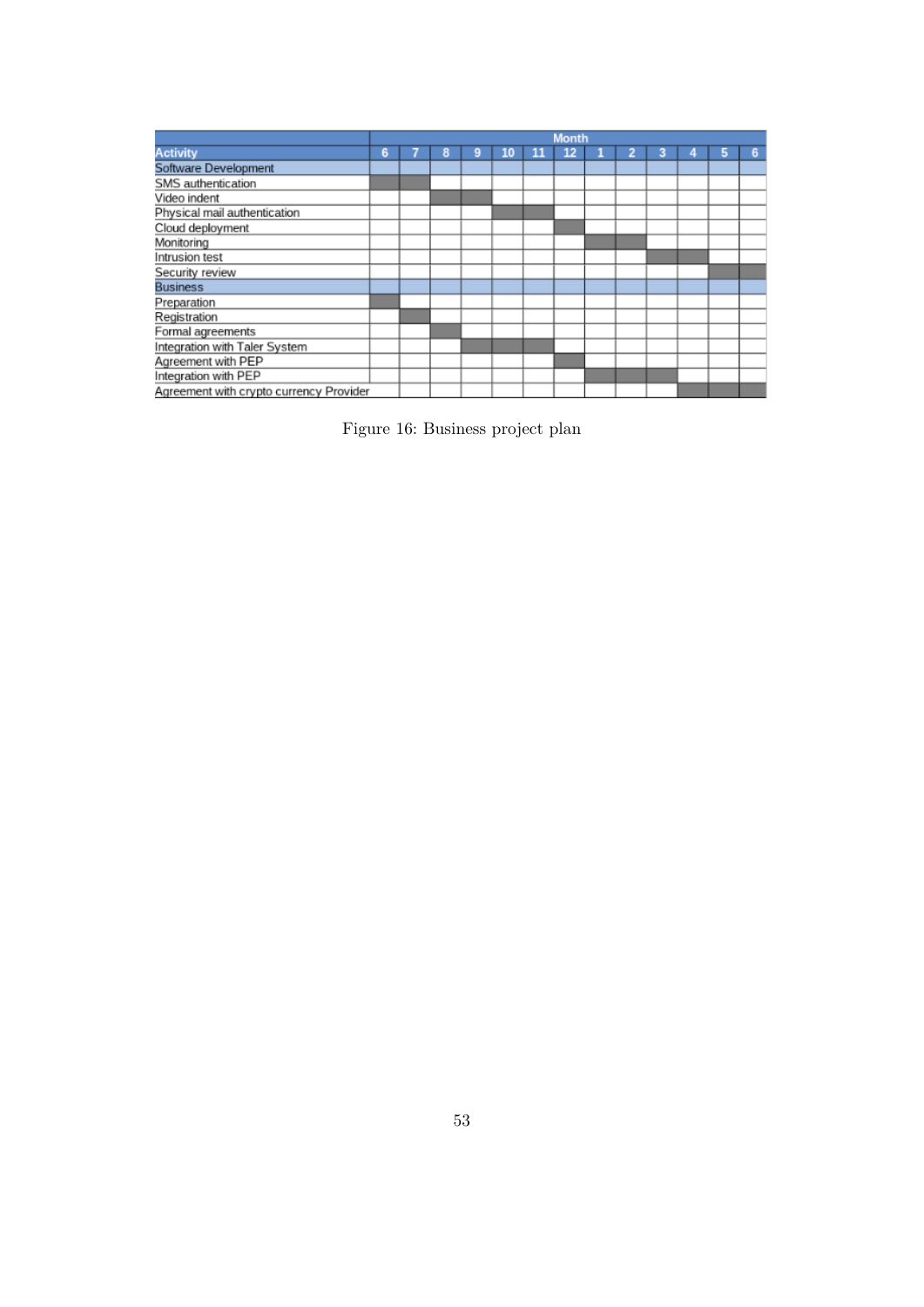| Activity | Month | | | | | | | | | | | | |
|---|---|---|---|---|---|---|---|---|---|---|---|---|---|
| | 6 | 7 | 8 | 9 | 10 | 11 | 12 | 1 | 2 | 3 | 4 | 5 | 6 |
| Software Development | | | | | | | | | | | | | |
| SMS authentication | ■ | ■ | | | | | | | | | | | |
| Video indent | | | ■ | ■ | | | | | | | | | |
| Physical mail authentication | | | | | ■ | ■ | | | | | | | |
| Cloud deployment | | | | | | | ■ | | | | | | |
| Monitoring | | | | | | | | ■ | ■ | | | | |
| Intrusion test | | | | | | | | | | ■ | ■ | | |
| Security review | | | | | | | | | | | | ■ | ■ |
| Business | | | | | | | | | | | | | |
| Preparation | ■ | | | | | | | | | | | | |
| Registration | | ■ | | | | | | | | | | | |
| Formal agreements | | | ■ | | | | | | | | | | |
| Integration with Taler System | | | | ■ | ■ | ■ | | | | | | | |
| Agreement with PEP | | | | | | | ■ | | | | | | |
| Integration with PEP | | | | | | | | ■ | ■ | ■ | | | |
| Agreement with crypto currency Provider | | | | | | | | | | | ■ | ■ | ■ |

Figure 16: Business project plan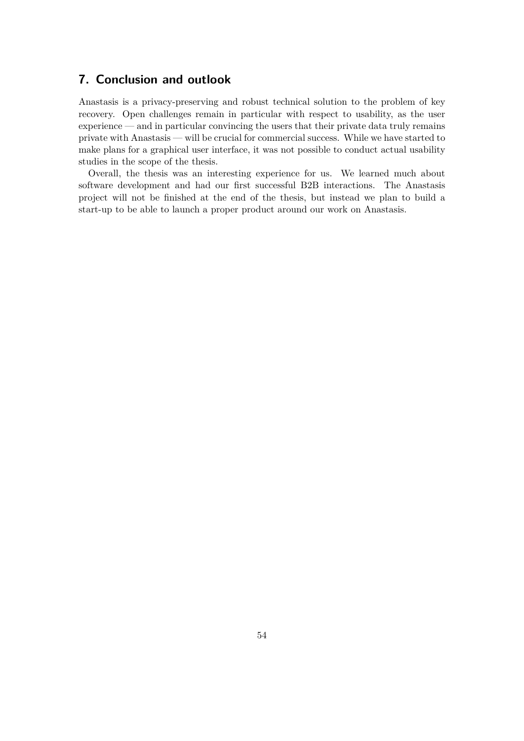# 7. Conclusion and outlook

Anastasis is a privacy-preserving and robust technical solution to the problem of key recovery. Open challenges remain in particular with respect to usability, as the user experience — and in particular convincing the users that their private data truly remains private with Anastasis — will be crucial for commercial success. While we have started to make plans for a graphical user interface, it was not possible to conduct actual usability studies in the scope of the thesis.

Overall, the thesis was an interesting experience for us. We learned much about software development and had our first successful B2B interactions. The Anastasis project will not be finished at the end of the thesis, but instead we plan to build a start-up to be able to launch a proper product around our work on Anastasis.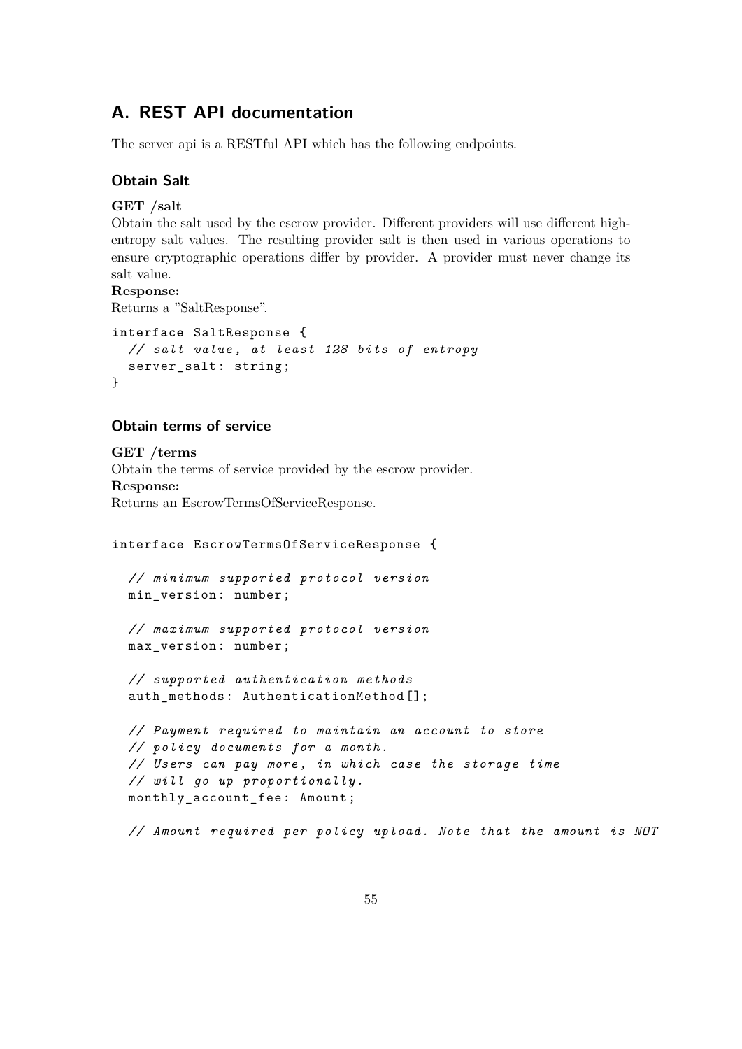# A. REST API documentation

The server api is a RESTful API which has the following endpoints.

### Obtain Salt

**GET /salt**
Obtain the salt used by the escrow provider. Different providers will use different high-entropy salt values. The resulting provider salt is then used in various operations to ensure cryptographic operations differ by provider. A provider must never change its salt value.
**Response:**
Returns a "SaltResponse".

```
interface SaltResponse {
  // salt value, at least 128 bits of entropy
  server_salt: string;
}
```

### Obtain terms of service

**GET /terms**
Obtain the terms of service provided by the escrow provider.
**Response:**
Returns an EscrowTermsOfServiceResponse.

```
interface EscrowTermsOfServiceResponse {

  // minimum supported protocol version
  min_version: number;

  // maximum supported protocol version
  max_version: number;

  // supported authentication methods
  auth_methods: AuthenticationMethod[];

  // Payment required to maintain an account to store
  // policy documents for a month.
  // Users can pay more, in which case the storage time
  // will go up proportionally.
  monthly_account_fee: Amount;

  // Amount required per policy upload. Note that the amount is NOT
```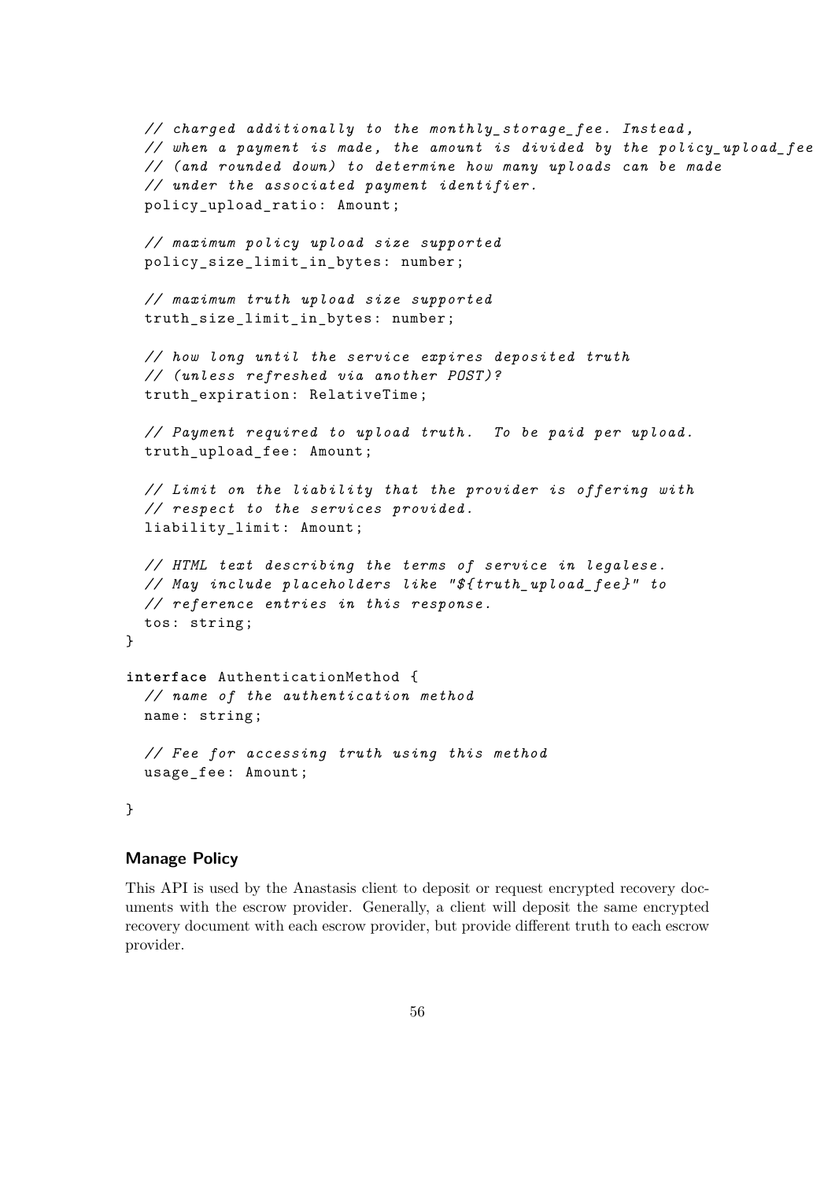```
  // charged additionally to the monthly_storage_fee. Instead,
  // when a payment is made, the amount is divided by the policy_upload_fee
  // (and rounded down) to determine how many uploads can be made
  // under the associated payment identifier.
  policy_upload_ratio: Amount;

  // maximum policy upload size supported
  policy_size_limit_in_bytes: number;

  // maximum truth upload size supported
  truth_size_limit_in_bytes: number;

  // how long until the service expires deposited truth
  // (unless refreshed via another POST)?
  truth_expiration: RelativeTime;

  // Payment required to upload truth.  To be paid per upload.
  truth_upload_fee: Amount;

  // Limit on the liability that the provider is offering with
  // respect to the services provided.
  liability_limit: Amount;

  // HTML text describing the terms of service in legalese.
  // May include placeholders like "${truth_upload_fee}" to
  // reference entries in this response.
  tos: string;
}

interface AuthenticationMethod {
  // name of the authentication method
  name: string;

  // Fee for accessing truth using this method
  usage_fee: Amount;

}
```

#### Manage Policy

This API is used by the Anastasis client to deposit or request encrypted recovery documents with the escrow provider. Generally, a client will deposit the same encrypted recovery document with each escrow provider, but provide different truth to each escrow provider.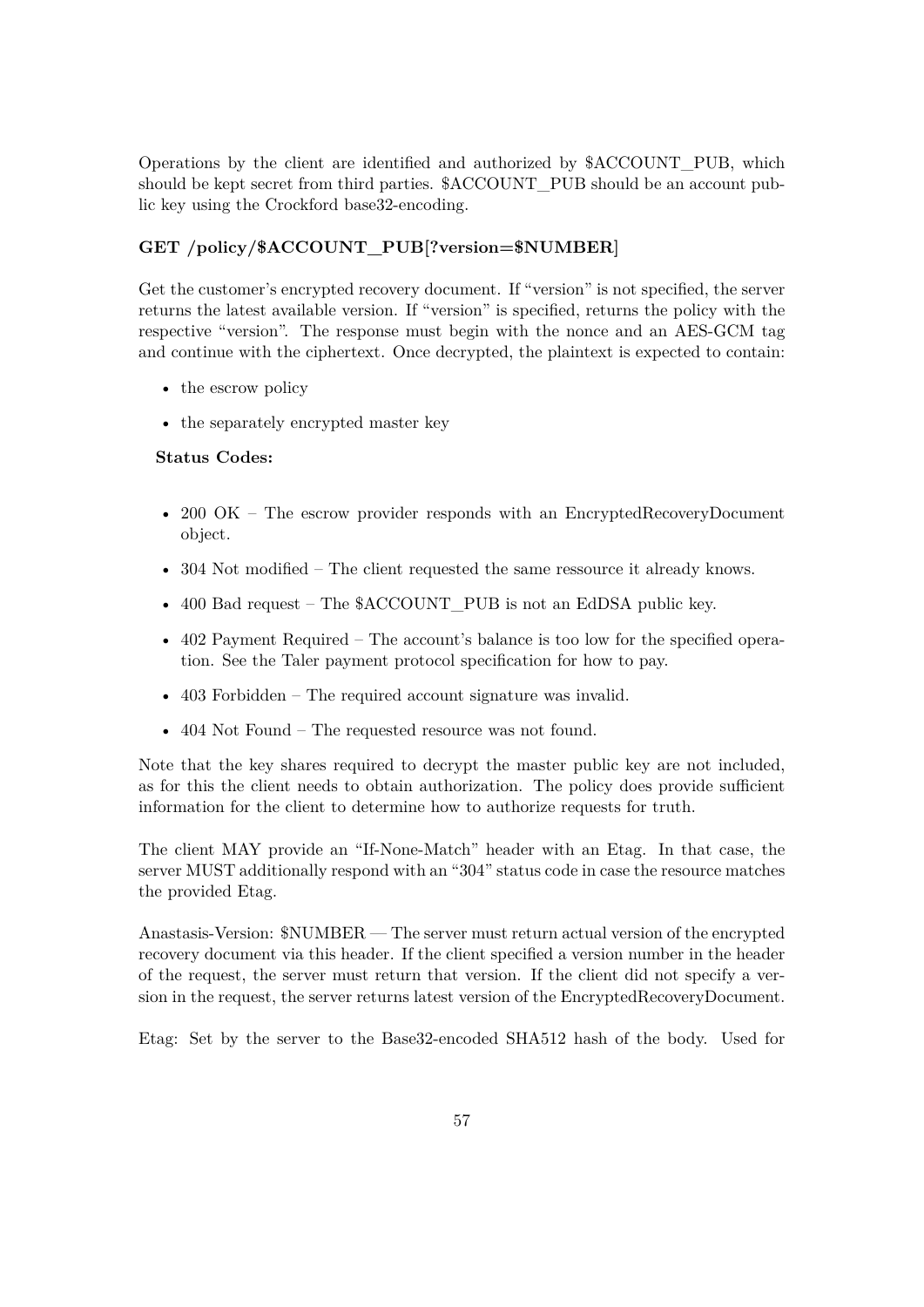Operations by the client are identified and authorized by $ACCOUNT_PUB, which should be kept secret from third parties. $ACCOUNT_PUB should be an account public key using the Crockford base32-encoding.

**GET /policy/$ACCOUNT_PUB[?version=$NUMBER]**

Get the customer's encrypted recovery document. If "version" is not specified, the server returns the latest available version. If "version" is specified, returns the policy with the respective "version". The response must begin with the nonce and an AES-GCM tag and continue with the ciphertext. Once decrypted, the plaintext is expected to contain:

- the escrow policy
- the separately encrypted master key

**Status Codes:**

- 200 OK – The escrow provider responds with an EncryptedRecoveryDocument object.
- 304 Not modified – The client requested the same ressource it already knows.
- 400 Bad request – The $ACCOUNT_PUB is not an EdDSA public key.
- 402 Payment Required – The account's balance is too low for the specified operation. See the Taler payment protocol specification for how to pay.
- 403 Forbidden – The required account signature was invalid.
- 404 Not Found – The requested resource was not found.

Note that the key shares required to decrypt the master public key are not included, as for this the client needs to obtain authorization. The policy does provide sufficient information for the client to determine how to authorize requests for truth.

The client MAY provide an "If-None-Match" header with an Etag. In that case, the server MUST additionally respond with an "304" status code in case the resource matches the provided Etag.

Anastasis-Version: $NUMBER — The server must return actual version of the encrypted recovery document via this header. If the client specified a version number in the header of the request, the server must return that version. If the client did not specify a version in the request, the server returns latest version of the EncryptedRecoveryDocument.

Etag: Set by the server to the Base32-encoded SHA512 hash of the body. Used for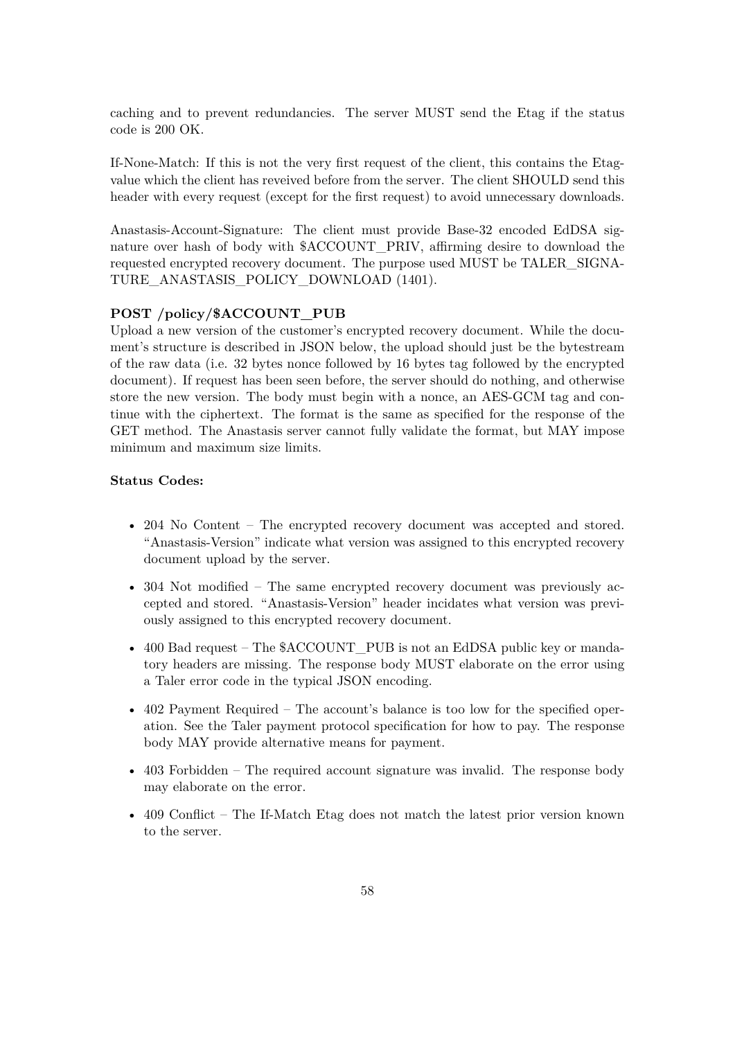caching and to prevent redundancies. The server MUST send the Etag if the status code is 200 OK.

If-None-Match: If this is not the very first request of the client, this contains the Etag-value which the client has reveived before from the server. The client SHOULD send this header with every request (except for the first request) to avoid unnecessary downloads.

Anastasis-Account-Signature: The client must provide Base-32 encoded EdDSA signature over hash of body with $ACCOUNT_PRIV, affirming desire to download the requested encrypted recovery document. The purpose used MUST be TALER_SIGNATURE_ANASTASIS_POLICY_DOWNLOAD (1401).

**POST /policy/$ACCOUNT_PUB**
Upload a new version of the customer's encrypted recovery document. While the document's structure is described in JSON below, the upload should just be the bytestream of the raw data (i.e. 32 bytes nonce followed by 16 bytes tag followed by the encrypted document). If request has been seen before, the server should do nothing, and otherwise store the new version. The body must begin with a nonce, an AES-GCM tag and continue with the ciphertext. The format is the same as specified for the response of the GET method. The Anastasis server cannot fully validate the format, but MAY impose minimum and maximum size limits.

**Status Codes:**

- 204 No Content – The encrypted recovery document was accepted and stored. "Anastasis-Version" indicate what version was assigned to this encrypted recovery document upload by the server.
- 304 Not modified – The same encrypted recovery document was previously accepted and stored. "Anastasis-Version" header incidates what version was previously assigned to this encrypted recovery document.
- 400 Bad request – The $ACCOUNT_PUB is not an EdDSA public key or mandatory headers are missing. The response body MUST elaborate on the error using a Taler error code in the typical JSON encoding.
- 402 Payment Required – The account's balance is too low for the specified operation. See the Taler payment protocol specification for how to pay. The response body MAY provide alternative means for payment.
- 403 Forbidden – The required account signature was invalid. The response body may elaborate on the error.
- 409 Conflict – The If-Match Etag does not match the latest prior version known to the server.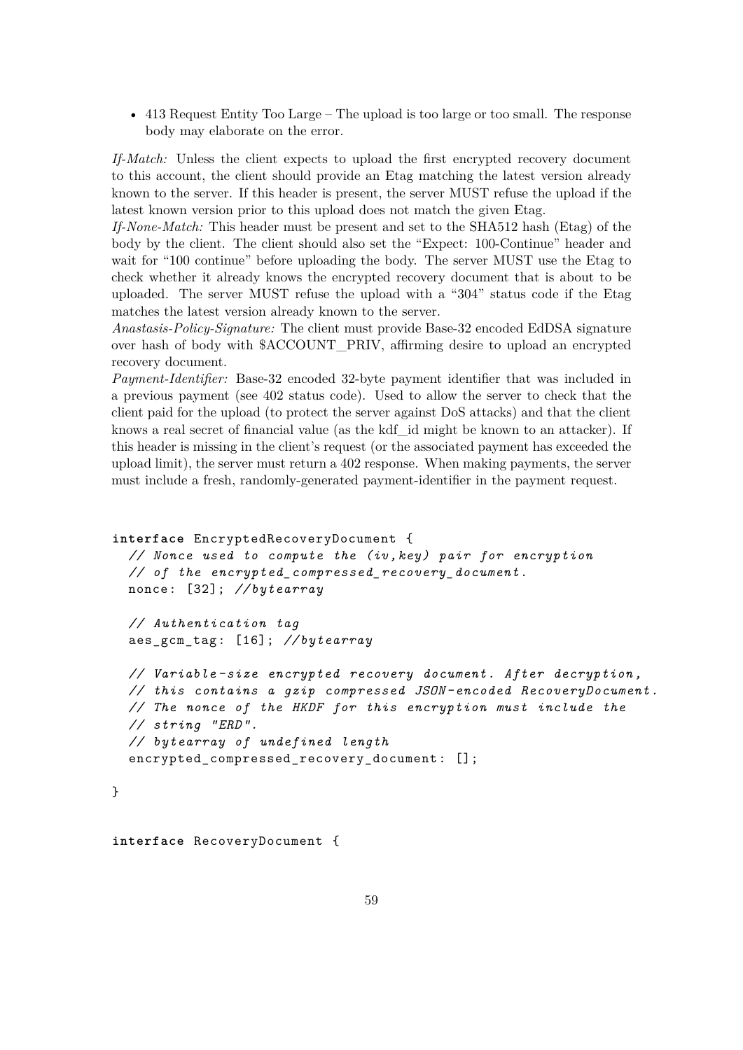- 413 Request Entity Too Large – The upload is too large or too small. The response body may elaborate on the error.

*If-Match:* Unless the client expects to upload the first encrypted recovery document to this account, the client should provide an Etag matching the latest version already known to the server. If this header is present, the server MUST refuse the upload if the latest known version prior to this upload does not match the given Etag.
*If-None-Match:* This header must be present and set to the SHA512 hash (Etag) of the body by the client. The client should also set the "Expect: 100-Continue" header and wait for "100 continue" before uploading the body. The server MUST use the Etag to check whether it already knows the encrypted recovery document that is about to be uploaded. The server MUST refuse the upload with a "304" status code if the Etag matches the latest version already known to the server.
*Anastasis-Policy-Signature:* The client must provide Base-32 encoded EdDSA signature over hash of body with $ACCOUNT_PRIV, affirming desire to upload an encrypted recovery document.
*Payment-Identifier:* Base-32 encoded 32-byte payment identifier that was included in a previous payment (see 402 status code). Used to allow the server to check that the client paid for the upload (to protect the server against DoS attacks) and that the client knows a real secret of financial value (as the kdf_id might be known to an attacker). If this header is missing in the client's request (or the associated payment has exceeded the upload limit), the server must return a 402 response. When making payments, the server must include a fresh, randomly-generated payment-identifier in the payment request.

```
interface EncryptedRecoveryDocument {
  // Nonce used to compute the (iv,key) pair for encryption
  // of the encrypted_compressed_recovery_document.
  nonce: [32]; //bytearray

  // Authentication tag
  aes_gcm_tag: [16]; //bytearray

  // Variable-size encrypted recovery document. After decryption,
  // this contains a gzip compressed JSON-encoded RecoveryDocument.
  // The nonce of the HKDF for this encryption must include the
  // string "ERD".
  // bytearray of undefined length
  encrypted_compressed_recovery_document: [];

}

interface RecoveryDocument {
```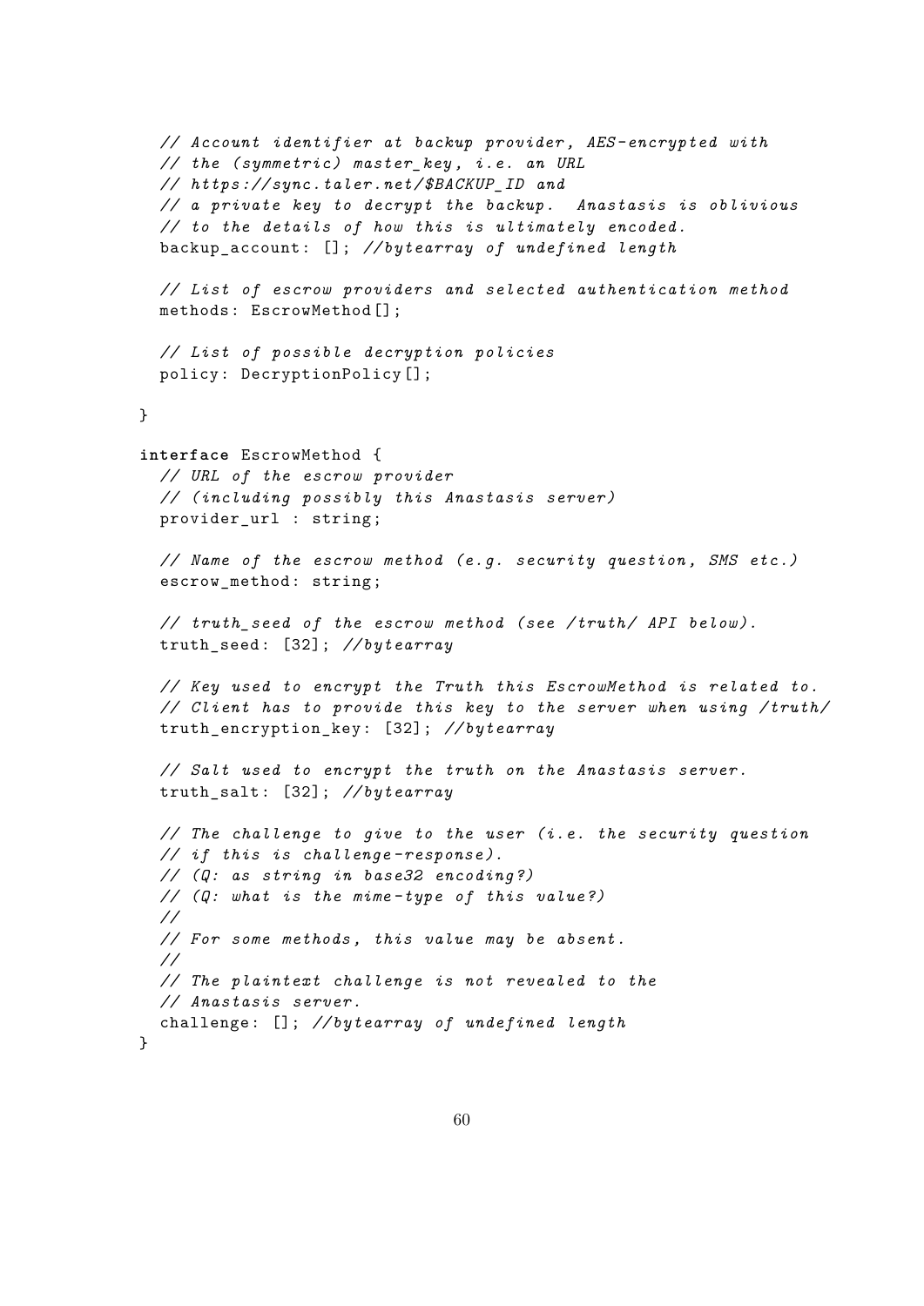```
  // Account identifier at backup provider, AES-encrypted with
  // the (symmetric) master_key, i.e. an URL
  // https://sync.taler.net/$BACKUP_ID and
  // a private key to decrypt the backup.  Anastasis is oblivious
  // to the details of how this is ultimately encoded.
  backup_account: []; //bytearray of undefined length

  // List of escrow providers and selected authentication method
  methods: EscrowMethod[];

  // List of possible decryption policies
  policy: DecryptionPolicy[];

}

interface EscrowMethod {
  // URL of the escrow provider
  // (including possibly this Anastasis server)
  provider_url : string;

  // Name of the escrow method (e.g. security question, SMS etc.)
  escrow_method: string;

  // truth_seed of the escrow method (see /truth/ API below).
  truth_seed: [32]; //bytearray

  // Key used to encrypt the Truth this EscrowMethod is related to.
  // Client has to provide this key to the server when using /truth/
  truth_encryption_key: [32]; //bytearray

  // Salt used to encrypt the truth on the Anastasis server.
  truth_salt: [32]; //bytearray

  // The challenge to give to the user (i.e. the security question
  // if this is challenge-response).
  // (Q: as string in base32 encoding?)
  // (Q: what is the mime-type of this value?)
  //
  // For some methods, this value may be absent.
  //
  // The plaintext challenge is not revealed to the
  // Anastasis server.
  challenge: []; //bytearray of undefined length
}
```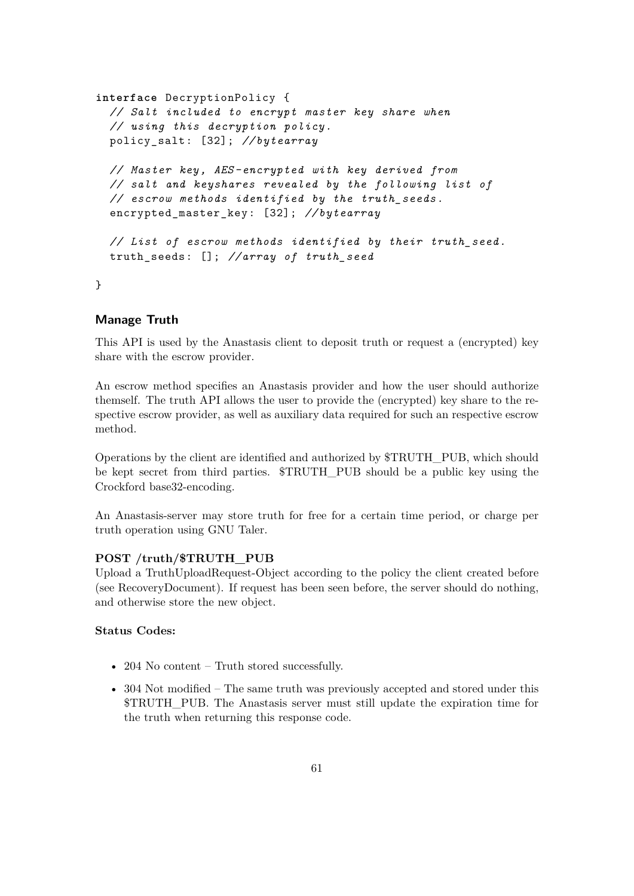```
interface DecryptionPolicy {
  // Salt included to encrypt master key share when
  // using this decryption policy.
  policy_salt: [32]; //bytearray

  // Master key, AES-encrypted with key derived from
  // salt and keyshares revealed by the following list of
  // escrow methods identified by the truth_seeds.
  encrypted_master_key: [32]; //bytearray

  // List of escrow methods identified by their truth_seed.
  truth_seeds: []; //array of truth_seed

}
```

### Manage Truth

This API is used by the Anastasis client to deposit truth or request a (encrypted) key share with the escrow provider.

An escrow method specifies an Anastasis provider and how the user should authorize themself. The truth API allows the user to provide the (encrypted) key share to the respective escrow provider, as well as auxiliary data required for such an respective escrow method.

Operations by the client are identified and authorized by $TRUTH_PUB, which should be kept secret from third parties. $TRUTH_PUB should be a public key using the Crockford base32-encoding.

An Anastasis-server may store truth for free for a certain time period, or charge per truth operation using GNU Taler.

**POST /truth/$TRUTH_PUB**

Upload a TruthUploadRequest-Object according to the policy the client created before (see RecoveryDocument). If request has been seen before, the server should do nothing, and otherwise store the new object.

**Status Codes:**

- 204 No content – Truth stored successfully.
- 304 Not modified – The same truth was previously accepted and stored under this $TRUTH_PUB. The Anastasis server must still update the expiration time for the truth when returning this response code.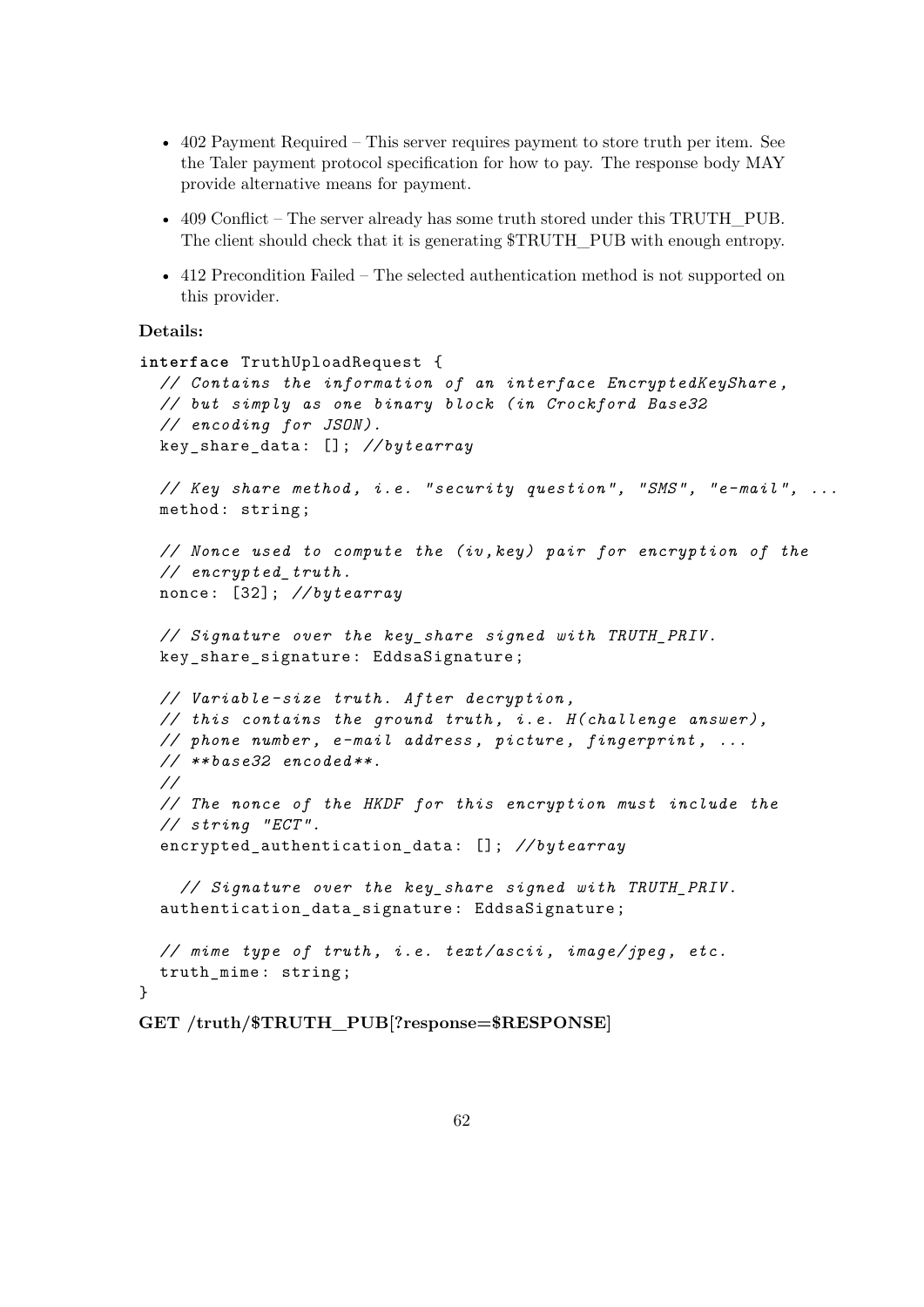- 402 Payment Required – This server requires payment to store truth per item. See the Taler payment protocol specification for how to pay. The response body MAY provide alternative means for payment.
- 409 Conflict – The server already has some truth stored under this TRUTH_PUB. The client should check that it is generating $TRUTH_PUB with enough entropy.
- 412 Precondition Failed – The selected authentication method is not supported on this provider.

**Details:**

```
interface TruthUploadRequest {
  // Contains the information of an interface EncryptedKeyShare,
  // but simply as one binary block (in Crockford Base32
  // encoding for JSON).
  key_share_data: []; //bytearray

  // Key share method, i.e. "security question", "SMS", "e-mail", ...
  method: string;

  // Nonce used to compute the (iv,key) pair for encryption of the
  // encrypted_truth.
  nonce: [32]; //bytearray

  // Signature over the key_share signed with TRUTH_PRIV.
  key_share_signature: EddsaSignature;

  // Variable-size truth. After decryption,
  // this contains the ground truth, i.e. H(challenge answer),
  // phone number, e-mail address, picture, fingerprint, ...
  // **base32 encoded**.
  //
  // The nonce of the HKDF for this encryption must include the
  // string "ECT".
  encrypted_authentication_data: []; //bytearray

    // Signature over the key_share signed with TRUTH_PRIV.
  authentication_data_signature: EddsaSignature;

  // mime type of truth, i.e. text/ascii, image/jpeg, etc.
  truth_mime: string;
}
```

**GET /truth/$TRUTH_PUB[?response=$RESPONSE]**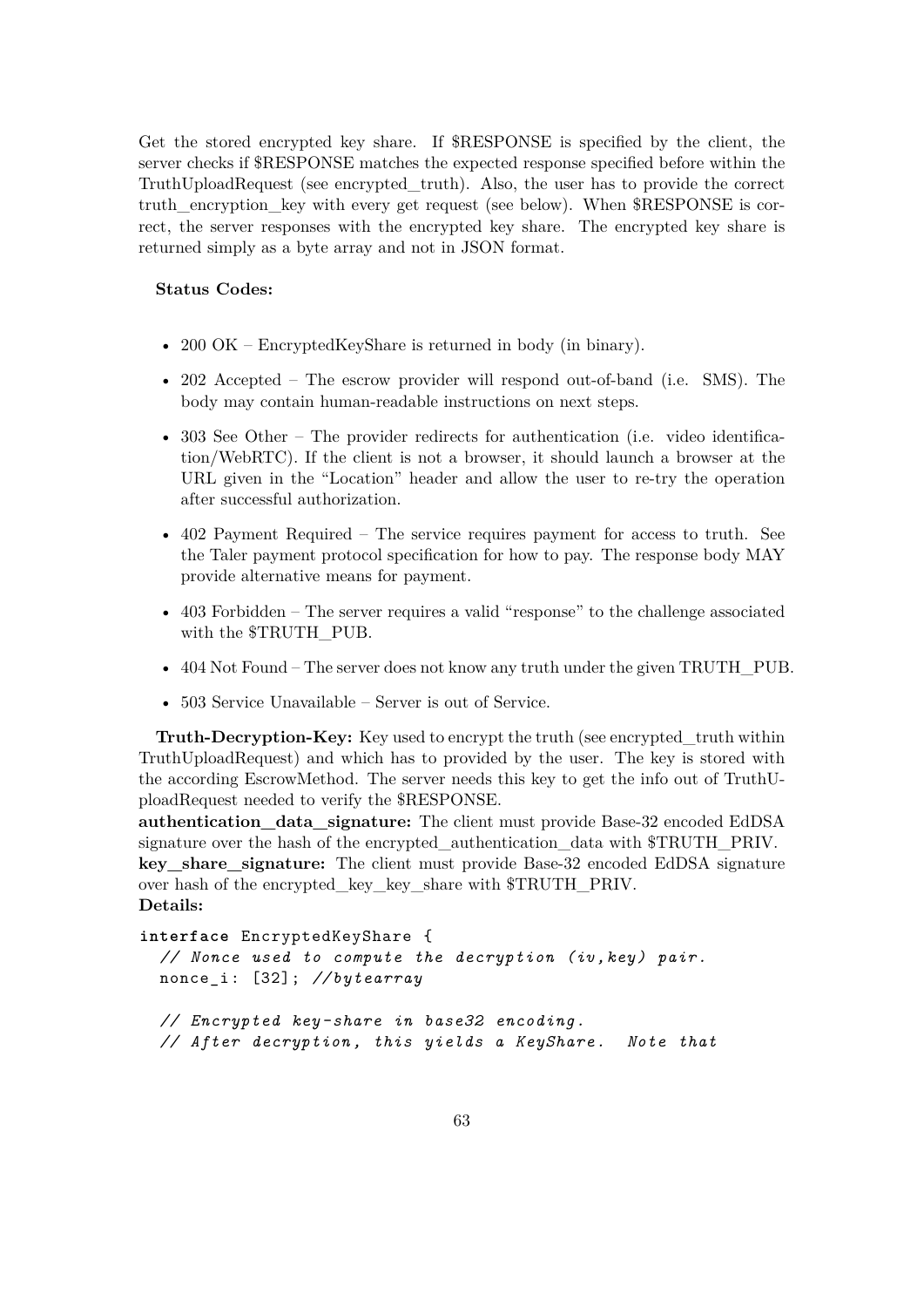Get the stored encrypted key share. If $RESPONSE is specified by the client, the server checks if $RESPONSE matches the expected response specified before within the TruthUploadRequest (see encrypted_truth). Also, the user has to provide the correct truth_encryption_key with every get request (see below). When $RESPONSE is correct, the server responses with the encrypted key share. The encrypted key share is returned simply as a byte array and not in JSON format.

**Status Codes:**

- 200 OK – EncryptedKeyShare is returned in body (in binary).
- 202 Accepted – The escrow provider will respond out-of-band (i.e. SMS). The body may contain human-readable instructions on next steps.
- 303 See Other – The provider redirects for authentication (i.e. video identification/WebRTC). If the client is not a browser, it should launch a browser at the URL given in the "Location" header and allow the user to re-try the operation after successful authorization.
- 402 Payment Required – The service requires payment for access to truth. See the Taler payment protocol specification for how to pay. The response body MAY provide alternative means for payment.
- 403 Forbidden – The server requires a valid "response" to the challenge associated with the $TRUTH_PUB.
- 404 Not Found – The server does not know any truth under the given TRUTH_PUB.
- 503 Service Unavailable – Server is out of Service.

**Truth-Decryption-Key:** Key used to encrypt the truth (see encrypted_truth within TruthUploadRequest) and which has to provided by the user. The key is stored with the according EscrowMethod. The server needs this key to get the info out of TruthUploadRequest needed to verify the $RESPONSE.
**authentication_data_signature:** The client must provide Base-32 encoded EdDSA signature over the hash of the encrypted_authentication_data with $TRUTH_PRIV.
**key_share_signature:** The client must provide Base-32 encoded EdDSA signature over hash of the encrypted_key_key_share with $TRUTH_PRIV.
**Details:**

```
interface EncryptedKeyShare {
  // Nonce used to compute the decryption (iv,key) pair.
  nonce_i: [32]; //bytearray

  // Encrypted key-share in base32 encoding.
  // After decryption, this yields a KeyShare.  Note that
```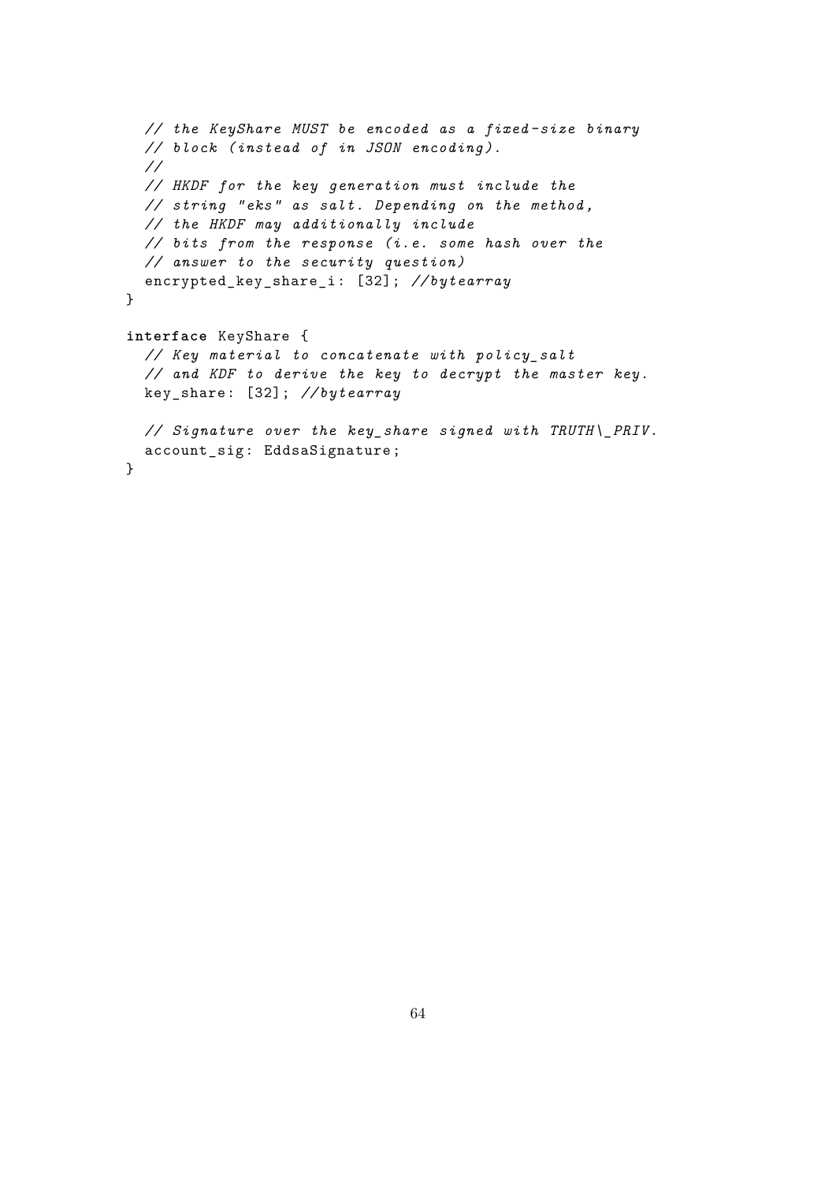```
  // the KeyShare MUST be encoded as a fixed-size binary
  // block (instead of in JSON encoding).
  //
  // HKDF for the key generation must include the
  // string "eks" as salt. Depending on the method,
  // the HKDF may additionally include
  // bits from the response (i.e. some hash over the
  // answer to the security question)
  encrypted_key_share_i: [32]; //bytearray
}

interface KeyShare {
  // Key material to concatenate with policy_salt
  // and KDF to derive the key to decrypt the master key.
  key_share: [32]; //bytearray

  // Signature over the key_share signed with TRUTH\_PRIV.
  account_sig: EddsaSignature;
}
```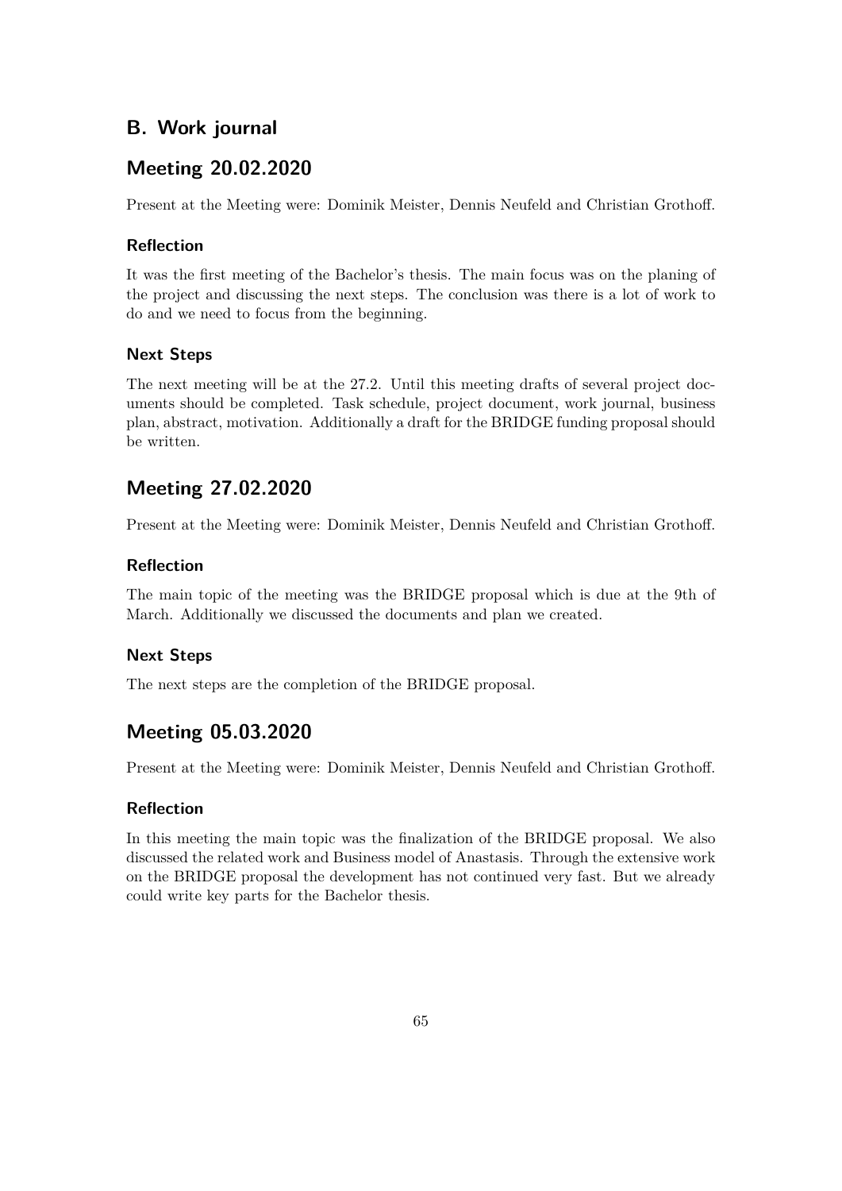# B. Work journal

## Meeting 20.02.2020

Present at the Meeting were: Dominik Meister, Dennis Neufeld and Christian Grothoff.

### Reflection

It was the first meeting of the Bachelor's thesis. The main focus was on the planing of the project and discussing the next steps. The conclusion was there is a lot of work to do and we need to focus from the beginning.

### Next Steps

The next meeting will be at the 27.2. Until this meeting drafts of several project documents should be completed. Task schedule, project document, work journal, business plan, abstract, motivation. Additionally a draft for the BRIDGE funding proposal should be written.

## Meeting 27.02.2020

Present at the Meeting were: Dominik Meister, Dennis Neufeld and Christian Grothoff.

### Reflection

The main topic of the meeting was the BRIDGE proposal which is due at the 9th of March. Additionally we discussed the documents and plan we created.

### Next Steps

The next steps are the completion of the BRIDGE proposal.

## Meeting 05.03.2020

Present at the Meeting were: Dominik Meister, Dennis Neufeld and Christian Grothoff.

### Reflection

In this meeting the main topic was the finalization of the BRIDGE proposal. We also discussed the related work and Business model of Anastasis. Through the extensive work on the BRIDGE proposal the development has not continued very fast. But we already could write key parts for the Bachelor thesis.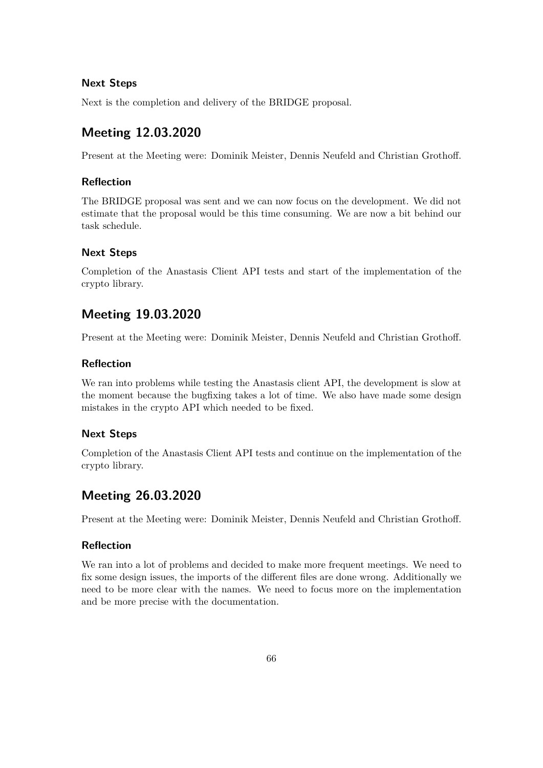### Next Steps

Next is the completion and delivery of the BRIDGE proposal.

## Meeting 12.03.2020

Present at the Meeting were: Dominik Meister, Dennis Neufeld and Christian Grothoff.

### Reflection

The BRIDGE proposal was sent and we can now focus on the development. We did not estimate that the proposal would be this time consuming. We are now a bit behind our task schedule.

### Next Steps

Completion of the Anastasis Client API tests and start of the implementation of the crypto library.

## Meeting 19.03.2020

Present at the Meeting were: Dominik Meister, Dennis Neufeld and Christian Grothoff.

### Reflection

We ran into problems while testing the Anastasis client API, the development is slow at the moment because the bugfixing takes a lot of time. We also have made some design mistakes in the crypto API which needed to be fixed.

### Next Steps

Completion of the Anastasis Client API tests and continue on the implementation of the crypto library.

## Meeting 26.03.2020

Present at the Meeting were: Dominik Meister, Dennis Neufeld and Christian Grothoff.

### Reflection

We ran into a lot of problems and decided to make more frequent meetings. We need to fix some design issues, the imports of the different files are done wrong. Additionally we need to be more clear with the names. We need to focus more on the implementation and be more precise with the documentation.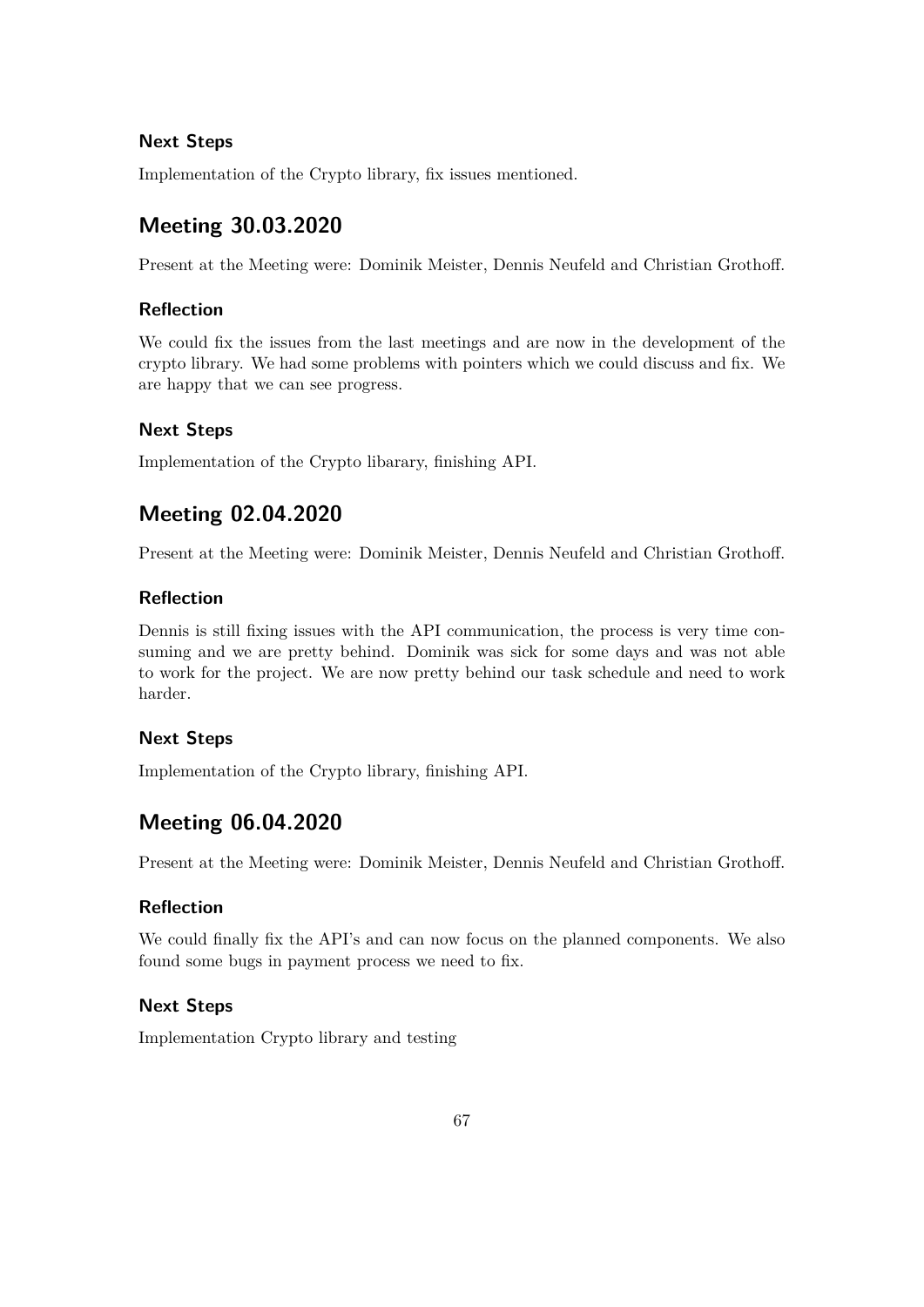### Next Steps

Implementation of the Crypto library, fix issues mentioned.

## Meeting 30.03.2020

Present at the Meeting were: Dominik Meister, Dennis Neufeld and Christian Grothoff.

### Reflection

We could fix the issues from the last meetings and are now in the development of the crypto library. We had some problems with pointers which we could discuss and fix. We are happy that we can see progress.

### Next Steps

Implementation of the Crypto libarary, finishing API.

## Meeting 02.04.2020

Present at the Meeting were: Dominik Meister, Dennis Neufeld and Christian Grothoff.

### Reflection

Dennis is still fixing issues with the API communication, the process is very time consuming and we are pretty behind. Dominik was sick for some days and was not able to work for the project. We are now pretty behind our task schedule and need to work harder.

### Next Steps

Implementation of the Crypto library, finishing API.

## Meeting 06.04.2020

Present at the Meeting were: Dominik Meister, Dennis Neufeld and Christian Grothoff.

### Reflection

We could finally fix the API's and can now focus on the planned components. We also found some bugs in payment process we need to fix.

### Next Steps

Implementation Crypto library and testing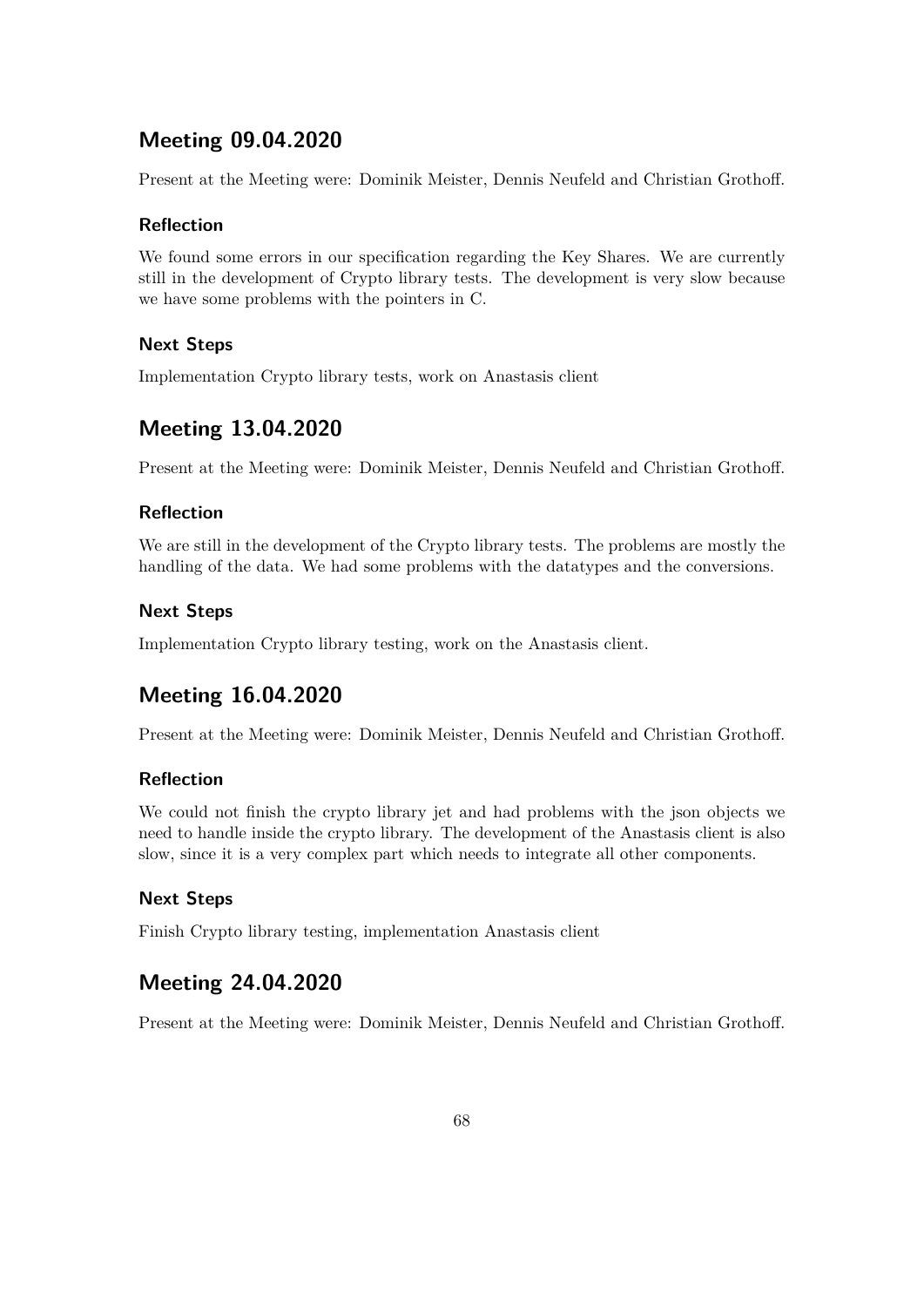## Meeting 09.04.2020

Present at the Meeting were: Dominik Meister, Dennis Neufeld and Christian Grothoff.

### Reflection

We found some errors in our specification regarding the Key Shares. We are currently still in the development of Crypto library tests. The development is very slow because we have some problems with the pointers in C.

### Next Steps

Implementation Crypto library tests, work on Anastasis client

## Meeting 13.04.2020

Present at the Meeting were: Dominik Meister, Dennis Neufeld and Christian Grothoff.

### Reflection

We are still in the development of the Crypto library tests. The problems are mostly the handling of the data. We had some problems with the datatypes and the conversions.

### Next Steps

Implementation Crypto library testing, work on the Anastasis client.

## Meeting 16.04.2020

Present at the Meeting were: Dominik Meister, Dennis Neufeld and Christian Grothoff.

### Reflection

We could not finish the crypto library jet and had problems with the json objects we need to handle inside the crypto library. The development of the Anastasis client is also slow, since it is a very complex part which needs to integrate all other components.

### Next Steps

Finish Crypto library testing, implementation Anastasis client

## Meeting 24.04.2020

Present at the Meeting were: Dominik Meister, Dennis Neufeld and Christian Grothoff.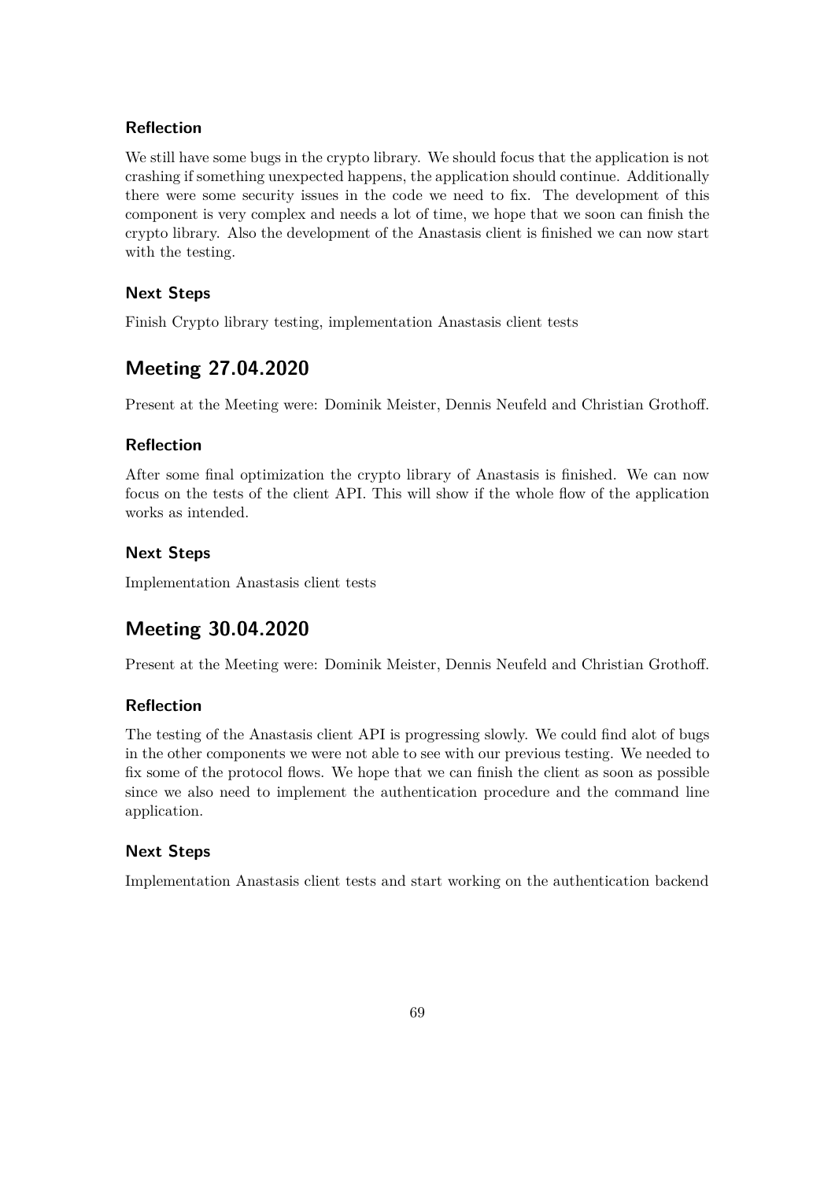### Reflection

We still have some bugs in the crypto library. We should focus that the application is not crashing if something unexpected happens, the application should continue. Additionally there were some security issues in the code we need to fix. The development of this component is very complex and needs a lot of time, we hope that we soon can finish the crypto library. Also the development of the Anastasis client is finished we can now start with the testing.

### Next Steps

Finish Crypto library testing, implementation Anastasis client tests

## Meeting 27.04.2020

Present at the Meeting were: Dominik Meister, Dennis Neufeld and Christian Grothoff.

### Reflection

After some final optimization the crypto library of Anastasis is finished. We can now focus on the tests of the client API. This will show if the whole flow of the application works as intended.

### Next Steps

Implementation Anastasis client tests

## Meeting 30.04.2020

Present at the Meeting were: Dominik Meister, Dennis Neufeld and Christian Grothoff.

### Reflection

The testing of the Anastasis client API is progressing slowly. We could find alot of bugs in the other components we were not able to see with our previous testing. We needed to fix some of the protocol flows. We hope that we can finish the client as soon as possible since we also need to implement the authentication procedure and the command line application.

### Next Steps

Implementation Anastasis client tests and start working on the authentication backend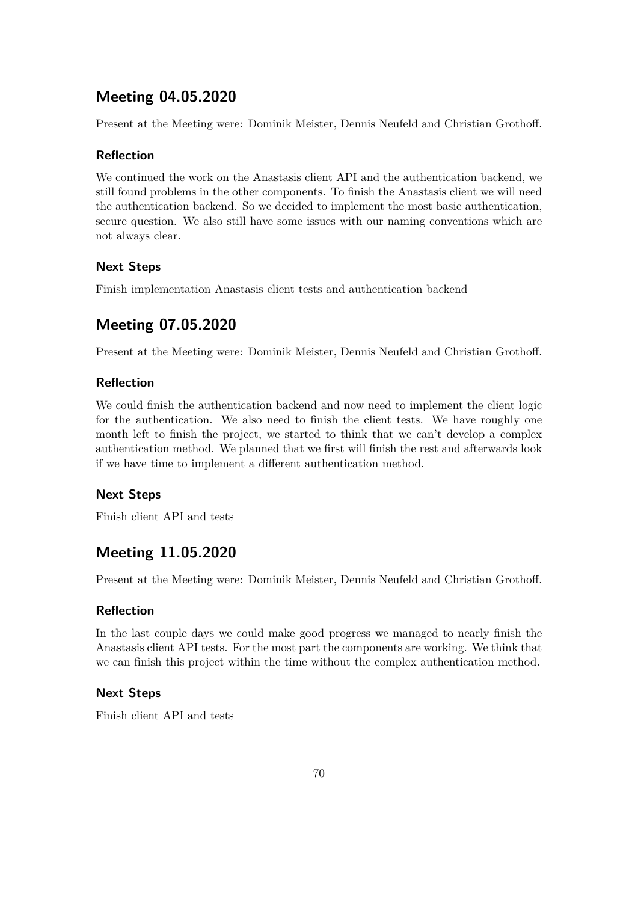## Meeting 04.05.2020

Present at the Meeting were: Dominik Meister, Dennis Neufeld and Christian Grothoff.

### Reflection

We continued the work on the Anastasis client API and the authentication backend, we still found problems in the other components. To finish the Anastasis client we will need the authentication backend. So we decided to implement the most basic authentication, secure question. We also still have some issues with our naming conventions which are not always clear.

### Next Steps

Finish implementation Anastasis client tests and authentication backend

## Meeting 07.05.2020

Present at the Meeting were: Dominik Meister, Dennis Neufeld and Christian Grothoff.

### Reflection

We could finish the authentication backend and now need to implement the client logic for the authentication. We also need to finish the client tests. We have roughly one month left to finish the project, we started to think that we can't develop a complex authentication method. We planned that we first will finish the rest and afterwards look if we have time to implement a different authentication method.

### Next Steps

Finish client API and tests

## Meeting 11.05.2020

Present at the Meeting were: Dominik Meister, Dennis Neufeld and Christian Grothoff.

### Reflection

In the last couple days we could make good progress we managed to nearly finish the Anastasis client API tests. For the most part the components are working. We think that we can finish this project within the time without the complex authentication method.

### Next Steps

Finish client API and tests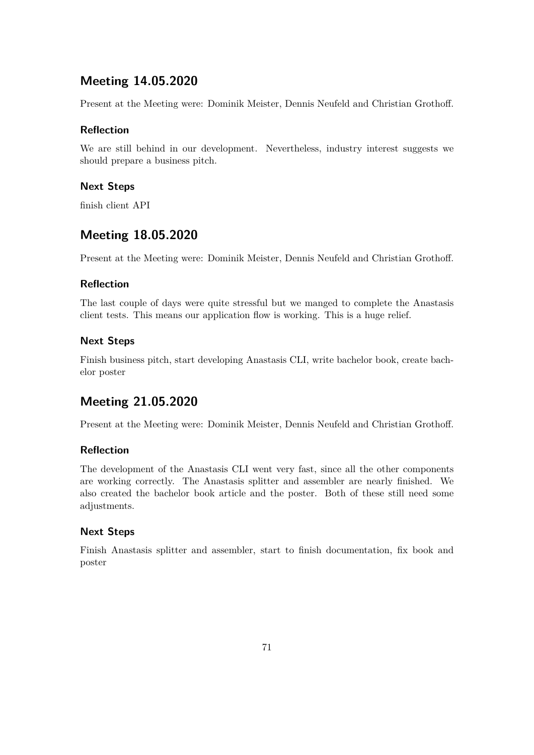## Meeting 14.05.2020

Present at the Meeting were: Dominik Meister, Dennis Neufeld and Christian Grothoff.

### Reflection

We are still behind in our development. Nevertheless, industry interest suggests we should prepare a business pitch.

### Next Steps

finish client API

## Meeting 18.05.2020

Present at the Meeting were: Dominik Meister, Dennis Neufeld and Christian Grothoff.

### Reflection

The last couple of days were quite stressful but we manged to complete the Anastasis client tests. This means our application flow is working. This is a huge relief.

### Next Steps

Finish business pitch, start developing Anastasis CLI, write bachelor book, create bachelor poster

## Meeting 21.05.2020

Present at the Meeting were: Dominik Meister, Dennis Neufeld and Christian Grothoff.

### Reflection

The development of the Anastasis CLI went very fast, since all the other components are working correctly. The Anastasis splitter and assembler are nearly finished. We also created the bachelor book article and the poster. Both of these still need some adjustments.

### Next Steps

Finish Anastasis splitter and assembler, start to finish documentation, fix book and poster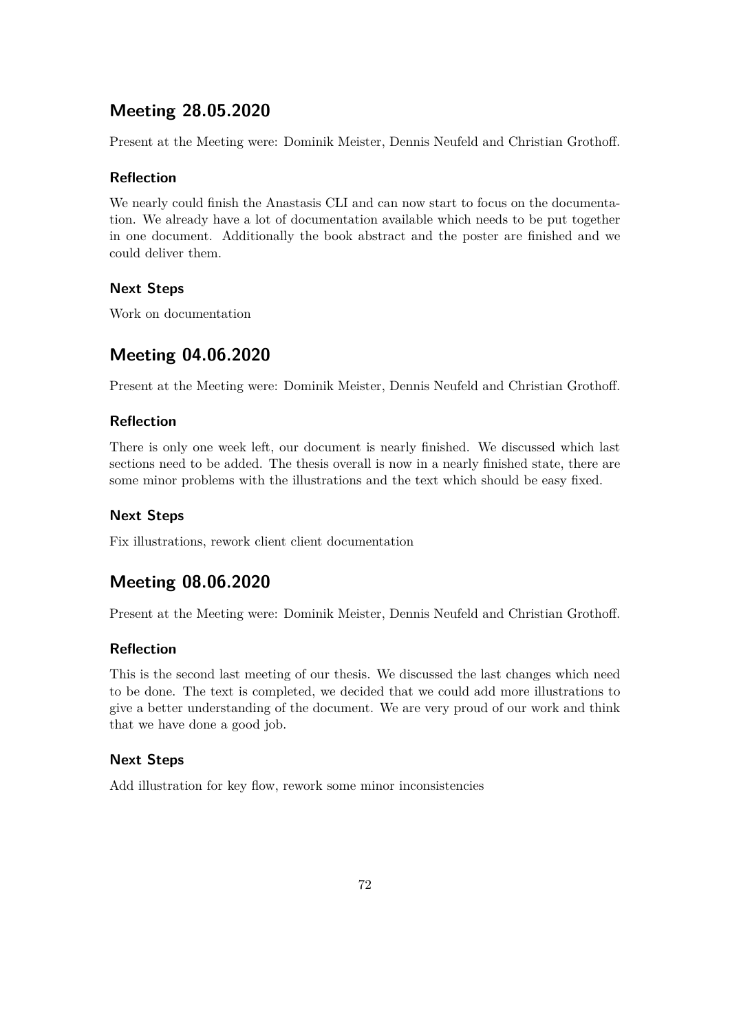## Meeting 28.05.2020

Present at the Meeting were: Dominik Meister, Dennis Neufeld and Christian Grothoff.

### Reflection

We nearly could finish the Anastasis CLI and can now start to focus on the documentation. We already have a lot of documentation available which needs to be put together in one document. Additionally the book abstract and the poster are finished and we could deliver them.

### Next Steps

Work on documentation

## Meeting 04.06.2020

Present at the Meeting were: Dominik Meister, Dennis Neufeld and Christian Grothoff.

### Reflection

There is only one week left, our document is nearly finished. We discussed which last sections need to be added. The thesis overall is now in a nearly finished state, there are some minor problems with the illustrations and the text which should be easy fixed.

### Next Steps

Fix illustrations, rework client client documentation

## Meeting 08.06.2020

Present at the Meeting were: Dominik Meister, Dennis Neufeld and Christian Grothoff.

### Reflection

This is the second last meeting of our thesis. We discussed the last changes which need to be done. The text is completed, we decided that we could add more illustrations to give a better understanding of the document. We are very proud of our work and think that we have done a good job.

### Next Steps

Add illustration for key flow, rework some minor inconsistencies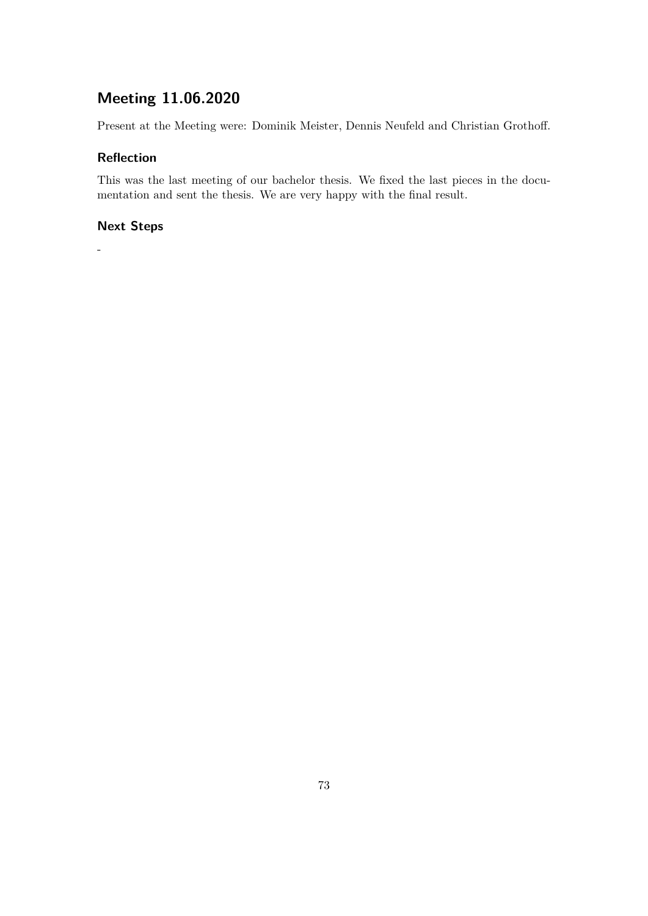## Meeting 11.06.2020

Present at the Meeting were: Dominik Meister, Dennis Neufeld and Christian Grothoff.

### Reflection

This was the last meeting of our bachelor thesis. We fixed the last pieces in the documentation and sent the thesis. We are very happy with the final result.

### Next Steps

-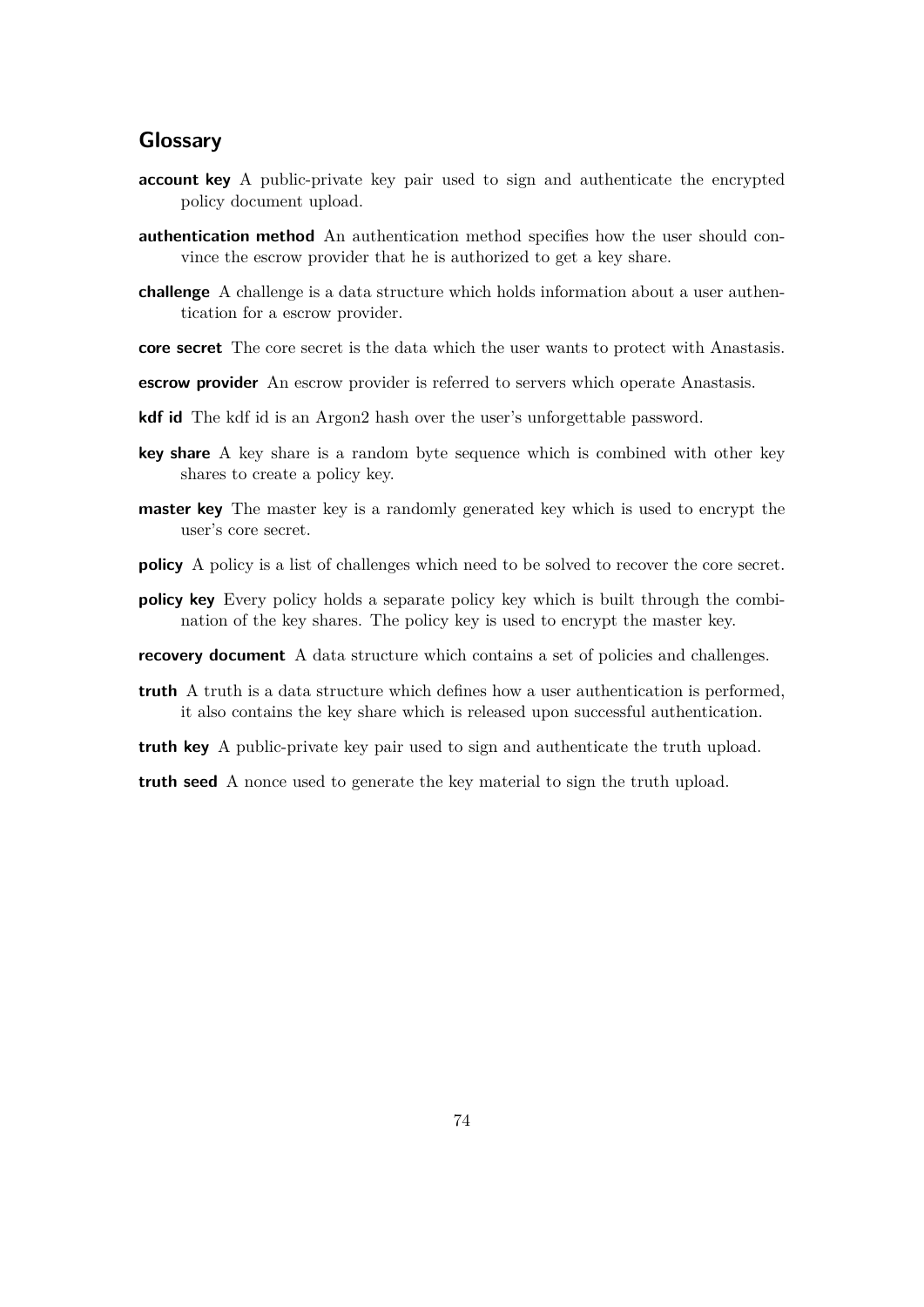## Glossary

**account key** A public-private key pair used to sign and authenticate the encrypted policy document upload.

**authentication method** An authentication method specifies how the user should convince the escrow provider that he is authorized to get a key share.

**challenge** A challenge is a data structure which holds information about a user authentication for a escrow provider.

**core secret** The core secret is the data which the user wants to protect with Anastasis.

**escrow provider** An escrow provider is referred to servers which operate Anastasis.

**kdf id** The kdf id is an Argon2 hash over the user's unforgettable password.

**key share** A key share is a random byte sequence which is combined with other key shares to create a policy key.

**master key** The master key is a randomly generated key which is used to encrypt the user's core secret.

**policy** A policy is a list of challenges which need to be solved to recover the core secret.

**policy key** Every policy holds a separate policy key which is built through the combination of the key shares. The policy key is used to encrypt the master key.

**recovery document** A data structure which contains a set of policies and challenges.

**truth** A truth is a data structure which defines how a user authentication is performed, it also contains the key share which is released upon successful authentication.

**truth key** A public-private key pair used to sign and authenticate the truth upload.

**truth seed** A nonce used to generate the key material to sign the truth upload.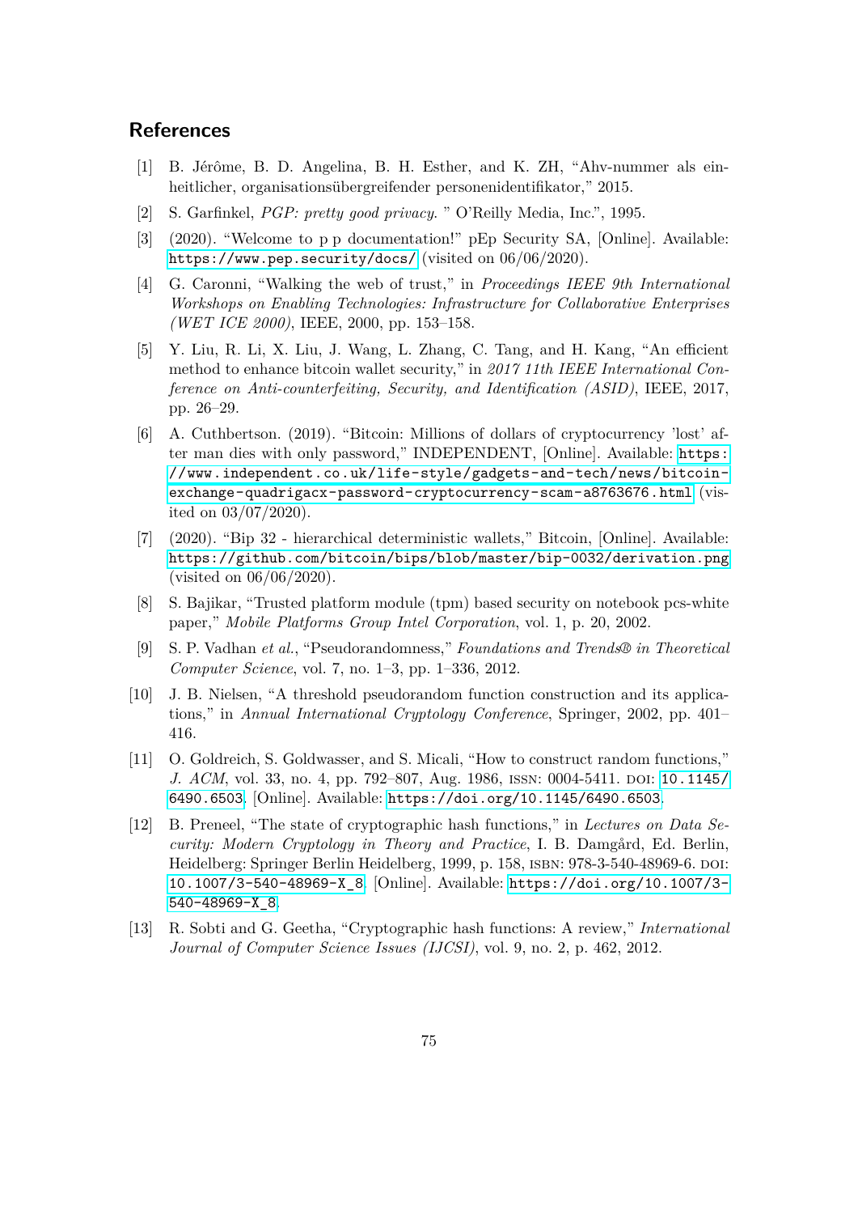## References

[1] B. Jérôme, B. D. Angelina, B. H. Esther, and K. ZH, "Ahv-nummer als einheitlicher, organisationsübergreifender personenidentifikator," 2015.

[2] S. Garfinkel, *PGP: pretty good privacy.* " O'Reilly Media, Inc.", 1995.

[3] (2020). "Welcome to p p documentation!" pEp Security SA, [Online]. Available: https://www.pep.security/docs/ (visited on 06/06/2020).

[4] G. Caronni, "Walking the web of trust," in *Proceedings IEEE 9th International Workshops on Enabling Technologies: Infrastructure for Collaborative Enterprises (WET ICE 2000)*, IEEE, 2000, pp. 153–158.

[5] Y. Liu, R. Li, X. Liu, J. Wang, L. Zhang, C. Tang, and H. Kang, "An efficient method to enhance bitcoin wallet security," in *2017 11th IEEE International Conference on Anti-counterfeiting, Security, and Identification (ASID)*, IEEE, 2017, pp. 26–29.

[6] A. Cuthbertson. (2019). "Bitcoin: Millions of dollars of cryptocurrency 'lost' after man dies with only password," INDEPENDENT, [Online]. Available: https://www.independent.co.uk/life-style/gadgets-and-tech/news/bitcoin-exchange-quadrigacx-password-cryptocurrency-scam-a8763676.html (visited on 03/07/2020).

[7] (2020). "Bip 32 - hierarchical deterministic wallets," Bitcoin, [Online]. Available: https://github.com/bitcoin/bips/blob/master/bip-0032/derivation.png (visited on 06/06/2020).

[8] S. Bajikar, "Trusted platform module (tpm) based security on notebook pcs-white paper," *Mobile Platforms Group Intel Corporation*, vol. 1, p. 20, 2002.

[9] S. P. Vadhan *et al.*, "Pseudorandomness," *Foundations and Trends® in Theoretical Computer Science*, vol. 7, no. 1–3, pp. 1–336, 2012.

[10] J. B. Nielsen, "A threshold pseudorandom function construction and its applications," in *Annual International Cryptology Conference*, Springer, 2002, pp. 401–416.

[11] O. Goldreich, S. Goldwasser, and S. Micali, "How to construct random functions," *J. ACM*, vol. 33, no. 4, pp. 792–807, Aug. 1986, ISSN: 0004-5411. DOI: 10.1145/6490.6503. [Online]. Available: https://doi.org/10.1145/6490.6503.

[12] B. Preneel, "The state of cryptographic hash functions," in *Lectures on Data Security: Modern Cryptology in Theory and Practice*, I. B. Damgård, Ed. Berlin, Heidelberg: Springer Berlin Heidelberg, 1999, p. 158, ISBN: 978-3-540-48969-6. DOI: 10.1007/3-540-48969-X_8. [Online]. Available: https://doi.org/10.1007/3-540-48969-X_8.

[13] R. Sobti and G. Geetha, "Cryptographic hash functions: A review," *International Journal of Computer Science Issues (IJCSI)*, vol. 9, no. 2, p. 462, 2012.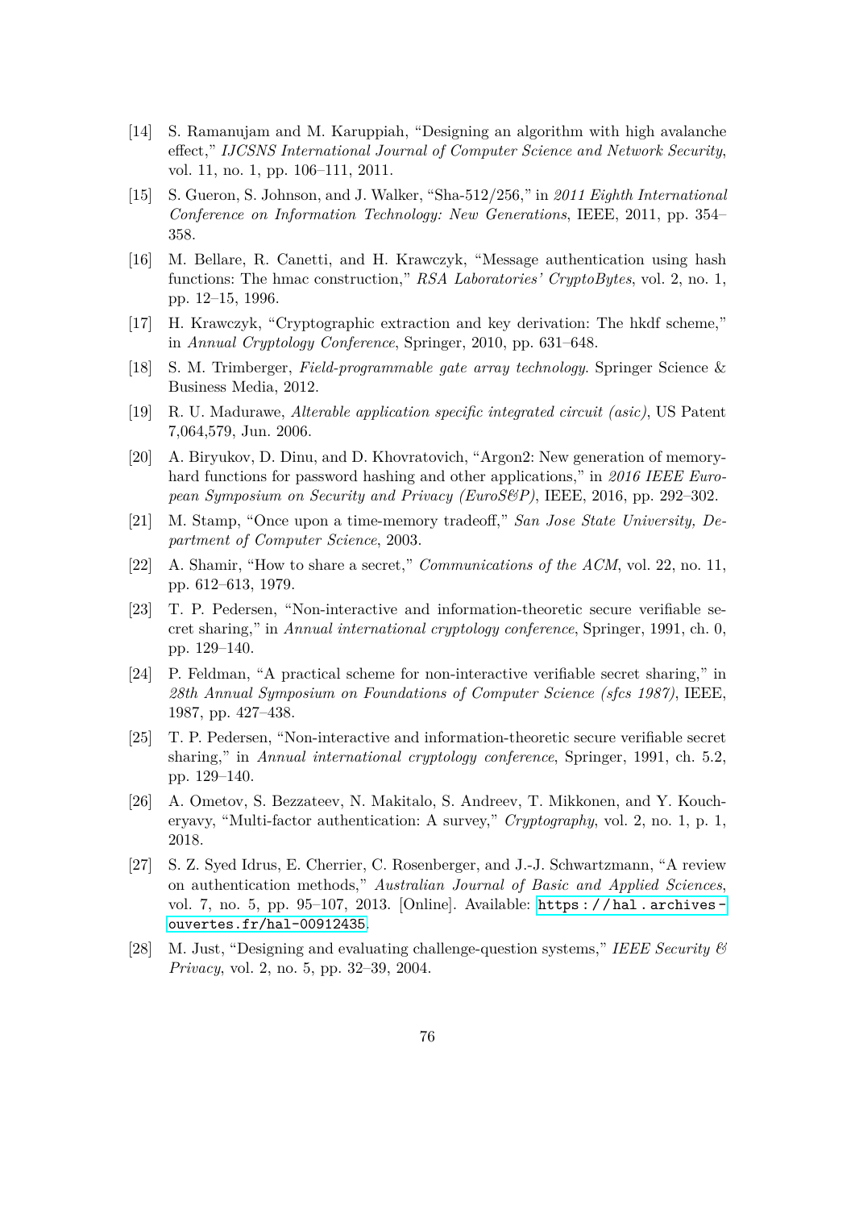[14] S. Ramanujam and M. Karuppiah, "Designing an algorithm with high avalanche effect," *IJCSNS International Journal of Computer Science and Network Security*, vol. 11, no. 1, pp. 106–111, 2011.

[15] S. Gueron, S. Johnson, and J. Walker, "Sha-512/256," in *2011 Eighth International Conference on Information Technology: New Generations*, IEEE, 2011, pp. 354–358.

[16] M. Bellare, R. Canetti, and H. Krawczyk, "Message authentication using hash functions: The hmac construction," *RSA Laboratories' CryptoBytes*, vol. 2, no. 1, pp. 12–15, 1996.

[17] H. Krawczyk, "Cryptographic extraction and key derivation: The hkdf scheme," in *Annual Cryptology Conference*, Springer, 2010, pp. 631–648.

[18] S. M. Trimberger, *Field-programmable gate array technology*. Springer Science & Business Media, 2012.

[19] R. U. Madurawe, *Alterable application specific integrated circuit (asic)*, US Patent 7,064,579, Jun. 2006.

[20] A. Biryukov, D. Dinu, and D. Khovratovich, "Argon2: New generation of memory-hard functions for password hashing and other applications," in *2016 IEEE European Symposium on Security and Privacy (EuroS&P)*, IEEE, 2016, pp. 292–302.

[21] M. Stamp, "Once upon a time-memory tradeoff," *San Jose State University, Department of Computer Science*, 2003.

[22] A. Shamir, "How to share a secret," *Communications of the ACM*, vol. 22, no. 11, pp. 612–613, 1979.

[23] T. P. Pedersen, "Non-interactive and information-theoretic secure verifiable secret sharing," in *Annual international cryptology conference*, Springer, 1991, ch. 0, pp. 129–140.

[24] P. Feldman, "A practical scheme for non-interactive verifiable secret sharing," in *28th Annual Symposium on Foundations of Computer Science (sfcs 1987)*, IEEE, 1987, pp. 427–438.

[25] T. P. Pedersen, "Non-interactive and information-theoretic secure verifiable secret sharing," in *Annual international cryptology conference*, Springer, 1991, ch. 5.2, pp. 129–140.

[26] A. Ometov, S. Bezzateev, N. Makitalo, S. Andreev, T. Mikkonen, and Y. Koucheryavy, "Multi-factor authentication: A survey," *Cryptography*, vol. 2, no. 1, p. 1, 2018.

[27] S. Z. Syed Idrus, E. Cherrier, C. Rosenberger, and J.-J. Schwartzmann, "A review on authentication methods," *Australian Journal of Basic and Applied Sciences*, vol. 7, no. 5, pp. 95–107, 2013. [Online]. Available: https://hal.archives-ouvertes.fr/hal-00912435.

[28] M. Just, "Designing and evaluating challenge-question systems," *IEEE Security & Privacy*, vol. 2, no. 5, pp. 32–39, 2004.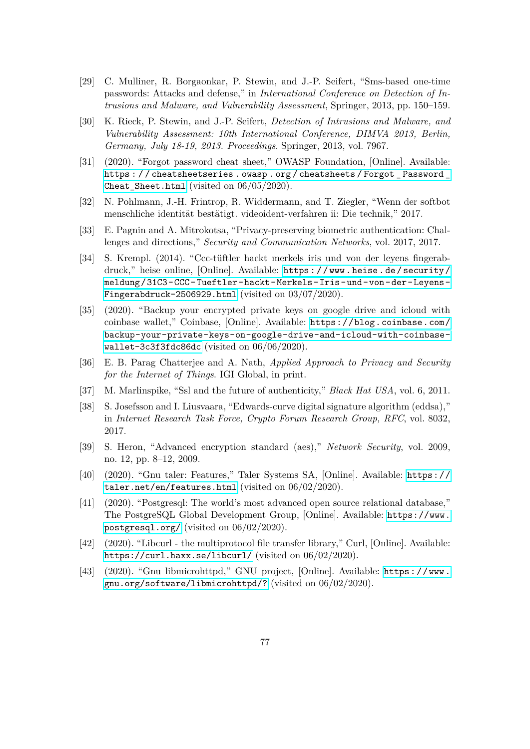[29] C. Mulliner, R. Borgaonkar, P. Stewin, and J.-P. Seifert, "Sms-based one-time passwords: Attacks and defense," in *International Conference on Detection of Intrusions and Malware, and Vulnerability Assessment*, Springer, 2013, pp. 150–159.

[30] K. Rieck, P. Stewin, and J.-P. Seifert, *Detection of Intrusions and Malware, and Vulnerability Assessment: 10th International Conference, DIMVA 2013, Berlin, Germany, July 18-19, 2013. Proceedings*. Springer, 2013, vol. 7967.

[31] (2020). "Forgot password cheat sheet," OWASP Foundation, [Online]. Available: https://cheatsheetseries.owasp.org/cheatsheets/Forgot_Password_Cheat_Sheet.html (visited on 06/05/2020).

[32] N. Pohlmann, J.-H. Frintrop, R. Widdermann, and T. Ziegler, "Wenn der softbot menschliche identität bestätigt. videoident-verfahren ii: Die technik," 2017.

[33] E. Pagnin and A. Mitrokotsa, "Privacy-preserving biometric authentication: Challenges and directions," *Security and Communication Networks*, vol. 2017, 2017.

[34] S. Krempl. (2014). "Ccc-tüftler hackt merkels iris und von der leyens fingerabdruck," heise online, [Online]. Available: https://www.heise.de/security/meldung/31C3-CCC-Tueftler-hackt-Merkels-Iris-und-von-der-Leyens-Fingerabdruck-2506929.html (visited on 03/07/2020).

[35] (2020). "Backup your encrypted private keys on google drive and icloud with coinbase wallet," Coinbase, [Online]. Available: https://blog.coinbase.com/backup-your-private-keys-on-google-drive-and-icloud-with-coinbase-wallet-3c3f3fdc86dc (visited on 06/06/2020).

[36] E. B. Parag Chatterjee and A. Nath, *Applied Approach to Privacy and Security for the Internet of Things*. IGI Global, in print.

[37] M. Marlinspike, "Ssl and the future of authenticity," *Black Hat USA*, vol. 6, 2011.

[38] S. Josefsson and I. Liusvaara, "Edwards-curve digital signature algorithm (eddsa)," in *Internet Research Task Force, Crypto Forum Research Group, RFC*, vol. 8032, 2017.

[39] S. Heron, "Advanced encryption standard (aes)," *Network Security*, vol. 2009, no. 12, pp. 8–12, 2009.

[40] (2020). "Gnu taler: Features," Taler Systems SA, [Online]. Available: https://taler.net/en/features.html (visited on 06/02/2020).

[41] (2020). "Postgresql: The world's most advanced open source relational database," The PostgreSQL Global Development Group, [Online]. Available: https://www.postgresql.org/ (visited on 06/02/2020).

[42] (2020). "Libcurl - the multiprotocol file transfer library," Curl, [Online]. Available: https://curl.haxx.se/libcurl/ (visited on 06/02/2020).

[43] (2020). "Gnu libmicrohttpd," GNU project, [Online]. Available: https://www.gnu.org/software/libmicrohttpd/? (visited on 06/02/2020).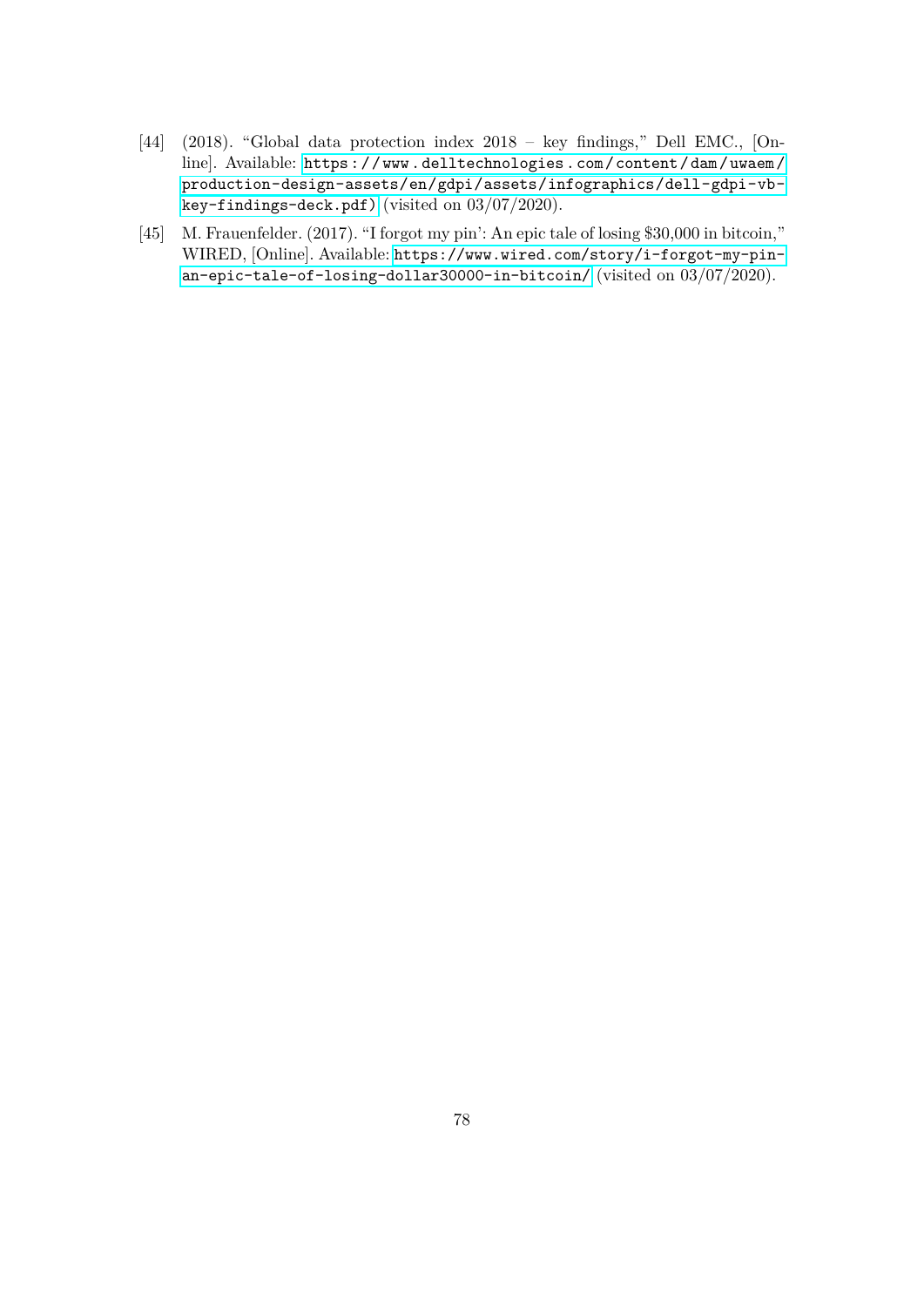[44] (2018). “Global data protection index 2018 – key findings,” Dell EMC., [Online]. Available: https://www.delltechnologies.com/content/dam/uwaem/production-design-assets/en/gdpi/assets/infographics/dell-gdpi-vb-key-findings-deck.pdf) (visited on 03/07/2020).

[45] M. Frauenfelder. (2017). “I forgot my pin’: An epic tale of losing $30,000 in bitcoin,” WIRED, [Online]. Available: https://www.wired.com/story/i-forgot-my-pin-an-epic-tale-of-losing-dollar30000-in-bitcoin/ (visited on 03/07/2020).